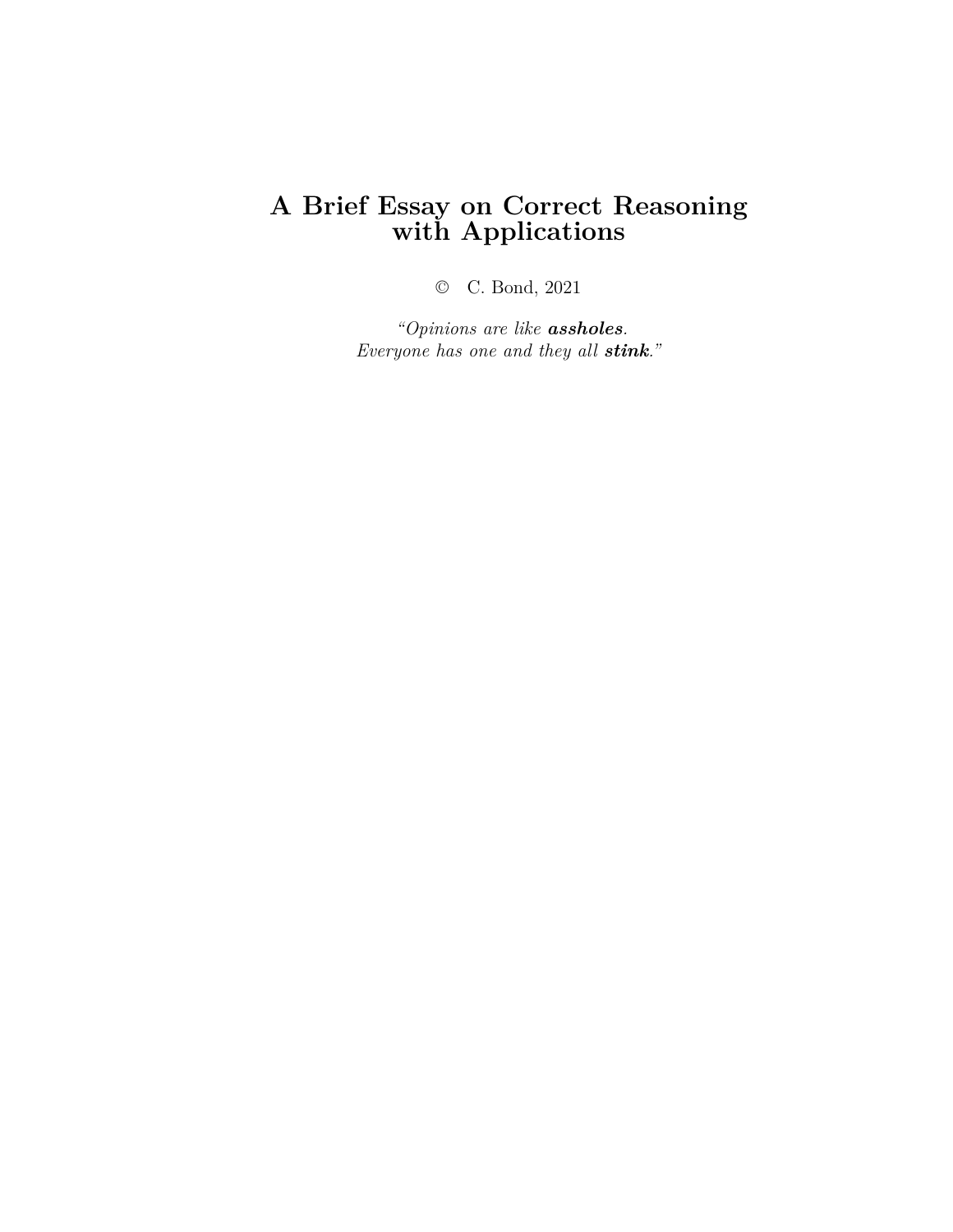# A Brief Essay on Correct Reasoning with Applications

© C. Bond, 2021

*"Opinions are like* ***assholes****.*
*Everyone has one and they all* ***stink****."*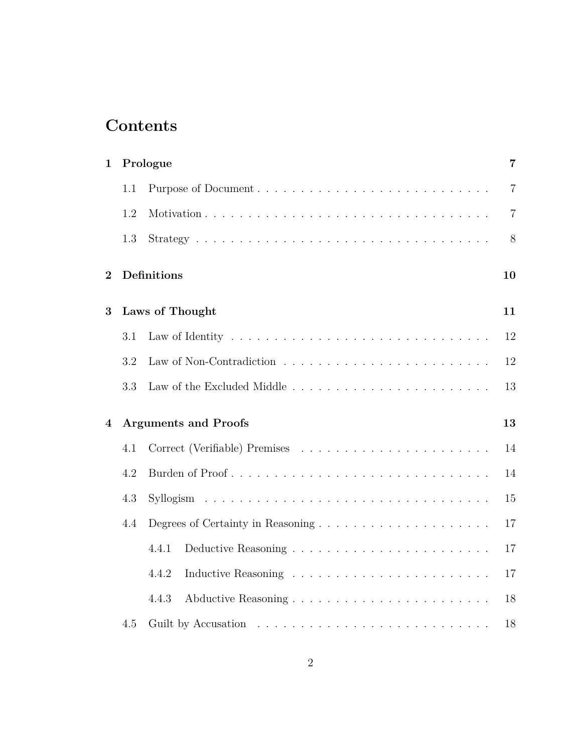# Contents

**1 Prologue** **7**

- 1.1 Purpose of Document . . . . . . . . . . . . . . . . . . . . . . . . . . . 7
- 1.2 Motivation . . . . . . . . . . . . . . . . . . . . . . . . . . . . . . . . . 7
- 1.3 Strategy . . . . . . . . . . . . . . . . . . . . . . . . . . . . . . . . . . 8

**2 Definitions** **10**

**3 Laws of Thought** **11**

- 3.1 Law of Identity . . . . . . . . . . . . . . . . . . . . . . . . . . . . . . 12
- 3.2 Law of Non-Contradiction . . . . . . . . . . . . . . . . . . . . . . . . 12
- 3.3 Law of the Excluded Middle . . . . . . . . . . . . . . . . . . . . . . . 13

**4 Arguments and Proofs** **13**

- 4.1 Correct (Verifiable) Premises . . . . . . . . . . . . . . . . . . . . . . 14
- 4.2 Burden of Proof . . . . . . . . . . . . . . . . . . . . . . . . . . . . . . 14
- 4.3 Syllogism . . . . . . . . . . . . . . . . . . . . . . . . . . . . . . . . . 15
- 4.4 Degrees of Certainty in Reasoning . . . . . . . . . . . . . . . . . . . . 17
  - 4.4.1 Deductive Reasoning . . . . . . . . . . . . . . . . . . . . . . . 17
  - 4.4.2 Inductive Reasoning . . . . . . . . . . . . . . . . . . . . . . . 17
  - 4.4.3 Abductive Reasoning . . . . . . . . . . . . . . . . . . . . . . . 18
- 4.5 Guilt by Accusation . . . . . . . . . . . . . . . . . . . . . . . . . . . 18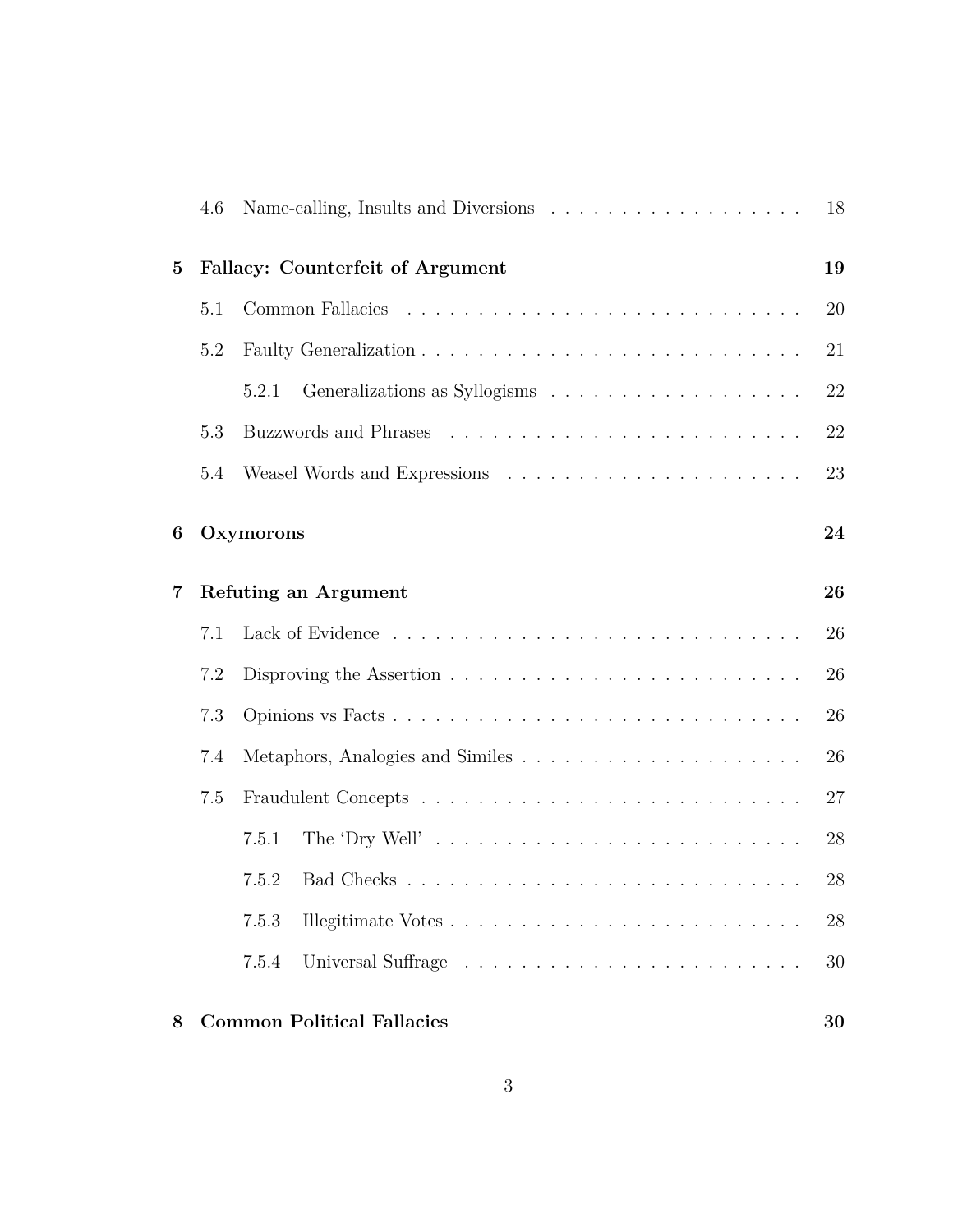4.6 Name-calling, Insults and Diversions . . . . . . . . . . . . . . . . . . 18

**5 Fallacy: Counterfeit of Argument** **19**

5.1 Common Fallacies . . . . . . . . . . . . . . . . . . . . . . . . . . . . 20

5.2 Faulty Generalization . . . . . . . . . . . . . . . . . . . . . . . . . . . 21

5.2.1 Generalizations as Syllogisms . . . . . . . . . . . . . . . . . . 22

5.3 Buzzwords and Phrases . . . . . . . . . . . . . . . . . . . . . . . . . 22

5.4 Weasel Words and Expressions . . . . . . . . . . . . . . . . . . . . . 23

**6 Oxymorons** **24**

**7 Refuting an Argument** **26**

7.1 Lack of Evidence . . . . . . . . . . . . . . . . . . . . . . . . . . . . . 26

7.2 Disproving the Assertion . . . . . . . . . . . . . . . . . . . . . . . . . 26

7.3 Opinions vs Facts . . . . . . . . . . . . . . . . . . . . . . . . . . . . . 26

7.4 Metaphors, Analogies and Similes . . . . . . . . . . . . . . . . . . . . 26

7.5 Fraudulent Concepts . . . . . . . . . . . . . . . . . . . . . . . . . . . 27

7.5.1 The 'Dry Well' . . . . . . . . . . . . . . . . . . . . . . . . . . 28

7.5.2 Bad Checks . . . . . . . . . . . . . . . . . . . . . . . . . . . . 28

7.5.3 Illegitimate Votes . . . . . . . . . . . . . . . . . . . . . . . . . 28

7.5.4 Universal Suffrage . . . . . . . . . . . . . . . . . . . . . . . . 30

**8 Common Political Fallacies** **30**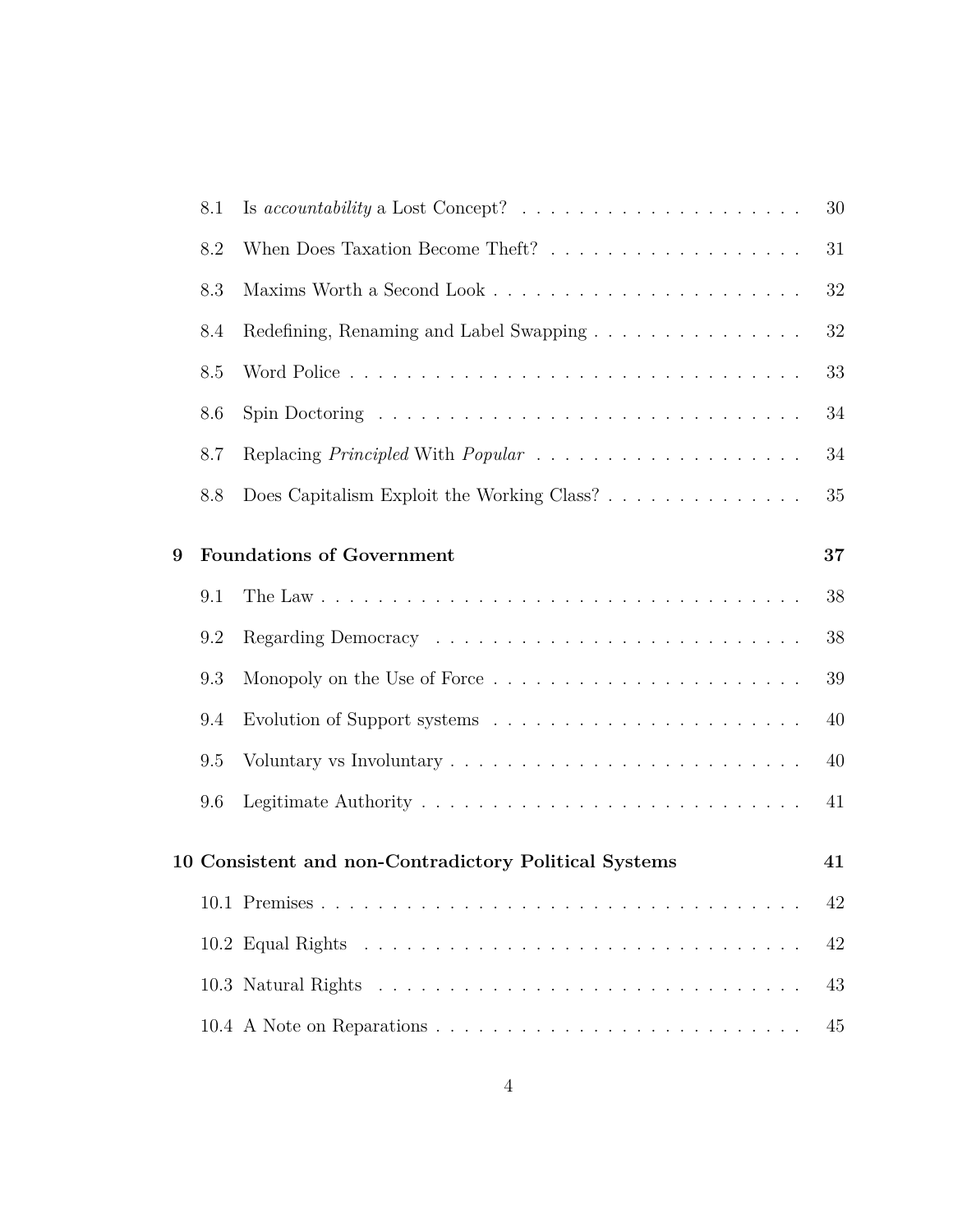8.1 Is *accountability* a Lost Concept? . . . . . . . . . . . . . . . . . . . . 30

8.2 When Does Taxation Become Theft? . . . . . . . . . . . . . . . . . . 31

8.3 Maxims Worth a Second Look . . . . . . . . . . . . . . . . . . . . . . 32

8.4 Redefining, Renaming and Label Swapping . . . . . . . . . . . . . . . 32

8.5 Word Police . . . . . . . . . . . . . . . . . . . . . . . . . . . . . . . . 33

8.6 Spin Doctoring . . . . . . . . . . . . . . . . . . . . . . . . . . . . . . 34

8.7 Replacing *Principled* With *Popular* . . . . . . . . . . . . . . . . . . . 34

8.8 Does Capitalism Exploit the Working Class? . . . . . . . . . . . . . . 35

**9 Foundations of Government 37**

9.1 The Law . . . . . . . . . . . . . . . . . . . . . . . . . . . . . . . . . 38

9.2 Regarding Democracy . . . . . . . . . . . . . . . . . . . . . . . . . . 38

9.3 Monopoly on the Use of Force . . . . . . . . . . . . . . . . . . . . . . 39

9.4 Evolution of Support systems . . . . . . . . . . . . . . . . . . . . . . 40

9.5 Voluntary vs Involuntary . . . . . . . . . . . . . . . . . . . . . . . . . 40

9.6 Legitimate Authority . . . . . . . . . . . . . . . . . . . . . . . . . . . 41

**10 Consistent and non-Contradictory Political Systems 41**

10.1 Premises . . . . . . . . . . . . . . . . . . . . . . . . . . . . . . . . . 42

10.2 Equal Rights . . . . . . . . . . . . . . . . . . . . . . . . . . . . . . . 42

10.3 Natural Rights . . . . . . . . . . . . . . . . . . . . . . . . . . . . . . 43

10.4 A Note on Reparations . . . . . . . . . . . . . . . . . . . . . . . . . . 45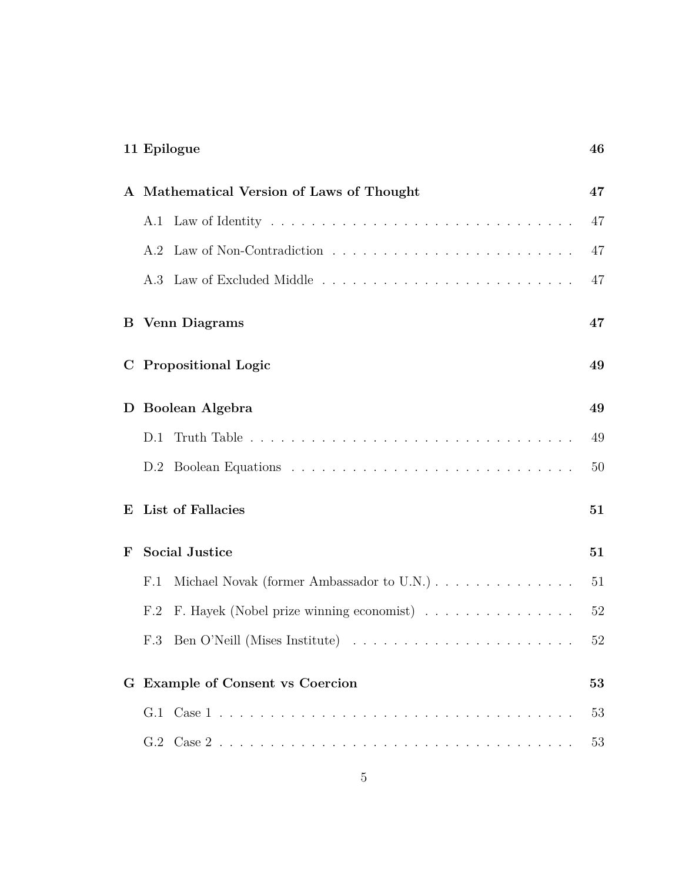**11 Epilogue** 46

**A Mathematical Version of Laws of Thought** 47

- A.1 Law of Identity . . . . . . . . . . . . . . . . . . . . . . . . . . . . . . 47
- A.2 Law of Non-Contradiction . . . . . . . . . . . . . . . . . . . . . . . . . 47
- A.3 Law of Excluded Middle . . . . . . . . . . . . . . . . . . . . . . . . . . 47

**B Venn Diagrams** 47

**C Propositional Logic** 49

**D Boolean Algebra** 49

- D.1 Truth Table . . . . . . . . . . . . . . . . . . . . . . . . . . . . . . . . 49
- D.2 Boolean Equations . . . . . . . . . . . . . . . . . . . . . . . . . . . . 50

**E List of Fallacies** 51

**F Social Justice** 51

- F.1 Michael Novak (former Ambassador to U.N.) . . . . . . . . . . . . . . 51
- F.2 F. Hayek (Nobel prize winning economist) . . . . . . . . . . . . . . . 52
- F.3 Ben O'Neill (Mises Institute) . . . . . . . . . . . . . . . . . . . . . . 52

**G Example of Consent vs Coercion** 53

- G.1 Case 1 . . . . . . . . . . . . . . . . . . . . . . . . . . . . . . . . . . . 53
- G.2 Case 2 . . . . . . . . . . . . . . . . . . . . . . . . . . . . . . . . . . . 53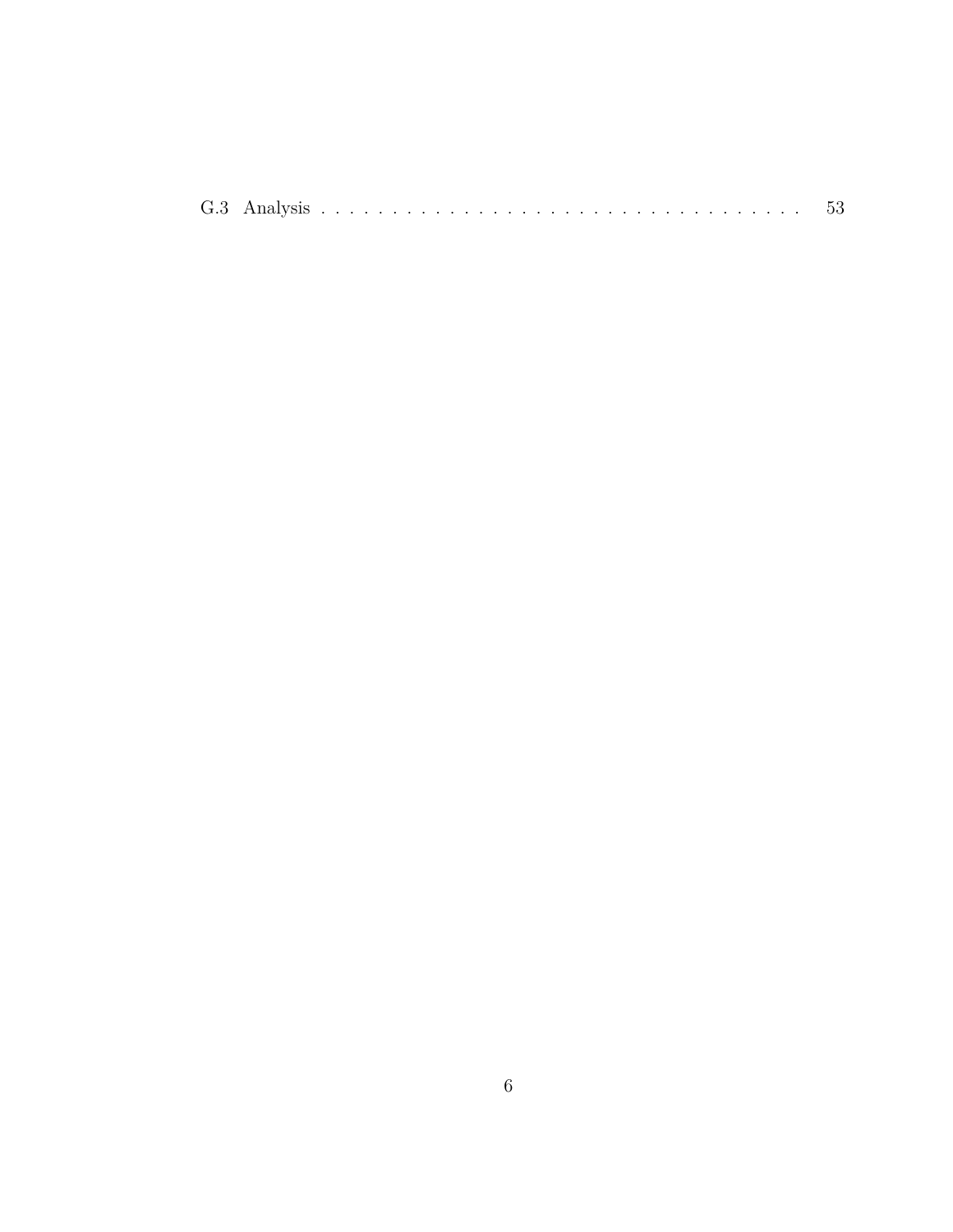G.3 Analysis . . . . . . . . . . . . . . . . . . . . . . . . . . . . . . . . . . 53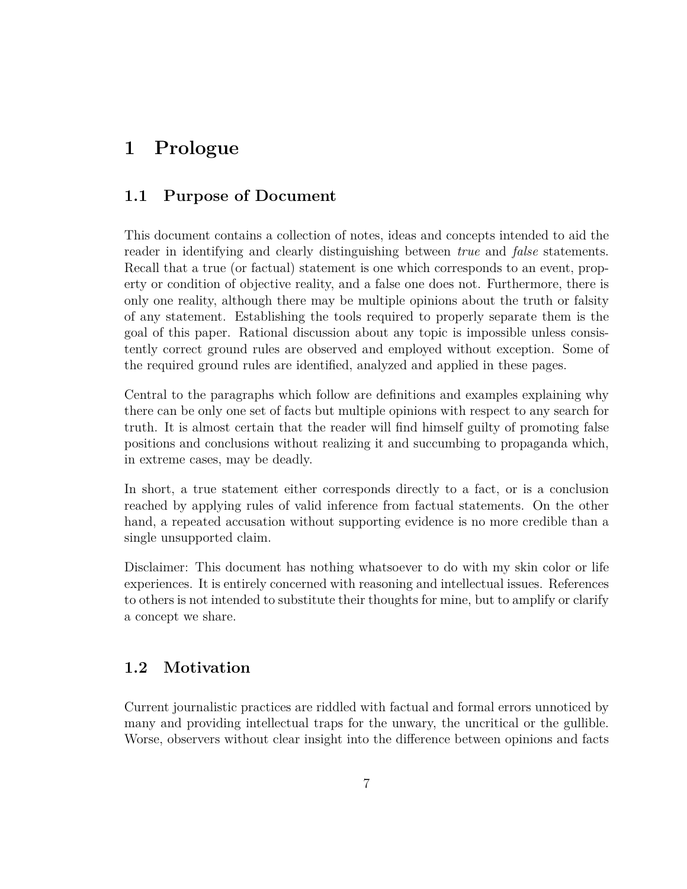# 1 Prologue

## 1.1 Purpose of Document

This document contains a collection of notes, ideas and concepts intended to aid the reader in identifying and clearly distinguishing between *true* and *false* statements. Recall that a true (or factual) statement is one which corresponds to an event, property or condition of objective reality, and a false one does not. Furthermore, there is only one reality, although there may be multiple opinions about the truth or falsity of any statement. Establishing the tools required to properly separate them is the goal of this paper. Rational discussion about any topic is impossible unless consistently correct ground rules are observed and employed without exception. Some of the required ground rules are identified, analyzed and applied in these pages.

Central to the paragraphs which follow are definitions and examples explaining why there can be only one set of facts but multiple opinions with respect to any search for truth. It is almost certain that the reader will find himself guilty of promoting false positions and conclusions without realizing it and succumbing to propaganda which, in extreme cases, may be deadly.

In short, a true statement either corresponds directly to a fact, or is a conclusion reached by applying rules of valid inference from factual statements. On the other hand, a repeated accusation without supporting evidence is no more credible than a single unsupported claim.

Disclaimer: This document has nothing whatsoever to do with my skin color or life experiences. It is entirely concerned with reasoning and intellectual issues. References to others is not intended to substitute their thoughts for mine, but to amplify or clarify a concept we share.

## 1.2 Motivation

Current journalistic practices are riddled with factual and formal errors unnoticed by many and providing intellectual traps for the unwary, the uncritical or the gullible. Worse, observers without clear insight into the difference between opinions and facts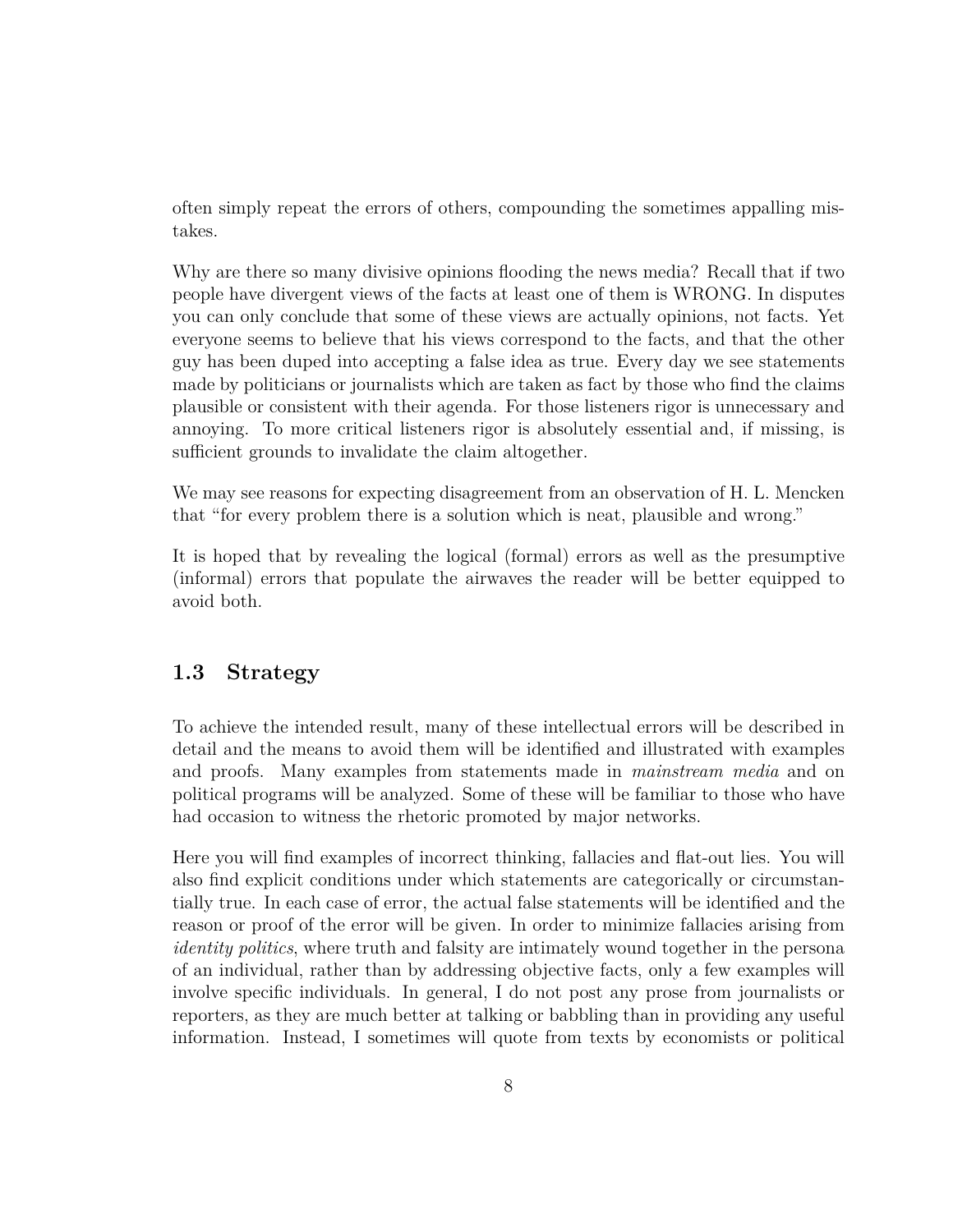often simply repeat the errors of others, compounding the sometimes appalling mistakes.

Why are there so many divisive opinions flooding the news media? Recall that if two people have divergent views of the facts at least one of them is WRONG. In disputes you can only conclude that some of these views are actually opinions, not facts. Yet everyone seems to believe that his views correspond to the facts, and that the other guy has been duped into accepting a false idea as true. Every day we see statements made by politicians or journalists which are taken as fact by those who find the claims plausible or consistent with their agenda. For those listeners rigor is unnecessary and annoying. To more critical listeners rigor is absolutely essential and, if missing, is sufficient grounds to invalidate the claim altogether.

We may see reasons for expecting disagreement from an observation of H. L. Mencken that "for every problem there is a solution which is neat, plausible and wrong."

It is hoped that by revealing the logical (formal) errors as well as the presumptive (informal) errors that populate the airwaves the reader will be better equipped to avoid both.

## 1.3 Strategy

To achieve the intended result, many of these intellectual errors will be described in detail and the means to avoid them will be identified and illustrated with examples and proofs. Many examples from statements made in *mainstream media* and on political programs will be analyzed. Some of these will be familiar to those who have had occasion to witness the rhetoric promoted by major networks.

Here you will find examples of incorrect thinking, fallacies and flat-out lies. You will also find explicit conditions under which statements are categorically or circumstantially true. In each case of error, the actual false statements will be identified and the reason or proof of the error will be given. In order to minimize fallacies arising from *identity politics*, where truth and falsity are intimately wound together in the persona of an individual, rather than by addressing objective facts, only a few examples will involve specific individuals. In general, I do not post any prose from journalists or reporters, as they are much better at talking or babbling than in providing any useful information. Instead, I sometimes will quote from texts by economists or political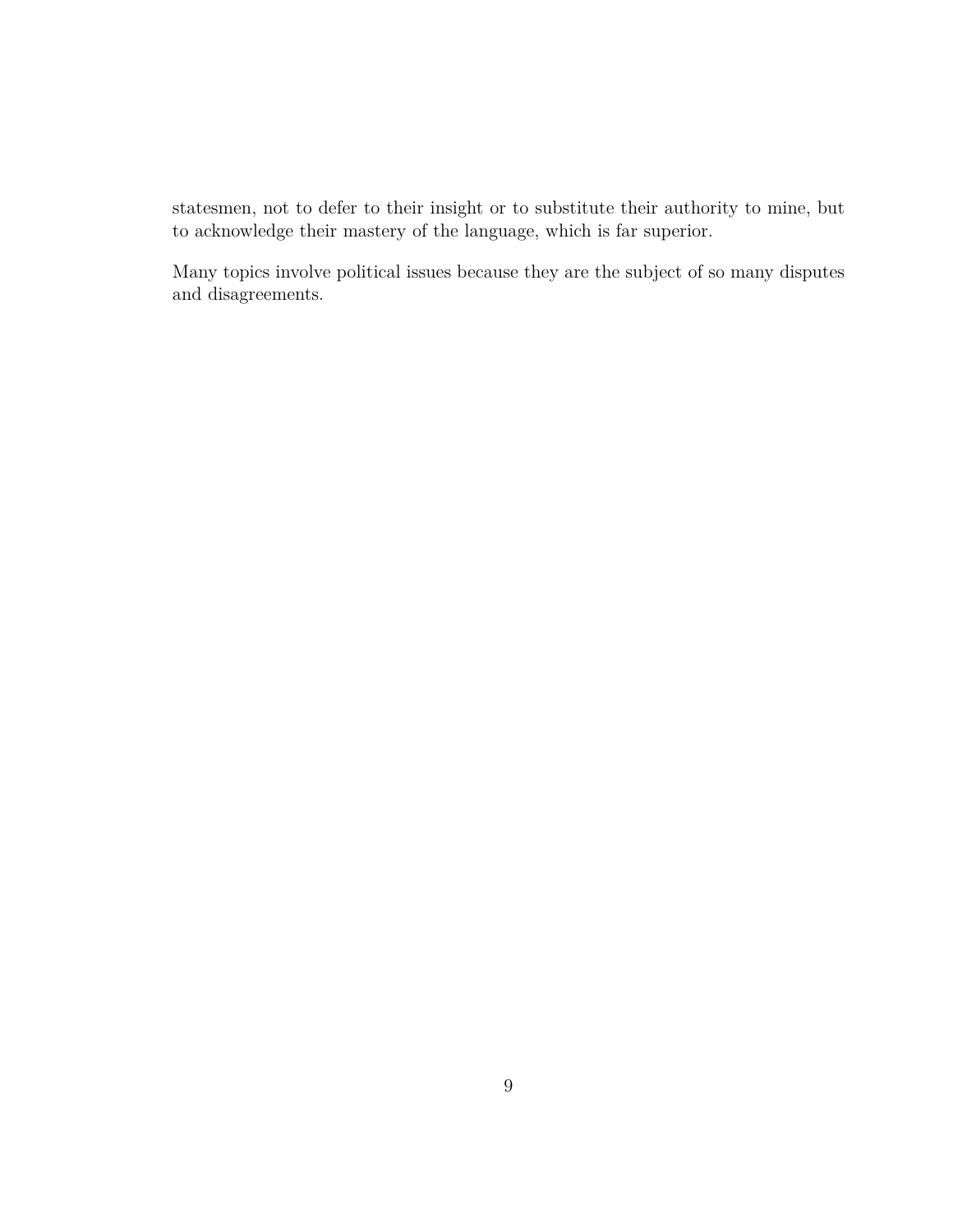statesmen, not to defer to their insight or to substitute their authority to mine, but to acknowledge their mastery of the language, which is far superior.

Many topics involve political issues because they are the subject of so many disputes and disagreements.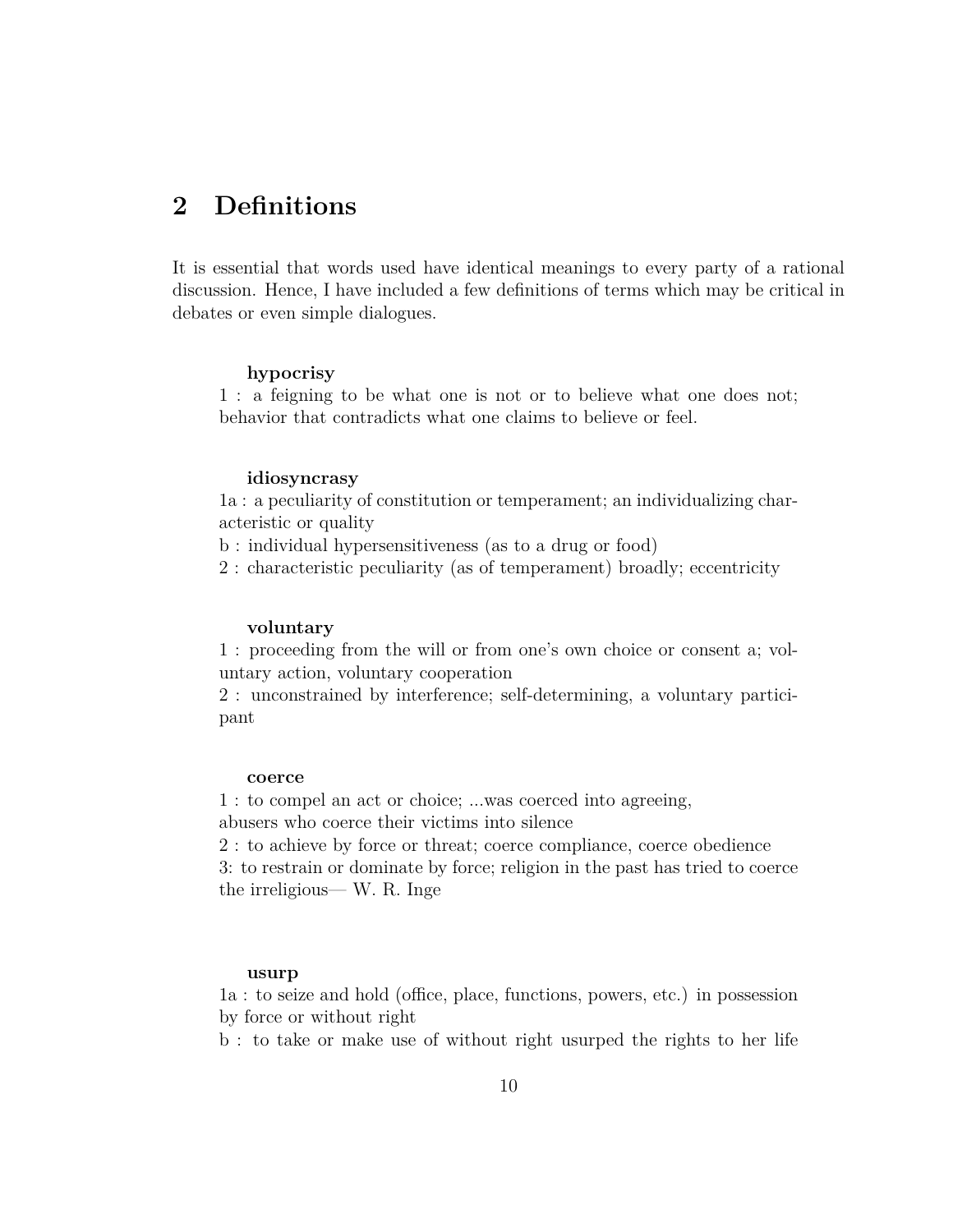## 2 Definitions

It is essential that words used have identical meanings to every party of a rational discussion. Hence, I have included a few definitions of terms which may be critical in debates or even simple dialogues.

**hypocrisy**

1 : a feigning to be what one is not or to believe what one does not; behavior that contradicts what one claims to believe or feel.

**idiosyncrasy**

1a : a peculiarity of constitution or temperament; an individualizing characteristic or quality

b : individual hypersensitiveness (as to a drug or food)

2 : characteristic peculiarity (as of temperament) broadly; eccentricity

**voluntary**

1 : proceeding from the will or from one's own choice or consent a; voluntary action, voluntary cooperation

2 : unconstrained by interference; self-determining, a voluntary participant

**coerce**

1 : to compel an act or choice; ...was coerced into agreeing, abusers who coerce their victims into silence

2 : to achieve by force or threat; coerce compliance, coerce obedience

3: to restrain or dominate by force; religion in the past has tried to coerce the irreligious— W. R. Inge

**usurp**

1a : to seize and hold (office, place, functions, powers, etc.) in possession by force or without right

b : to take or make use of without right usurped the rights to her life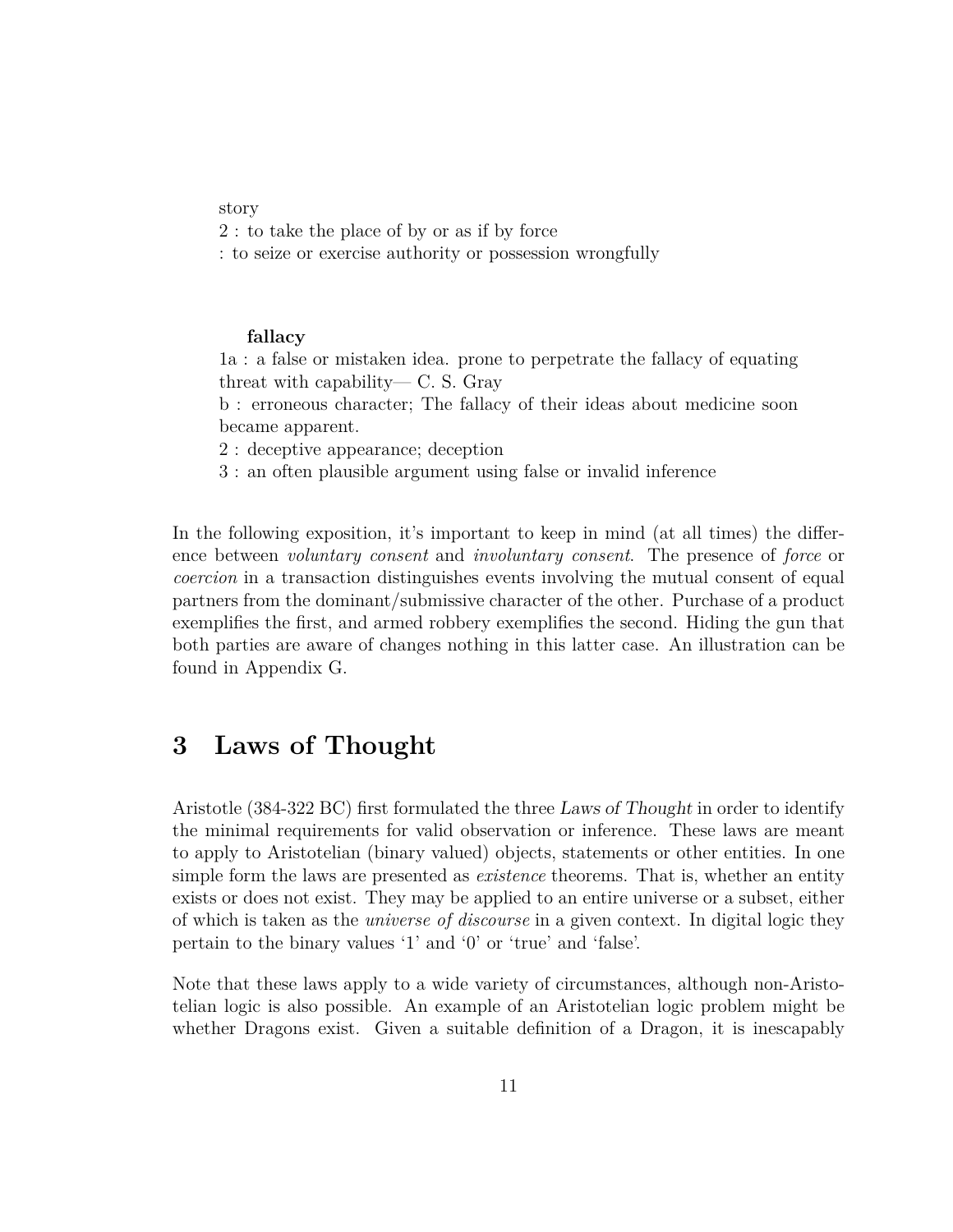story

2 : to take the place of by or as if by force

: to seize or exercise authority or possession wrongfully

**fallacy**

1a : a false or mistaken idea. prone to perpetrate the fallacy of equating threat with capability— C. S. Gray

b : erroneous character; The fallacy of their ideas about medicine soon became apparent.

2 : deceptive appearance; deception

3 : an often plausible argument using false or invalid inference

In the following exposition, it's important to keep in mind (at all times) the difference between *voluntary consent* and *involuntary consent*. The presence of *force* or *coercion* in a transaction distinguishes events involving the mutual consent of equal partners from the dominant/submissive character of the other. Purchase of a product exemplifies the first, and armed robbery exemplifies the second. Hiding the gun that both parties are aware of changes nothing in this latter case. An illustration can be found in Appendix G.

# 3 Laws of Thought

Aristotle (384-322 BC) first formulated the three *Laws of Thought* in order to identify the minimal requirements for valid observation or inference. These laws are meant to apply to Aristotelian (binary valued) objects, statements or other entities. In one simple form the laws are presented as *existence* theorems. That is, whether an entity exists or does not exist. They may be applied to an entire universe or a subset, either of which is taken as the *universe of discourse* in a given context. In digital logic they pertain to the binary values '1' and '0' or 'true' and 'false'.

Note that these laws apply to a wide variety of circumstances, although non-Aristotelian logic is also possible. An example of an Aristotelian logic problem might be whether Dragons exist. Given a suitable definition of a Dragon, it is inescapably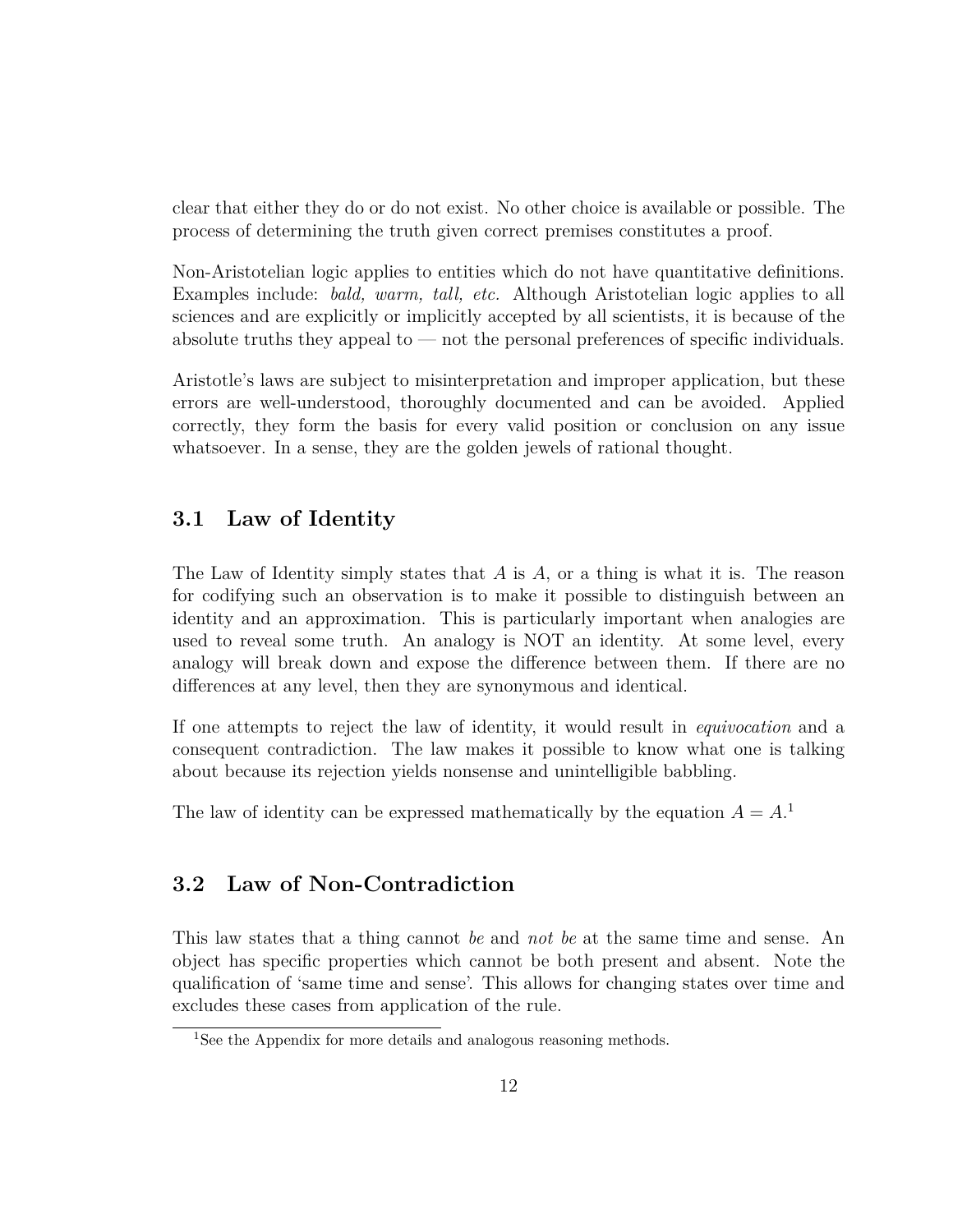clear that either they do or do not exist. No other choice is available or possible. The process of determining the truth given correct premises constitutes a proof.

Non-Aristotelian logic applies to entities which do not have quantitative definitions. Examples include: *bald, warm, tall, etc.* Although Aristotelian logic applies to all sciences and are explicitly or implicitly accepted by all scientists, it is because of the absolute truths they appeal to — not the personal preferences of specific individuals.

Aristotle's laws are subject to misinterpretation and improper application, but these errors are well-understood, thoroughly documented and can be avoided. Applied correctly, they form the basis for every valid position or conclusion on any issue whatsoever. In a sense, they are the golden jewels of rational thought.

## 3.1 Law of Identity

The Law of Identity simply states that $A$ is $A$, or a thing is what it is. The reason for codifying such an observation is to make it possible to distinguish between an identity and an approximation. This is particularly important when analogies are used to reveal some truth. An analogy is NOT an identity. At some level, every analogy will break down and expose the difference between them. If there are no differences at any level, then they are synonymous and identical.

If one attempts to reject the law of identity, it would result in *equivocation* and a consequent contradiction. The law makes it possible to know what one is talking about because its rejection yields nonsense and unintelligible babbling.

The law of identity can be expressed mathematically by the equation $A = A$.[1]

## 3.2 Law of Non-Contradiction

This law states that a thing cannot *be* and *not be* at the same time and sense. An object has specific properties which cannot be both present and absent. Note the qualification of 'same time and sense'. This allows for changing states over time and excludes these cases from application of the rule.

[1] See the Appendix for more details and analogous reasoning methods.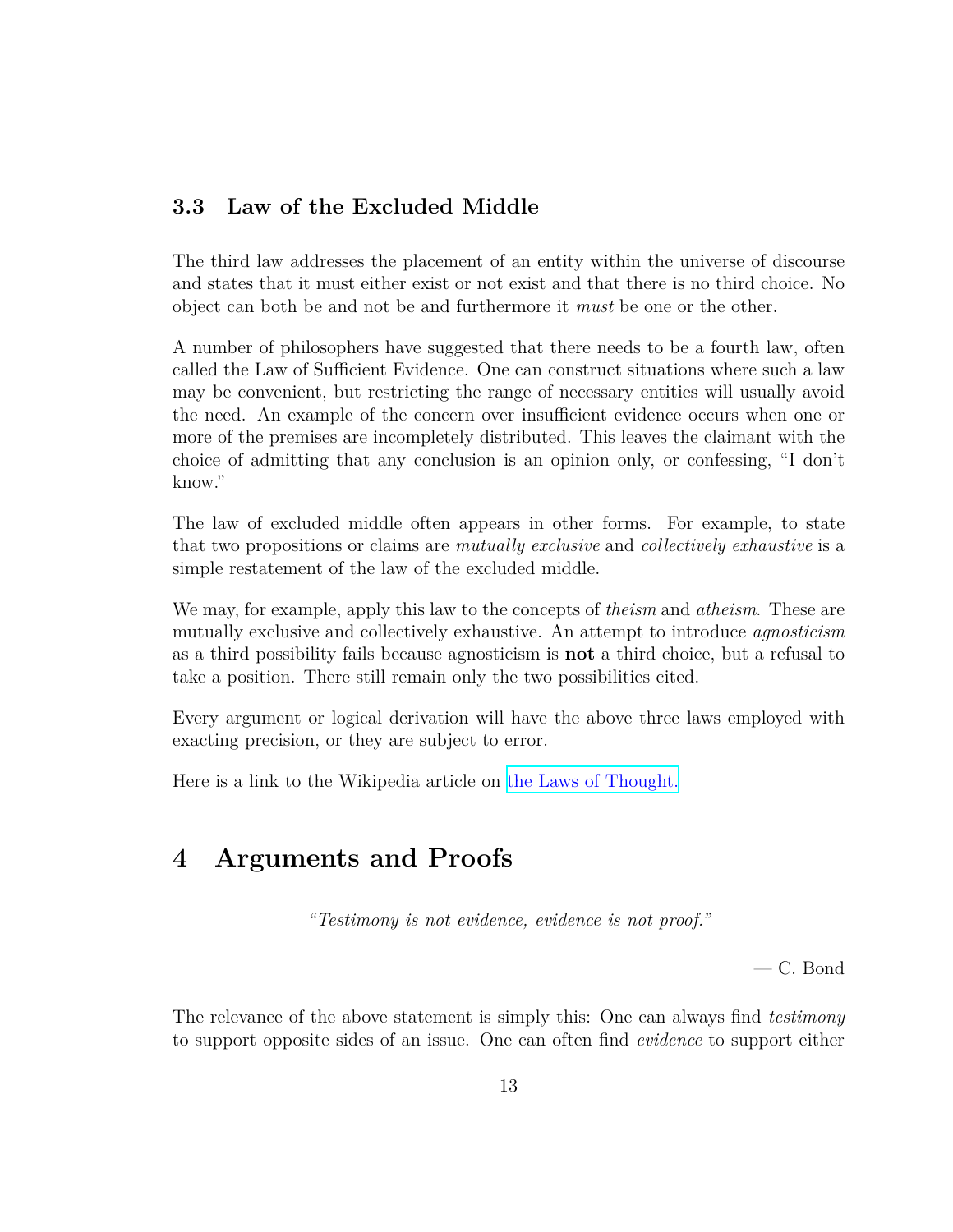### 3.3 Law of the Excluded Middle

The third law addresses the placement of an entity within the universe of discourse and states that it must either exist or not exist and that there is no third choice. No object can both be and not be and furthermore it *must* be one or the other.

A number of philosophers have suggested that there needs to be a fourth law, often called the Law of Sufficient Evidence. One can construct situations where such a law may be convenient, but restricting the range of necessary entities will usually avoid the need. An example of the concern over insufficient evidence occurs when one or more of the premises are incompletely distributed. This leaves the claimant with the choice of admitting that any conclusion is an opinion only, or confessing, "I don't know."

The law of excluded middle often appears in other forms. For example, to state that two propositions or claims are *mutually exclusive* and *collectively exhaustive* is a simple restatement of the law of the excluded middle.

We may, for example, apply this law to the concepts of *theism* and *atheism*. These are mutually exclusive and collectively exhaustive. An attempt to introduce *agnosticism* as a third possibility fails because agnosticism is **not** a third choice, but a refusal to take a position. There still remain only the two possibilities cited.

Every argument or logical derivation will have the above three laws employed with exacting precision, or they are subject to error.

Here is a link to the Wikipedia article on the Laws of Thought.

## 4 Arguments and Proofs

*"Testimony is not evidence, evidence is not proof."*

— C. Bond

The relevance of the above statement is simply this: One can always find *testimony* to support opposite sides of an issue. One can often find *evidence* to support either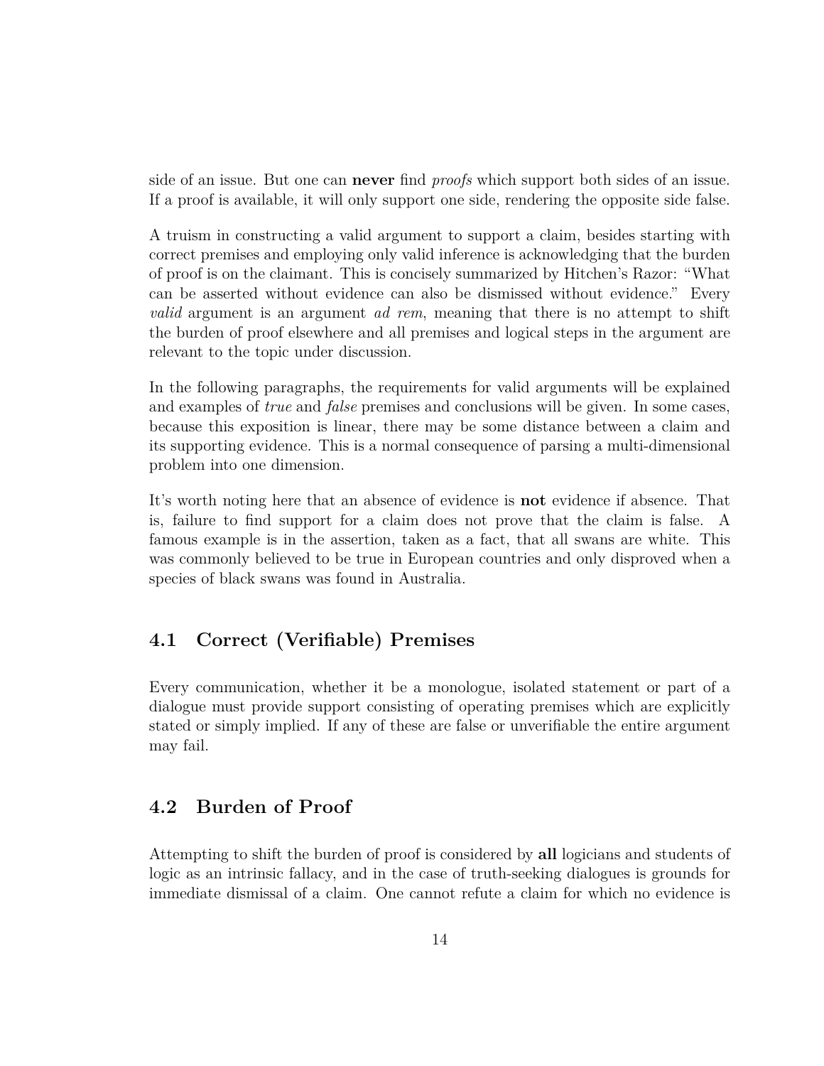side of an issue. But one can **never** find *proofs* which support both sides of an issue. If a proof is available, it will only support one side, rendering the opposite side false.

A truism in constructing a valid argument to support a claim, besides starting with correct premises and employing only valid inference is acknowledging that the burden of proof is on the claimant. This is concisely summarized by Hitchen's Razor: "What can be asserted without evidence can also be dismissed without evidence." Every *valid* argument is an argument *ad rem*, meaning that there is no attempt to shift the burden of proof elsewhere and all premises and logical steps in the argument are relevant to the topic under discussion.

In the following paragraphs, the requirements for valid arguments will be explained and examples of *true* and *false* premises and conclusions will be given. In some cases, because this exposition is linear, there may be some distance between a claim and its supporting evidence. This is a normal consequence of parsing a multi-dimensional problem into one dimension.

It's worth noting here that an absence of evidence is **not** evidence if absence. That is, failure to find support for a claim does not prove that the claim is false. A famous example is in the assertion, taken as a fact, that all swans are white. This was commonly believed to be true in European countries and only disproved when a species of black swans was found in Australia.

## 4.1 Correct (Verifiable) Premises

Every communication, whether it be a monologue, isolated statement or part of a dialogue must provide support consisting of operating premises which are explicitly stated or simply implied. If any of these are false or unverifiable the entire argument may fail.

## 4.2 Burden of Proof

Attempting to shift the burden of proof is considered by **all** logicians and students of logic as an intrinsic fallacy, and in the case of truth-seeking dialogues is grounds for immediate dismissal of a claim. One cannot refute a claim for which no evidence is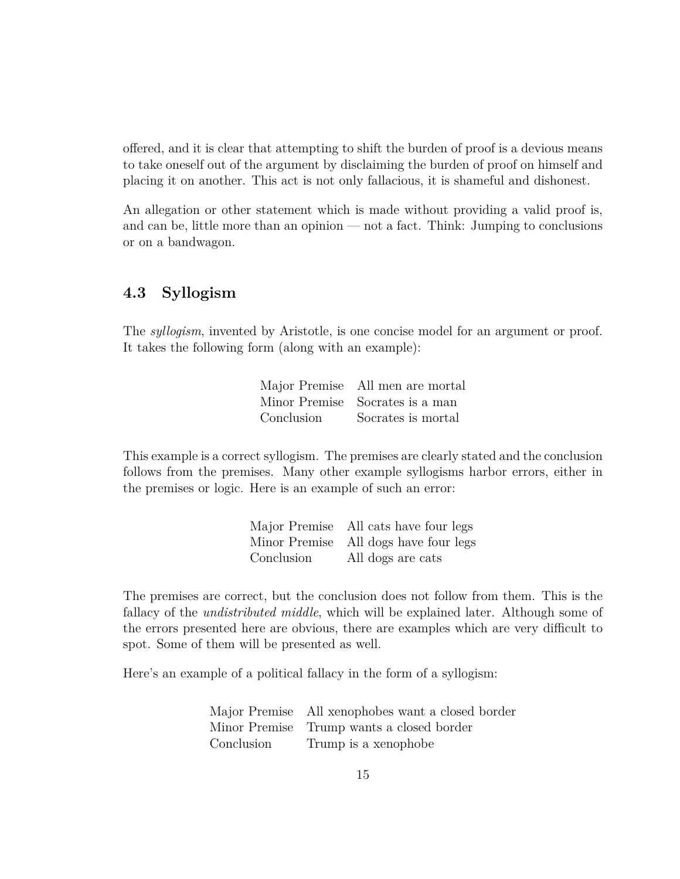offered, and it is clear that attempting to shift the burden of proof is a devious means to take oneself out of the argument by disclaiming the burden of proof on himself and placing it on another. This act is not only fallacious, it is shameful and dishonest.

An allegation or other statement which is made without providing a valid proof is, and can be, little more than an opinion — not a fact. Think: Jumping to conclusions or on a bandwagon.

## 4.3 Syllogism

The *syllogism*, invented by Aristotle, is one concise model for an argument or proof. It takes the following form (along with an example):

| | |
|---|---|
| Major Premise | All men are mortal |
| Minor Premise | Socrates is a man |
| Conclusion | Socrates is mortal |

This example is a correct syllogism. The premises are clearly stated and the conclusion follows from the premises. Many other example syllogisms harbor errors, either in the premises or logic. Here is an example of such an error:

| | |
|---|---|
| Major Premise | All cats have four legs |
| Minor Premise | All dogs have four legs |
| Conclusion | All dogs are cats |

The premises are correct, but the conclusion does not follow from them. This is the fallacy of the *undistributed middle*, which will be explained later. Although some of the errors presented here are obvious, there are examples which are very difficult to spot. Some of them will be presented as well.

Here's an example of a political fallacy in the form of a syllogism:

| | |
|---|---|
| Major Premise | All xenophobes want a closed border |
| Minor Premise | Trump wants a closed border |
| Conclusion | Trump is a xenophobe |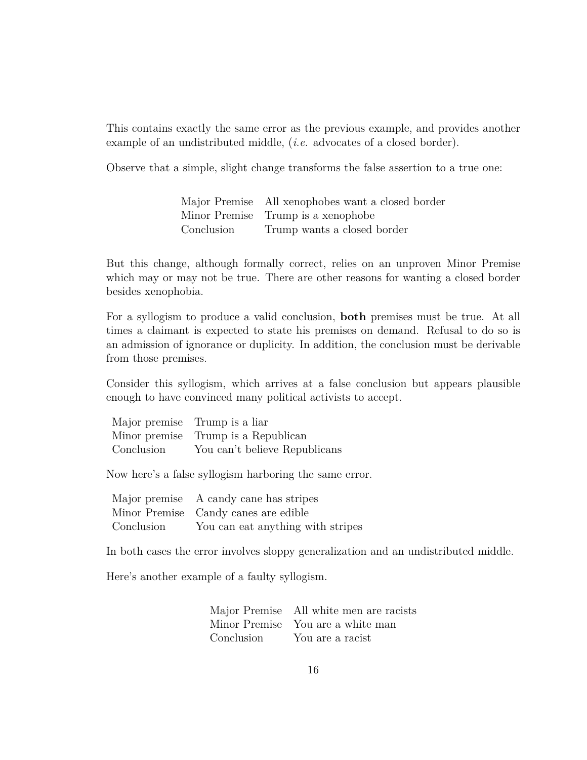This contains exactly the same error as the previous example, and provides another example of an undistributed middle, (*i.e.* advocates of a closed border).

Observe that a simple, slight change transforms the false assertion to a true one:

| | |
|---|---|
| Major Premise | All xenophobes want a closed border |
| Minor Premise | Trump is a xenophobe |
| Conclusion | Trump wants a closed border |

But this change, although formally correct, relies on an unproven Minor Premise which may or may not be true. There are other reasons for wanting a closed border besides xenophobia.

For a syllogism to produce a valid conclusion, **both** premises must be true. At all times a claimant is expected to state his premises on demand. Refusal to do so is an admission of ignorance or duplicity. In addition, the conclusion must be derivable from those premises.

Consider this syllogism, which arrives at a false conclusion but appears plausible enough to have convinced many political activists to accept.

| | |
|---|---|
| Major premise | Trump is a liar |
| Minor premise | Trump is a Republican |
| Conclusion | You can't believe Republicans |

Now here's a false syllogism harboring the same error.

| | |
|---|---|
| Major premise | A candy cane has stripes |
| Minor Premise | Candy canes are edible |
| Conclusion | You can eat anything with stripes |

In both cases the error involves sloppy generalization and an undistributed middle.

Here's another example of a faulty syllogism.

| | |
|---|---|
| Major Premise | All white men are racists |
| Minor Premise | You are a white man |
| Conclusion | You are a racist |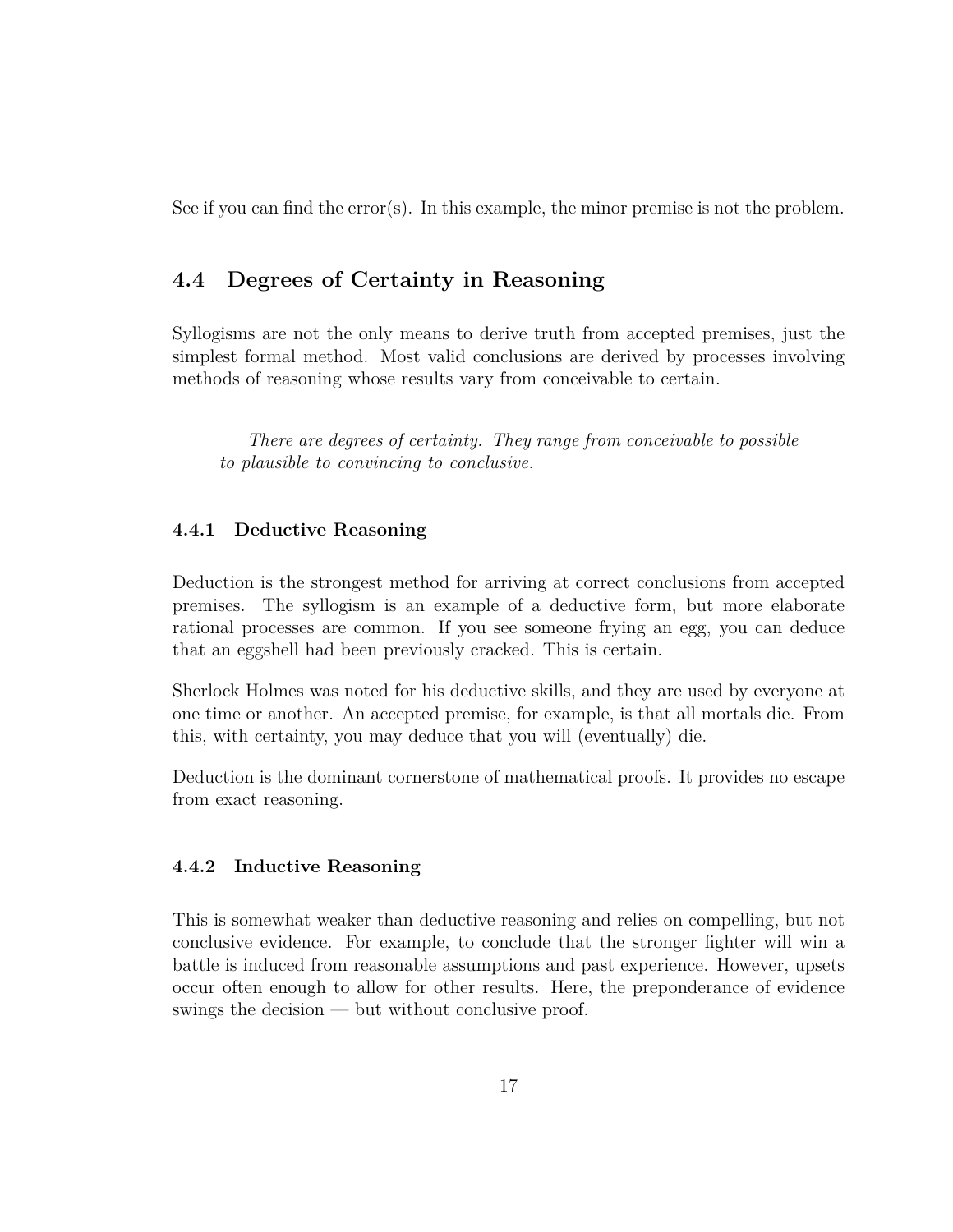See if you can find the error(s). In this example, the minor premise is not the problem.

## 4.4 Degrees of Certainty in Reasoning

Syllogisms are not the only means to derive truth from accepted premises, just the simplest formal method. Most valid conclusions are derived by processes involving methods of reasoning whose results vary from conceivable to certain.

> *There are degrees of certainty. They range from conceivable to possible to plausible to convincing to conclusive.*

### 4.4.1 Deductive Reasoning

Deduction is the strongest method for arriving at correct conclusions from accepted premises. The syllogism is an example of a deductive form, but more elaborate rational processes are common. If you see someone frying an egg, you can deduce that an eggshell had been previously cracked. This is certain.

Sherlock Holmes was noted for his deductive skills, and they are used by everyone at one time or another. An accepted premise, for example, is that all mortals die. From this, with certainty, you may deduce that you will (eventually) die.

Deduction is the dominant cornerstone of mathematical proofs. It provides no escape from exact reasoning.

### 4.4.2 Inductive Reasoning

This is somewhat weaker than deductive reasoning and relies on compelling, but not conclusive evidence. For example, to conclude that the stronger fighter will win a battle is induced from reasonable assumptions and past experience. However, upsets occur often enough to allow for other results. Here, the preponderance of evidence swings the decision — but without conclusive proof.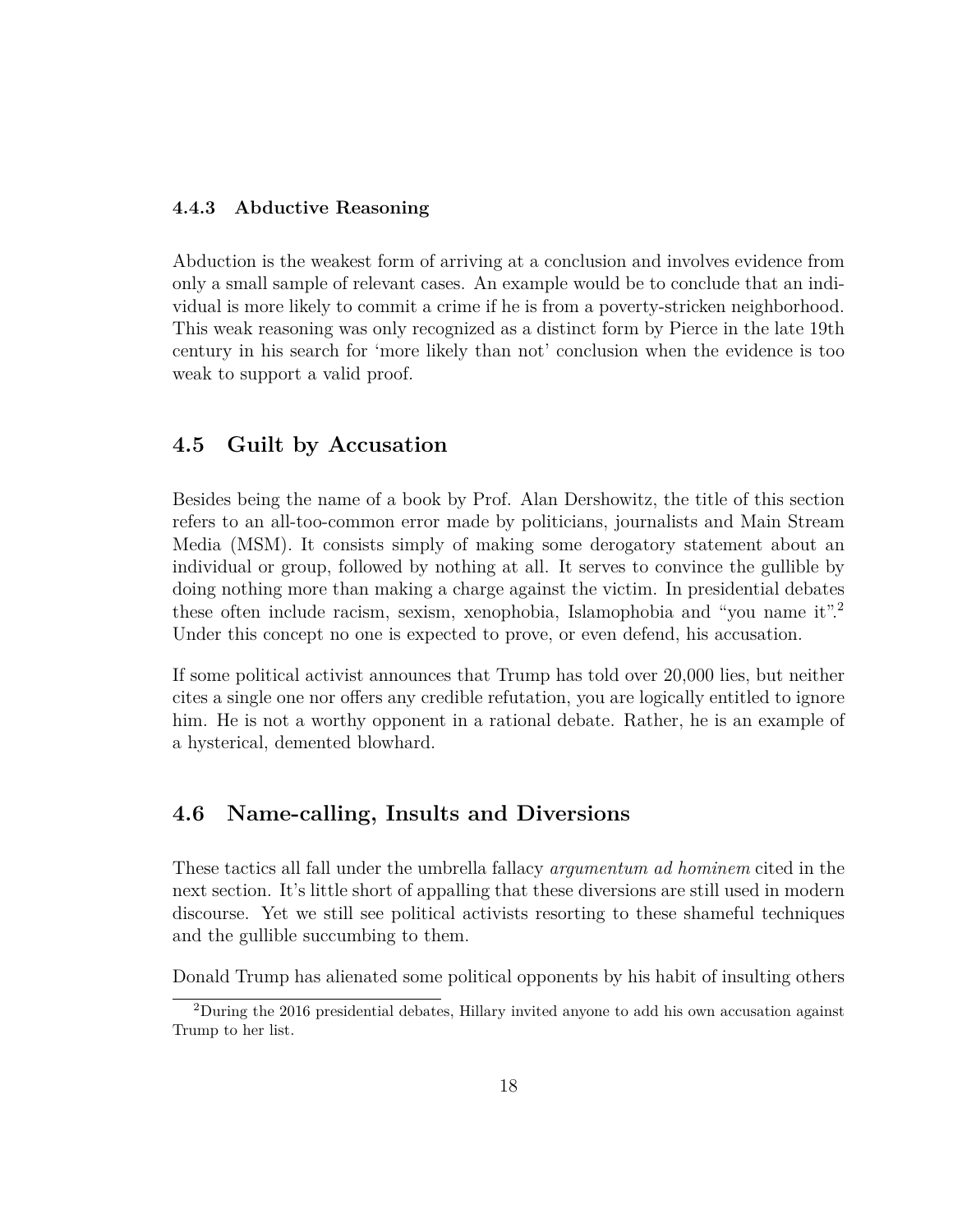### 4.4.3 Abductive Reasoning

Abduction is the weakest form of arriving at a conclusion and involves evidence from only a small sample of relevant cases. An example would be to conclude that an individual is more likely to commit a crime if he is from a poverty-stricken neighborhood. This weak reasoning was only recognized as a distinct form by Pierce in the late 19th century in his search for 'more likely than not' conclusion when the evidence is too weak to support a valid proof.

## 4.5 Guilt by Accusation

Besides being the name of a book by Prof. Alan Dershowitz, the title of this section refers to an all-too-common error made by politicians, journalists and Main Stream Media (MSM). It consists simply of making some derogatory statement about an individual or group, followed by nothing at all. It serves to convince the gullible by doing nothing more than making a charge against the victim. In presidential debates these often include racism, sexism, xenophobia, Islamophobia and "you name it".[2] Under this concept no one is expected to prove, or even defend, his accusation.

If some political activist announces that Trump has told over 20,000 lies, but neither cites a single one nor offers any credible refutation, you are logically entitled to ignore him. He is not a worthy opponent in a rational debate. Rather, he is an example of a hysterical, demented blowhard.

## 4.6 Name-calling, Insults and Diversions

These tactics all fall under the umbrella fallacy *argumentum ad hominem* cited in the next section. It's little short of appalling that these diversions are still used in modern discourse. Yet we still see political activists resorting to these shameful techniques and the gullible succumbing to them.

Donald Trump has alienated some political opponents by his habit of insulting others

[2] During the 2016 presidential debates, Hillary invited anyone to add his own accusation against Trump to her list.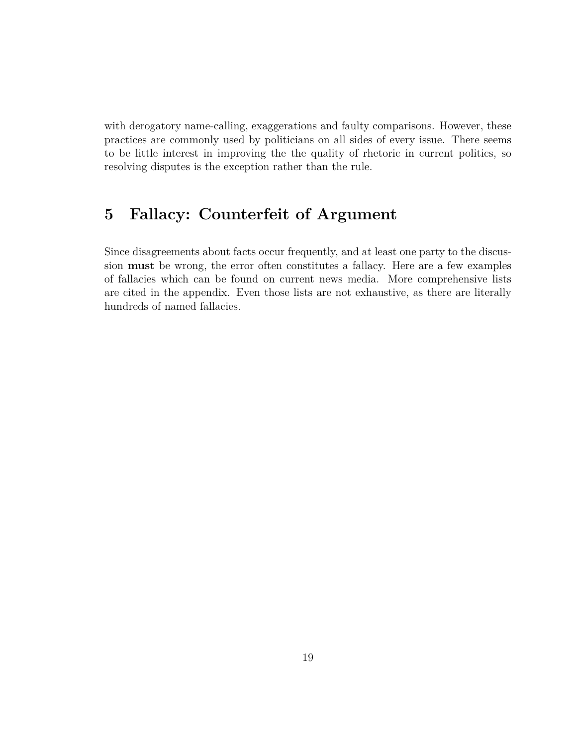with derogatory name-calling, exaggerations and faulty comparisons. However, these practices are commonly used by politicians on all sides of every issue. There seems to be little interest in improving the the quality of rhetoric in current politics, so resolving disputes is the exception rather than the rule.

## 5 Fallacy: Counterfeit of Argument

Since disagreements about facts occur frequently, and at least one party to the discussion **must** be wrong, the error often constitutes a fallacy. Here are a few examples of fallacies which can be found on current news media. More comprehensive lists are cited in the appendix. Even those lists are not exhaustive, as there are literally hundreds of named fallacies.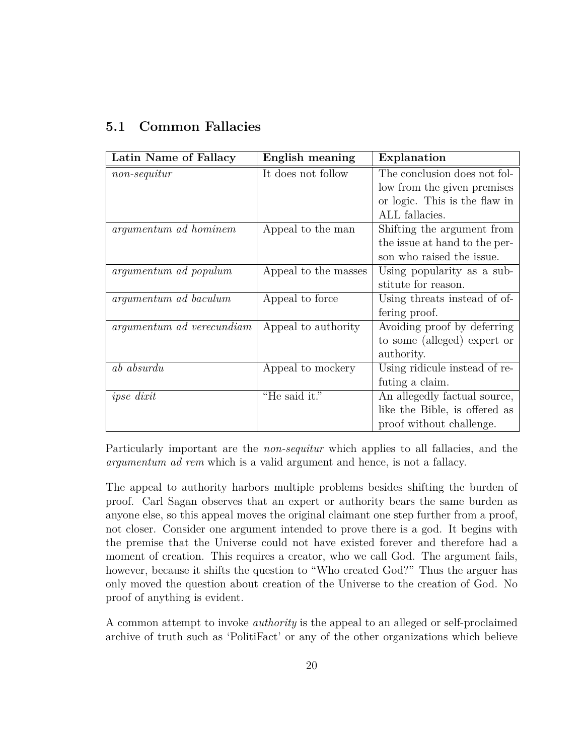## 5.1 Common Fallacies

| **Latin Name of Fallacy** | **English meaning** | **Explanation** |
|---|---|---|
| *non-sequitur* | It does not follow | The conclusion does not follow from the given premises or logic. This is the flaw in ALL fallacies. |
| *argumentum ad hominem* | Appeal to the man | Shifting the argument from the issue at hand to the person who raised the issue. |
| *argumentum ad populum* | Appeal to the masses | Using popularity as a substitute for reason. |
| *argumentum ad baculum* | Appeal to force | Using threats instead of offering proof. |
| *argumentum ad verecundiam* | Appeal to authority | Avoiding proof by deferring to some (alleged) expert or authority. |
| *ab absurdu* | Appeal to mockery | Using ridicule instead of refuting a claim. |
| *ipse dixit* | "He said it." | An allegedly factual source, like the Bible, is offered as proof without challenge. |

Particularly important are the *non-sequitur* which applies to all fallacies, and the *argumentum ad rem* which is a valid argument and hence, is not a fallacy.

The appeal to authority harbors multiple problems besides shifting the burden of proof. Carl Sagan observes that an expert or authority bears the same burden as anyone else, so this appeal moves the original claimant one step further from a proof, not closer. Consider one argument intended to prove there is a god. It begins with the premise that the Universe could not have existed forever and therefore had a moment of creation. This requires a creator, who we call God. The argument fails, however, because it shifts the question to "Who created God?" Thus the arguer has only moved the question about creation of the Universe to the creation of God. No proof of anything is evident.

A common attempt to invoke *authority* is the appeal to an alleged or self-proclaimed archive of truth such as 'PolitiFact' or any of the other organizations which believe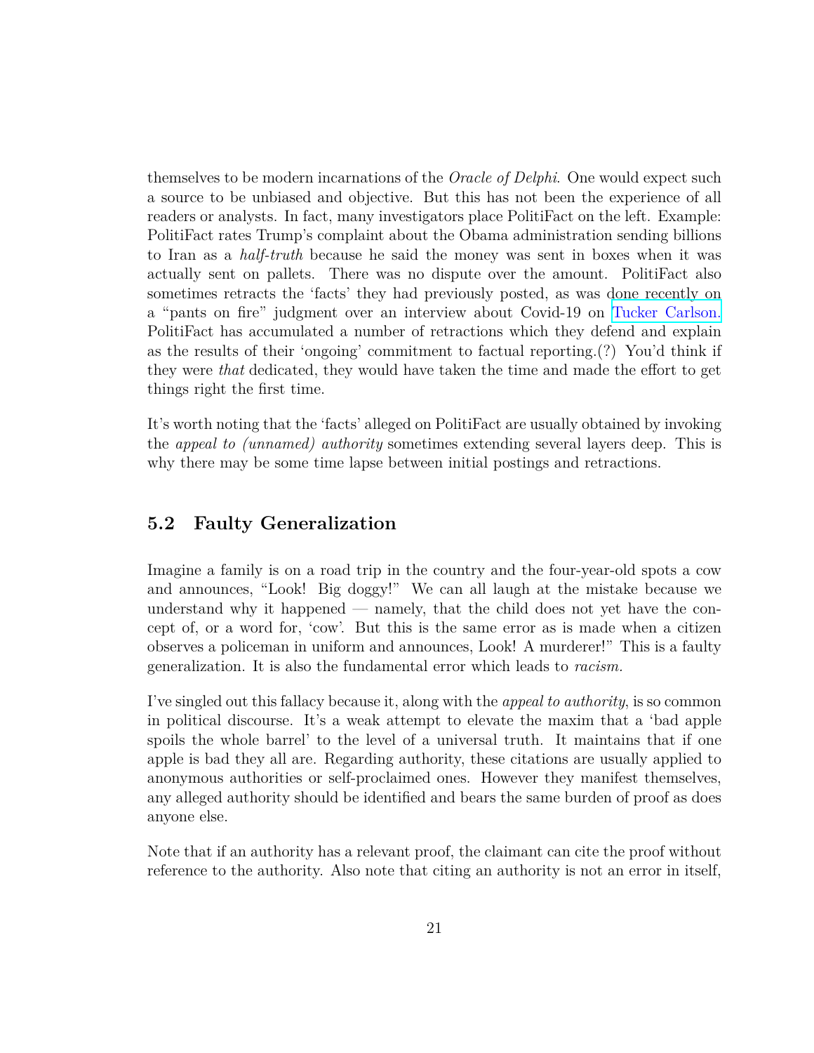themselves to be modern incarnations of the *Oracle of Delphi*. One would expect such a source to be unbiased and objective. But this has not been the experience of all readers or analysts. In fact, many investigators place PolitiFact on the left. Example: PolitiFact rates Trump's complaint about the Obama administration sending billions to Iran as a *half-truth* because he said the money was sent in boxes when it was actually sent on pallets. There was no dispute over the amount. PolitiFact also sometimes retracts the 'facts' they had previously posted, as was done recently on a "pants on fire" judgment over an interview about Covid-19 on Tucker Carlson. PolitiFact has accumulated a number of retractions which they defend and explain as the results of their 'ongoing' commitment to factual reporting.(?) You'd think if they were *that* dedicated, they would have taken the time and made the effort to get things right the first time.

It's worth noting that the 'facts' alleged on PolitiFact are usually obtained by invoking the *appeal to (unnamed) authority* sometimes extending several layers deep. This is why there may be some time lapse between initial postings and retractions.

## 5.2 Faulty Generalization

Imagine a family is on a road trip in the country and the four-year-old spots a cow and announces, "Look! Big doggy!" We can all laugh at the mistake because we understand why it happened — namely, that the child does not yet have the concept of, or a word for, 'cow'. But this is the same error as is made when a citizen observes a policeman in uniform and announces, Look! A murderer!" This is a faulty generalization. It is also the fundamental error which leads to *racism.*

I've singled out this fallacy because it, along with the *appeal to authority*, is so common in political discourse. It's a weak attempt to elevate the maxim that a 'bad apple spoils the whole barrel' to the level of a universal truth. It maintains that if one apple is bad they all are. Regarding authority, these citations are usually applied to anonymous authorities or self-proclaimed ones. However they manifest themselves, any alleged authority should be identified and bears the same burden of proof as does anyone else.

Note that if an authority has a relevant proof, the claimant can cite the proof without reference to the authority. Also note that citing an authority is not an error in itself,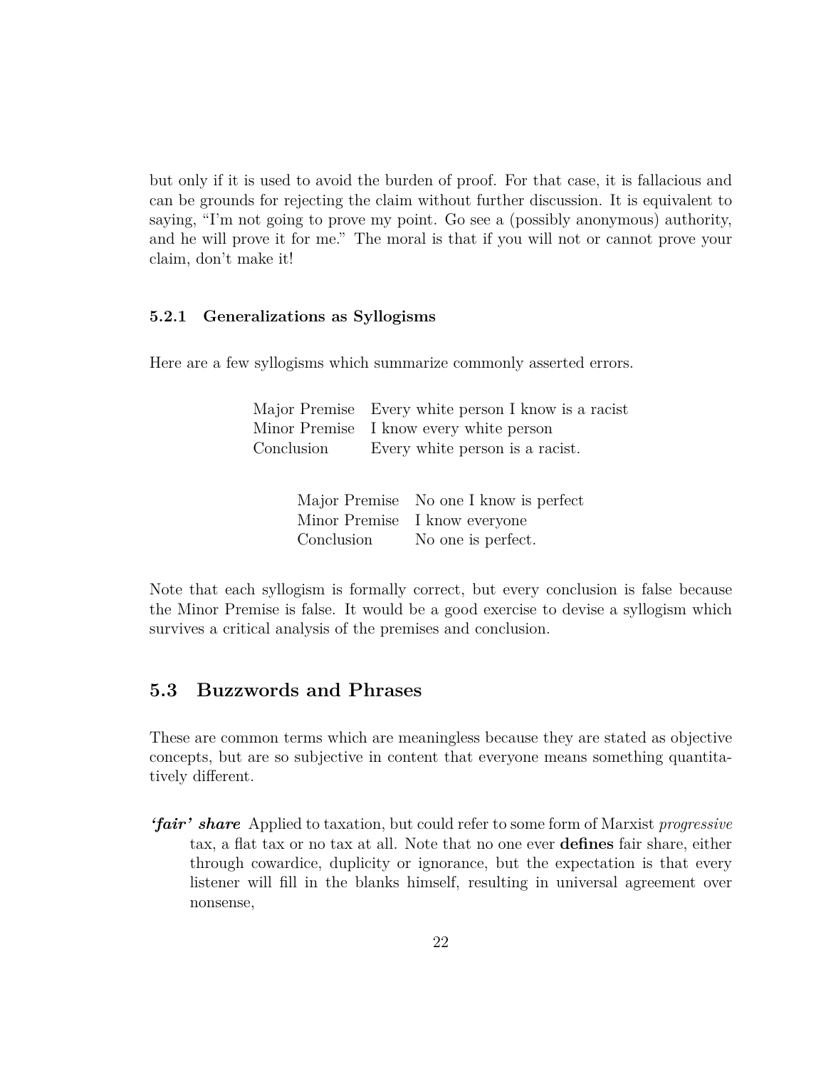but only if it is used to avoid the burden of proof. For that case, it is fallacious and can be grounds for rejecting the claim without further discussion. It is equivalent to saying, "I'm not going to prove my point. Go see a (possibly anonymous) authority, and he will prove it for me." The moral is that if you will not or cannot prove your claim, don't make it!

### 5.2.1 Generalizations as Syllogisms

Here are a few syllogisms which summarize commonly asserted errors.

| | |
|---|---|
| Major Premise | Every white person I know is a racist |
| Minor Premise | I know every white person |
| Conclusion | Every white person is a racist. |

| | |
|---|---|
| Major Premise | No one I know is perfect |
| Minor Premise | I know everyone |
| Conclusion | No one is perfect. |

Note that each syllogism is formally correct, but every conclusion is false because the Minor Premise is false. It would be a good exercise to devise a syllogism which survives a critical analysis of the premises and conclusion.

## 5.3 Buzzwords and Phrases

These are common terms which are meaningless because they are stated as objective concepts, but are so subjective in content that everyone means something quantitatively different.

***'fair' share*** Applied to taxation, but could refer to some form of Marxist *progressive* tax, a flat tax or no tax at all. Note that no one ever **defines** fair share, either through cowardice, duplicity or ignorance, but the expectation is that every listener will fill in the blanks himself, resulting in universal agreement over nonsense,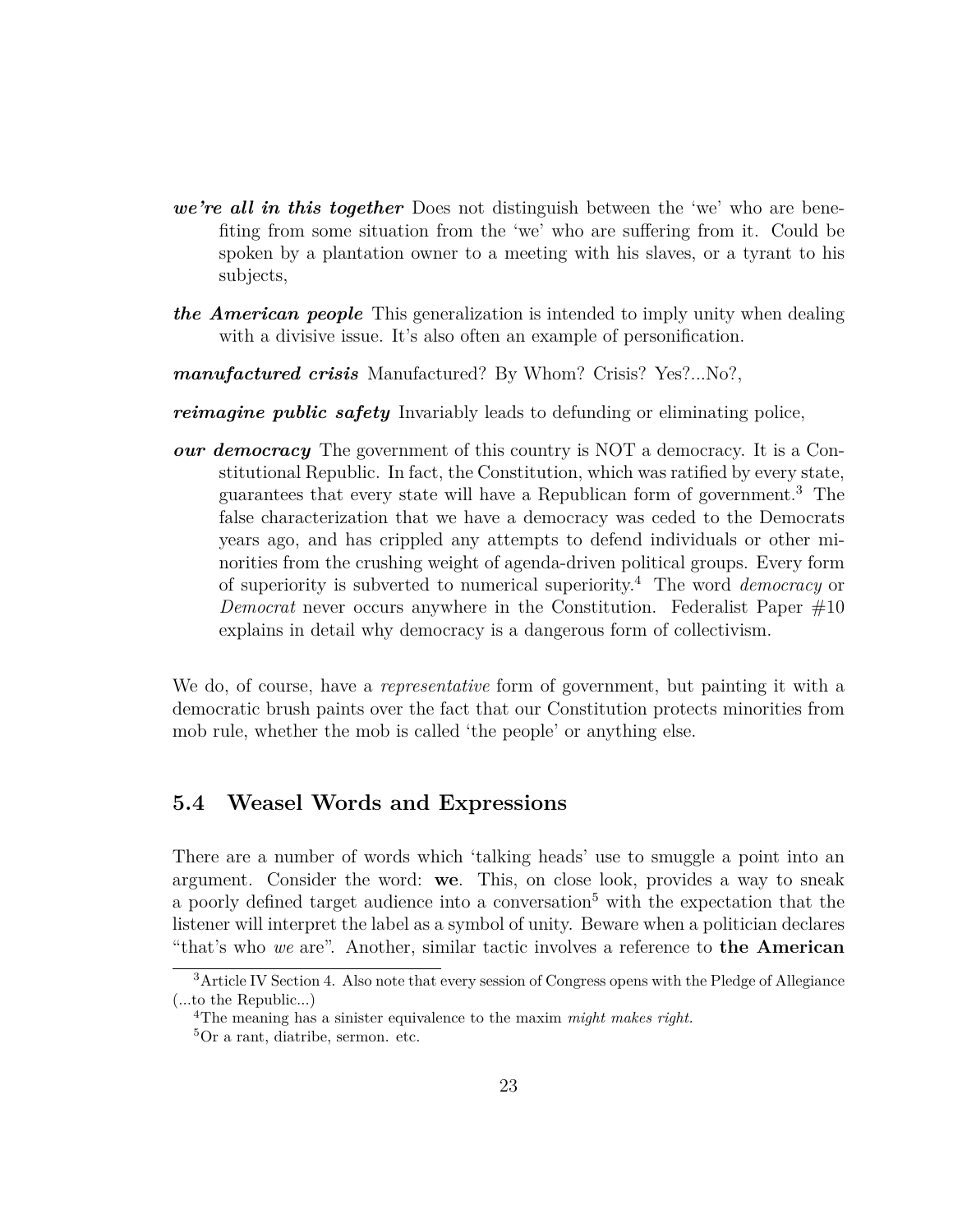***we're all in this together*** Does not distinguish between the 'we' who are benefiting from some situation from the 'we' who are suffering from it. Could be spoken by a plantation owner to a meeting with his slaves, or a tyrant to his subjects,

***the American people*** This generalization is intended to imply unity when dealing with a divisive issue. It's also often an example of personification.

***manufactured crisis*** Manufactured? By Whom? Crisis? Yes?...No?,

***reimagine public safety*** Invariably leads to defunding or eliminating police,

***our democracy*** The government of this country is NOT a democracy. It is a Constitutional Republic. In fact, the Constitution, which was ratified by every state, guarantees that every state will have a Republican form of government.[3] The false characterization that we have a democracy was ceded to the Democrats years ago, and has crippled any attempts to defend individuals or other minorities from the crushing weight of agenda-driven political groups. Every form of superiority is subverted to numerical superiority.[4] The word *democracy* or *Democrat* never occurs anywhere in the Constitution. Federalist Paper #10 explains in detail why democracy is a dangerous form of collectivism.

We do, of course, have a *representative* form of government, but painting it with a democratic brush paints over the fact that our Constitution protects minorities from mob rule, whether the mob is called 'the people' or anything else.

## 5.4 Weasel Words and Expressions

There are a number of words which 'talking heads' use to smuggle a point into an argument. Consider the word: **we**. This, on close look, provides a way to sneak a poorly defined target audience into a conversation[5] with the expectation that the listener will interpret the label as a symbol of unity. Beware when a politician declares "that's who *we* are". Another, similar tactic involves a reference to **the American**

[3] Article IV Section 4. Also note that every session of Congress opens with the Pledge of Allegiance (...to the Republic...)

[4] The meaning has a sinister equivalence to the maxim *might makes right*.

[5] Or a rant, diatribe, sermon. etc.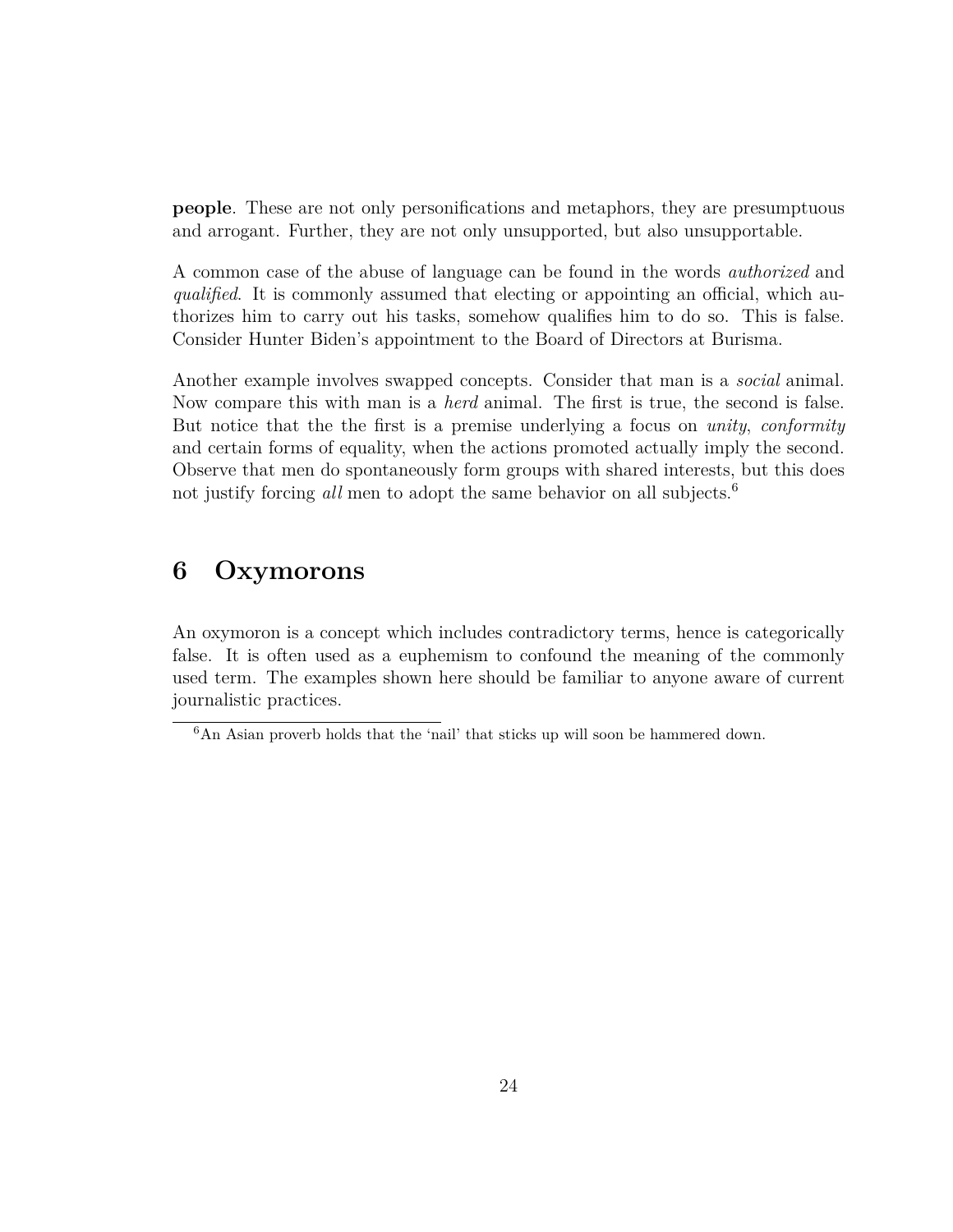**people**. These are not only personifications and metaphors, they are presumptuous and arrogant. Further, they are not only unsupported, but also unsupportable.

A common case of the abuse of language can be found in the words *authorized* and *qualified*. It is commonly assumed that electing or appointing an official, which authorizes him to carry out his tasks, somehow qualifies him to do so. This is false. Consider Hunter Biden's appointment to the Board of Directors at Burisma.

Another example involves swapped concepts. Consider that man is a *social* animal. Now compare this with man is a *herd* animal. The first is true, the second is false. But notice that the the first is a premise underlying a focus on *unity*, *conformity* and certain forms of equality, when the actions promoted actually imply the second. Observe that men do spontaneously form groups with shared interests, but this does not justify forcing *all* men to adopt the same behavior on all subjects.[6]

## 6 Oxymorons

An oxymoron is a concept which includes contradictory terms, hence is categorically false. It is often used as a euphemism to confound the meaning of the commonly used term. The examples shown here should be familiar to anyone aware of current journalistic practices.

[6] An Asian proverb holds that the 'nail' that sticks up will soon be hammered down.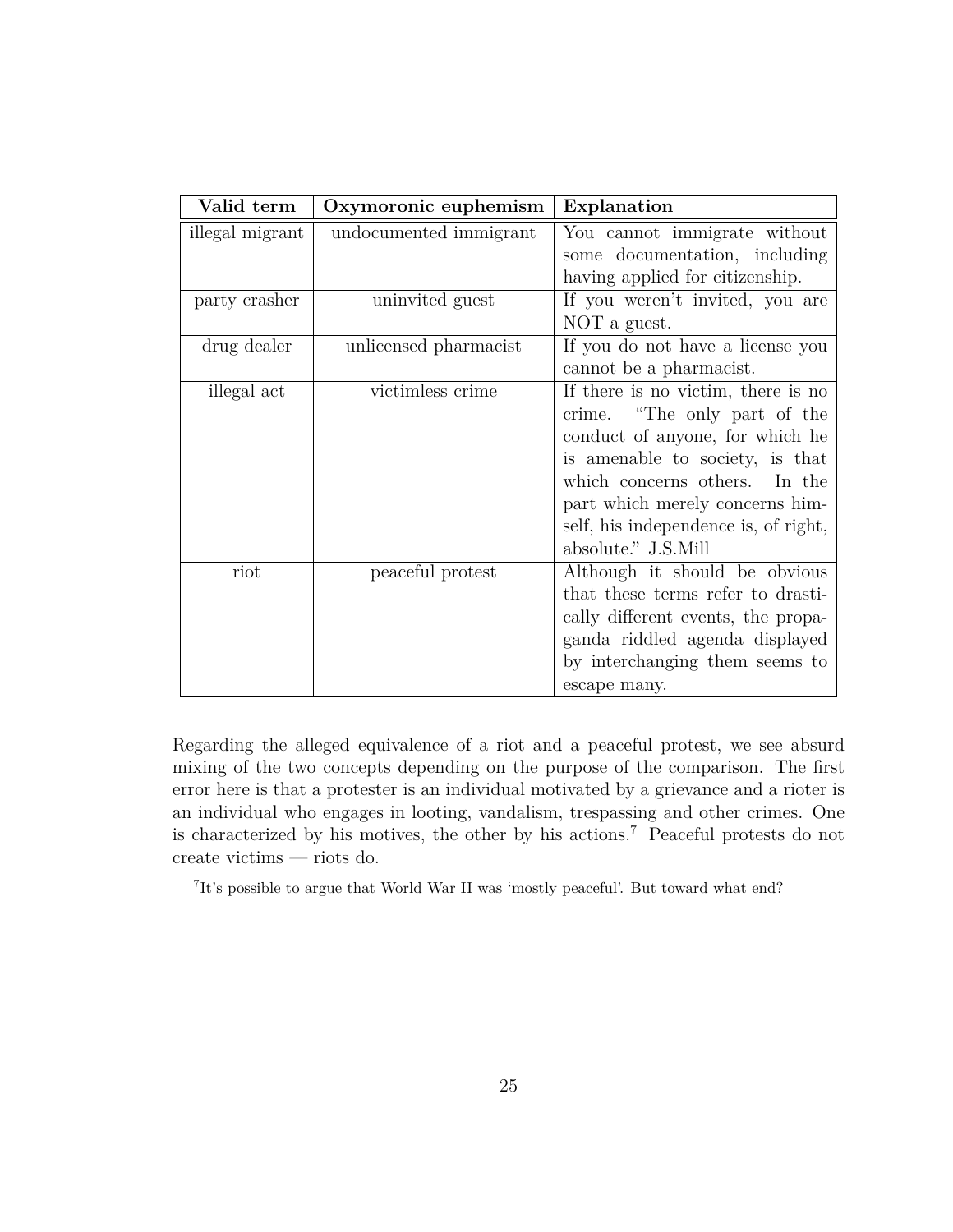| Valid term | Oxymoronic euphemism | Explanation |
|---|---|---|
| illegal migrant | undocumented immigrant | You cannot immigrate without some documentation, including having applied for citizenship. |
| party crasher | uninvited guest | If you weren't invited, you are NOT a guest. |
| drug dealer | unlicensed pharmacist | If you do not have a license you cannot be a pharmacist. |
| illegal act | victimless crime | If there is no victim, there is no crime. "The only part of the conduct of anyone, for which he is amenable to society, is that which concerns others. In the part which merely concerns himself, his independence is, of right, absolute." J.S.Mill |
| riot | peaceful protest | Although it should be obvious that these terms refer to drastically different events, the propaganda riddled agenda displayed by interchanging them seems to escape many. |

Regarding the alleged equivalence of a riot and a peaceful protest, we see absurd mixing of the two concepts depending on the purpose of the comparison. The first error here is that a protester is an individual motivated by a grievance and a rioter is an individual who engages in looting, vandalism, trespassing and other crimes. One is characterized by his motives, the other by his actions.[7] Peaceful protests do not create victims — riots do.

[7] It's possible to argue that World War II was 'mostly peaceful'. But toward what end?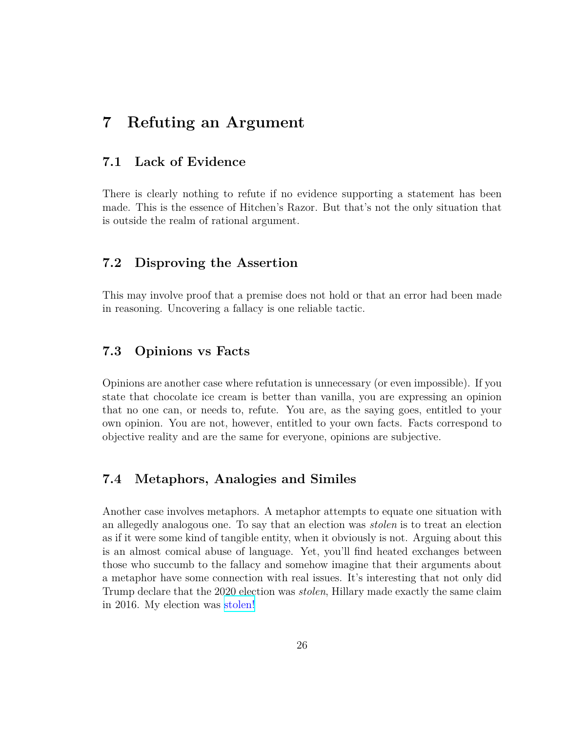# 7 Refuting an Argument

## 7.1 Lack of Evidence

There is clearly nothing to refute if no evidence supporting a statement has been made. This is the essence of Hitchen's Razor. But that's not the only situation that is outside the realm of rational argument.

## 7.2 Disproving the Assertion

This may involve proof that a premise does not hold or that an error had been made in reasoning. Uncovering a fallacy is one reliable tactic.

## 7.3 Opinions vs Facts

Opinions are another case where refutation is unnecessary (or even impossible). If you state that chocolate ice cream is better than vanilla, you are expressing an opinion that no one can, or needs to, refute. You are, as the saying goes, entitled to your own opinion. You are not, however, entitled to your own facts. Facts correspond to objective reality and are the same for everyone, opinions are subjective.

## 7.4 Metaphors, Analogies and Similes

Another case involves metaphors. A metaphor attempts to equate one situation with an allegedly analogous one. To say that an election was *stolen* is to treat an election as if it were some kind of tangible entity, when it obviously is not. Arguing about this is an almost comical abuse of language. Yet, you'll find heated exchanges between those who succumb to the fallacy and somehow imagine that their arguments about a metaphor have some connection with real issues. It's interesting that not only did Trump declare that the 2020 election was *stolen*, Hillary made exactly the same claim in 2016. My election was stolen!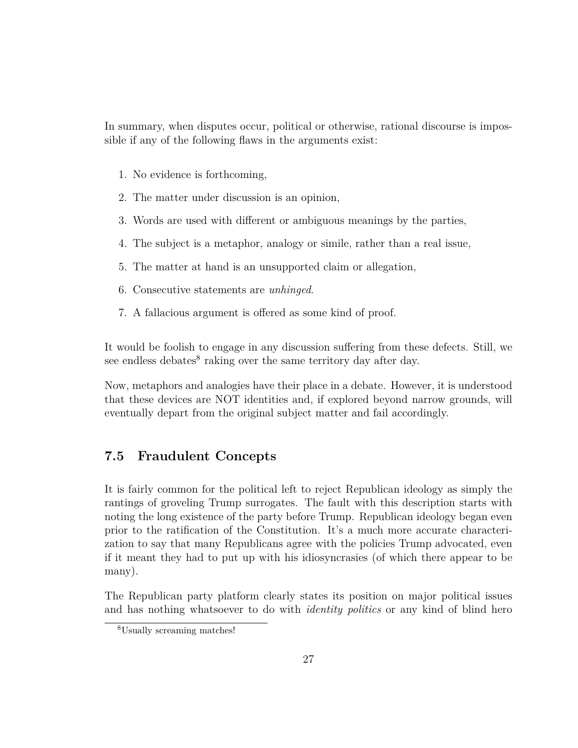In summary, when disputes occur, political or otherwise, rational discourse is impossible if any of the following flaws in the arguments exist:

1. No evidence is forthcoming,
2. The matter under discussion is an opinion,
3. Words are used with different or ambiguous meanings by the parties,
4. The subject is a metaphor, analogy or simile, rather than a real issue,
5. The matter at hand is an unsupported claim or allegation,
6. Consecutive statements are *unhinged*.
7. A fallacious argument is offered as some kind of proof.

It would be foolish to engage in any discussion suffering from these defects. Still, we see endless debates[8] raking over the same territory day after day.

Now, metaphors and analogies have their place in a debate. However, it is understood that these devices are NOT identities and, if explored beyond narrow grounds, will eventually depart from the original subject matter and fail accordingly.

## 7.5 Fraudulent Concepts

It is fairly common for the political left to reject Republican ideology as simply the rantings of groveling Trump surrogates. The fault with this description starts with noting the long existence of the party before Trump. Republican ideology began even prior to the ratification of the Constitution. It's a much more accurate characterization to say that many Republicans agree with the policies Trump advocated, even if it meant they had to put up with his idiosyncrasies (of which there appear to be many).

The Republican party platform clearly states its position on major political issues and has nothing whatsoever to do with *identity politics* or any kind of blind hero

[8] Usually screaming matches!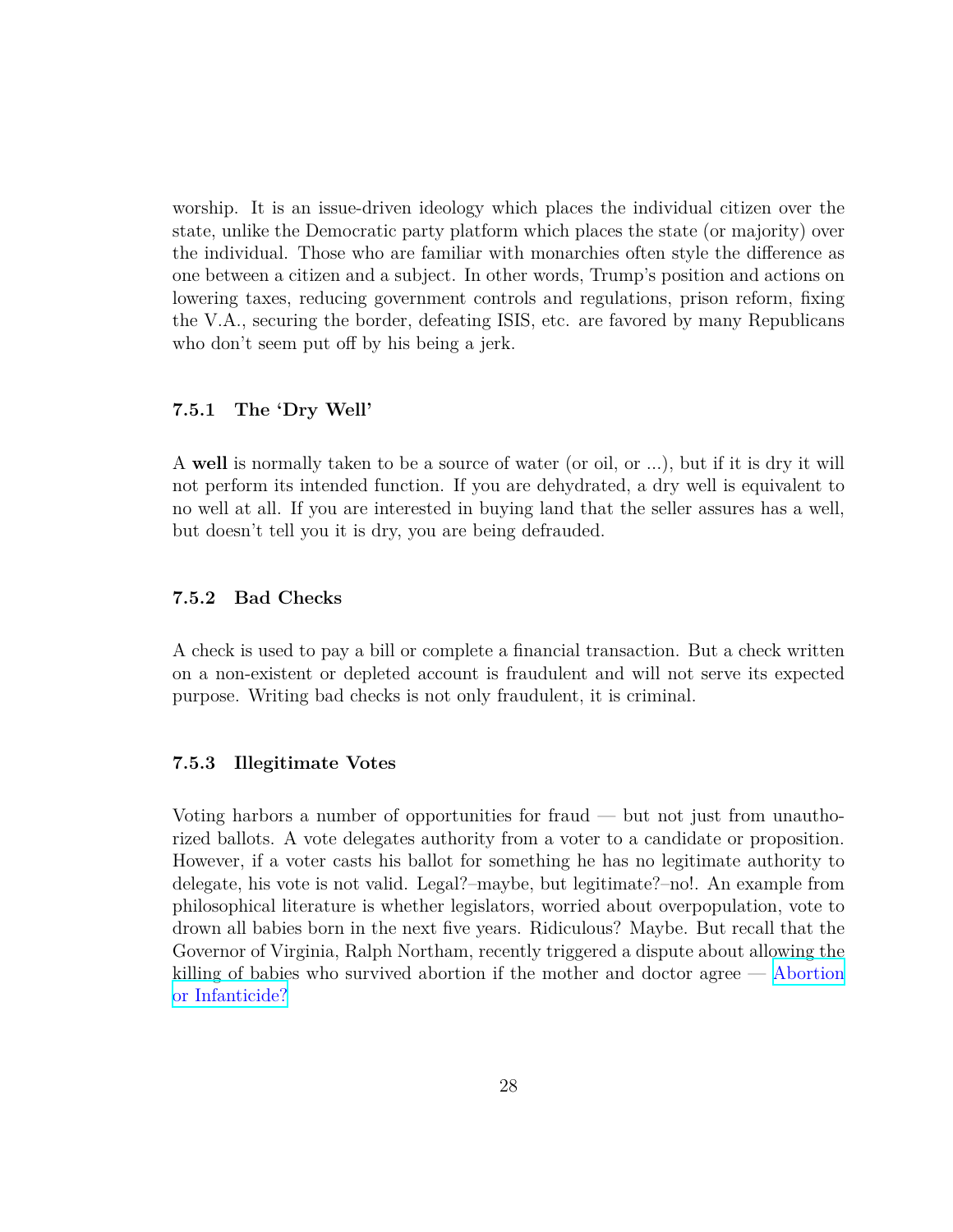worship. It is an issue-driven ideology which places the individual citizen over the state, unlike the Democratic party platform which places the state (or majority) over the individual. Those who are familiar with monarchies often style the difference as one between a citizen and a subject. In other words, Trump's position and actions on lowering taxes, reducing government controls and regulations, prison reform, fixing the V.A., securing the border, defeating ISIS, etc. are favored by many Republicans who don't seem put off by his being a jerk.

### 7.5.1 The 'Dry Well'

A **well** is normally taken to be a source of water (or oil, or ...), but if it is dry it will not perform its intended function. If you are dehydrated, a dry well is equivalent to no well at all. If you are interested in buying land that the seller assures has a well, but doesn't tell you it is dry, you are being defrauded.

### 7.5.2 Bad Checks

A check is used to pay a bill or complete a financial transaction. But a check written on a non-existent or depleted account is fraudulent and will not serve its expected purpose. Writing bad checks is not only fraudulent, it is criminal.

### 7.5.3 Illegitimate Votes

Voting harbors a number of opportunities for fraud — but not just from unauthorized ballots. A vote delegates authority from a voter to a candidate or proposition. However, if a voter casts his ballot for something he has no legitimate authority to delegate, his vote is not valid. Legal?–maybe, but legitimate?–no!. An example from philosophical literature is whether legislators, worried about overpopulation, vote to drown all babies born in the next five years. Ridiculous? Maybe. But recall that the Governor of Virginia, Ralph Northam, recently triggered a dispute about allowing the killing of babies who survived abortion if the mother and doctor agree — Abortion or Infanticide?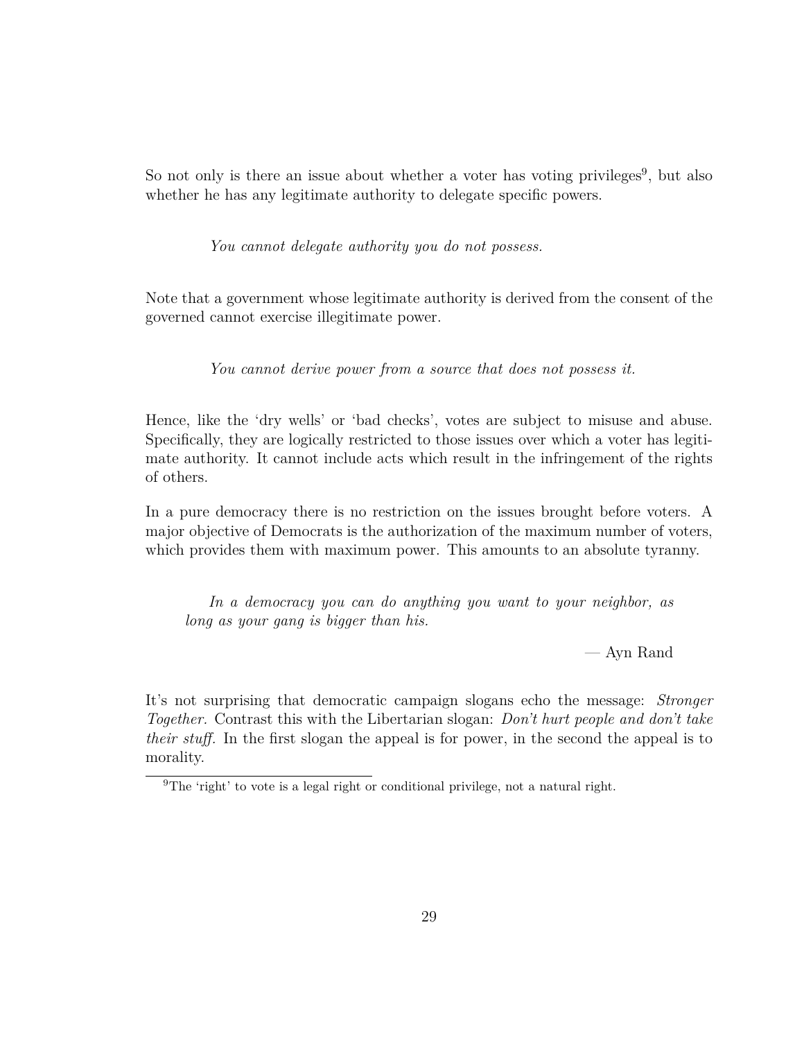So not only is there an issue about whether a voter has voting privileges[9], but also whether he has any legitimate authority to delegate specific powers.

> *You cannot delegate authority you do not possess.*

Note that a government whose legitimate authority is derived from the consent of the governed cannot exercise illegitimate power.

> *You cannot derive power from a source that does not possess it.*

Hence, like the 'dry wells' or 'bad checks', votes are subject to misuse and abuse. Specifically, they are logically restricted to those issues over which a voter has legitimate authority. It cannot include acts which result in the infringement of the rights of others.

In a pure democracy there is no restriction on the issues brought before voters. A major objective of Democrats is the authorization of the maximum number of voters, which provides them with maximum power. This amounts to an absolute tyranny.

> *In a democracy you can do anything you want to your neighbor, as long as your gang is bigger than his.*
>
> — Ayn Rand

It's not surprising that democratic campaign slogans echo the message: *Stronger Together.* Contrast this with the Libertarian slogan: *Don't hurt people and don't take their stuff.* In the first slogan the appeal is for power, in the second the appeal is to morality.

[9] The 'right' to vote is a legal right or conditional privilege, not a natural right.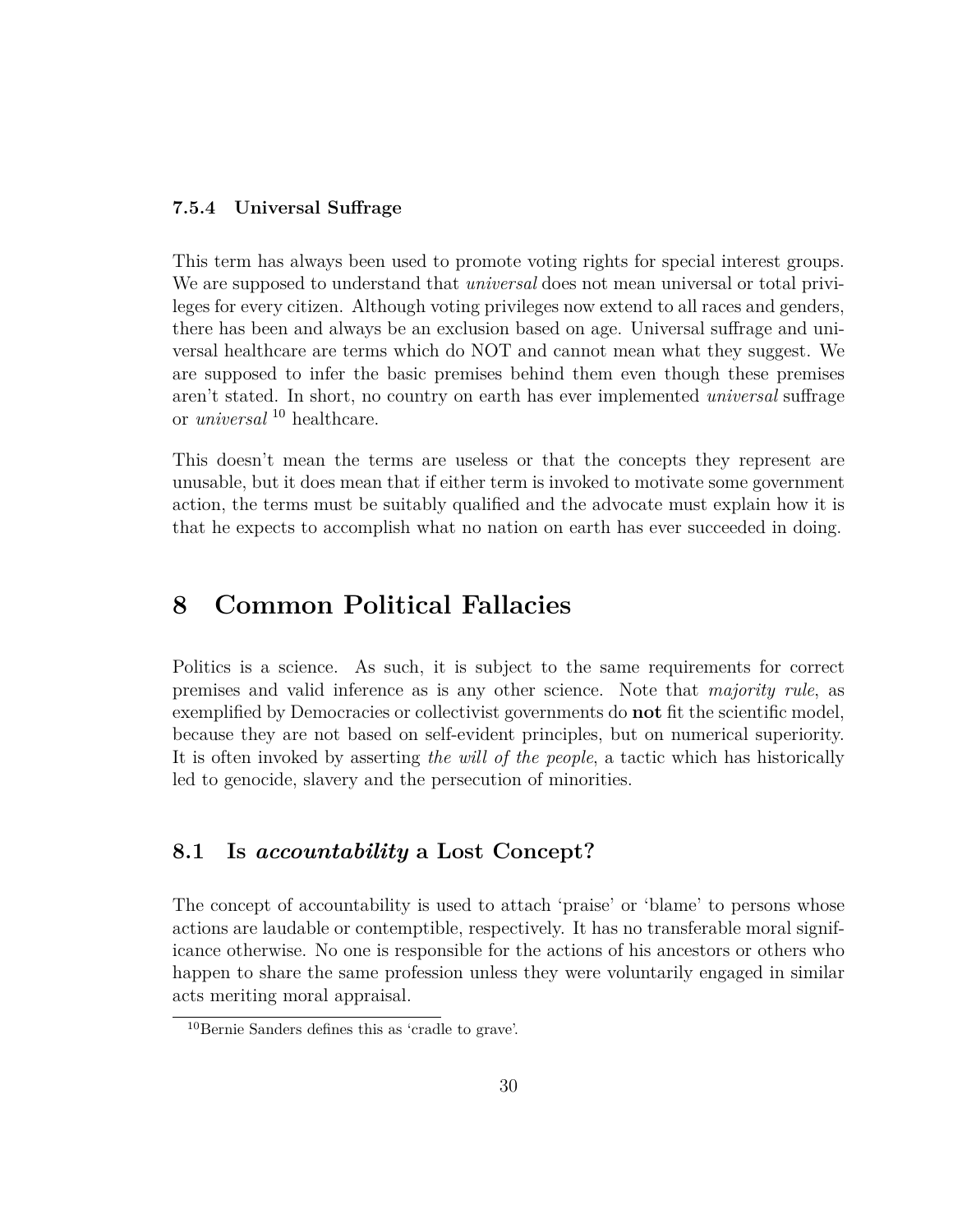#### 7.5.4 Universal Suffrage

This term has always been used to promote voting rights for special interest groups. We are supposed to understand that *universal* does not mean universal or total privileges for every citizen. Although voting privileges now extend to all races and genders, there has been and always be an exclusion based on age. Universal suffrage and universal healthcare are terms which do NOT and cannot mean what they suggest. We are supposed to infer the basic premises behind them even though these premises aren't stated. In short, no country on earth has ever implemented *universal* suffrage or *universal* [10] healthcare.

This doesn't mean the terms are useless or that the concepts they represent are unusable, but it does mean that if either term is invoked to motivate some government action, the terms must be suitably qualified and the advocate must explain how it is that he expects to accomplish what no nation on earth has ever succeeded in doing.

# 8 Common Political Fallacies

Politics is a science. As such, it is subject to the same requirements for correct premises and valid inference as is any other science. Note that *majority rule*, as exemplified by Democracies or collectivist governments do **not** fit the scientific model, because they are not based on self-evident principles, but on numerical superiority. It is often invoked by asserting *the will of the people*, a tactic which has historically led to genocide, slavery and the persecution of minorities.

## 8.1 Is *accountability* a Lost Concept?

The concept of accountability is used to attach 'praise' or 'blame' to persons whose actions are laudable or contemptible, respectively. It has no transferable moral significance otherwise. No one is responsible for the actions of his ancestors or others who happen to share the same profession unless they were voluntarily engaged in similar acts meriting moral appraisal.

[10] Bernie Sanders defines this as 'cradle to grave'.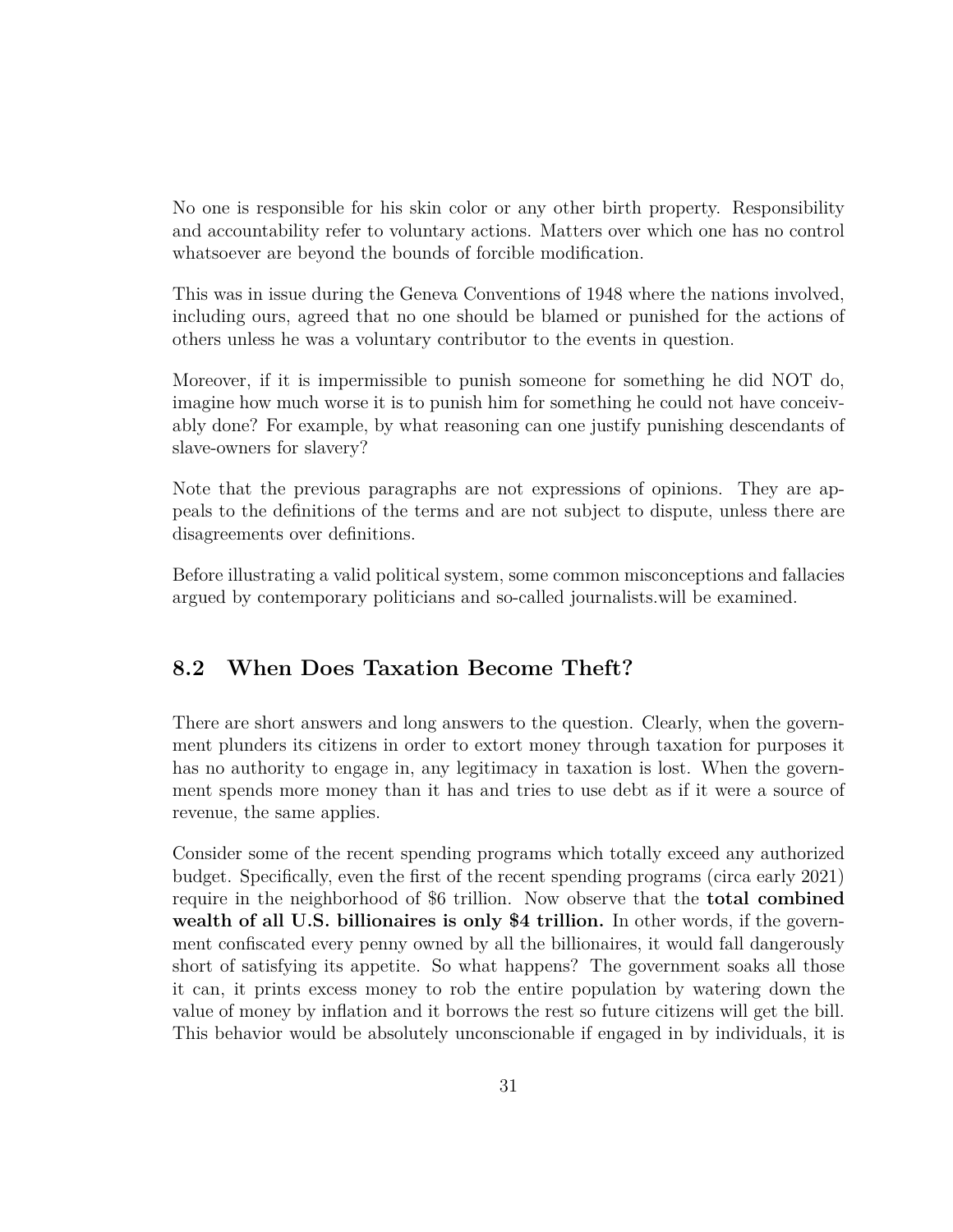No one is responsible for his skin color or any other birth property. Responsibility and accountability refer to voluntary actions. Matters over which one has no control whatsoever are beyond the bounds of forcible modification.

This was in issue during the Geneva Conventions of 1948 where the nations involved, including ours, agreed that no one should be blamed or punished for the actions of others unless he was a voluntary contributor to the events in question.

Moreover, if it is impermissible to punish someone for something he did NOT do, imagine how much worse it is to punish him for something he could not have conceivably done? For example, by what reasoning can one justify punishing descendants of slave-owners for slavery?

Note that the previous paragraphs are not expressions of opinions. They are appeals to the definitions of the terms and are not subject to dispute, unless there are disagreements over definitions.

Before illustrating a valid political system, some common misconceptions and fallacies argued by contemporary politicians and so-called journalists.will be examined.

## 8.2 When Does Taxation Become Theft?

There are short answers and long answers to the question. Clearly, when the government plunders its citizens in order to extort money through taxation for purposes it has no authority to engage in, any legitimacy in taxation is lost. When the government spends more money than it has and tries to use debt as if it were a source of revenue, the same applies.

Consider some of the recent spending programs which totally exceed any authorized budget. Specifically, even the first of the recent spending programs (circa early 2021) require in the neighborhood of $6 trillion. Now observe that the **total combined wealth of all U.S. billionaires is only $4 trillion.** In other words, if the government confiscated every penny owned by all the billionaires, it would fall dangerously short of satisfying its appetite. So what happens? The government soaks all those it can, it prints excess money to rob the entire population by watering down the value of money by inflation and it borrows the rest so future citizens will get the bill. This behavior would be absolutely unconscionable if engaged in by individuals, it is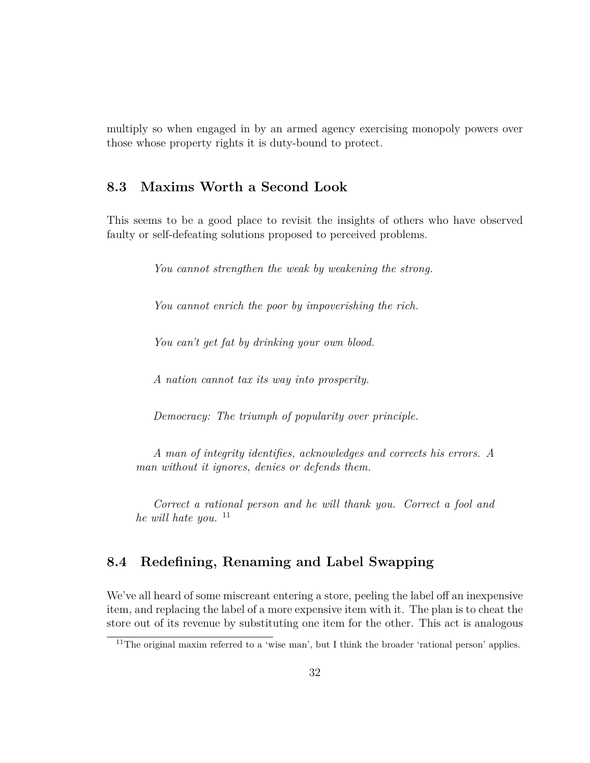multiply so when engaged in by an armed agency exercising monopoly powers over those whose property rights it is duty-bound to protect.

## 8.3 Maxims Worth a Second Look

This seems to be a good place to revisit the insights of others who have observed faulty or self-defeating solutions proposed to perceived problems.

> *You cannot strengthen the weak by weakening the strong.*

> *You cannot enrich the poor by impoverishing the rich.*

> *You can't get fat by drinking your own blood.*

> *A nation cannot tax its way into prosperity.*

> *Democracy: The triumph of popularity over principle.*

> *A man of integrity identifies, acknowledges and corrects his errors. A man without it ignores, denies or defends them.*

> *Correct a rational person and he will thank you. Correct a fool and he will hate you.* [11]

## 8.4 Redefining, Renaming and Label Swapping

We've all heard of some miscreant entering a store, peeling the label off an inexpensive item, and replacing the label of a more expensive item with it. The plan is to cheat the store out of its revenue by substituting one item for the other. This act is analogous

[11] The original maxim referred to a 'wise man', but I think the broader 'rational person' applies.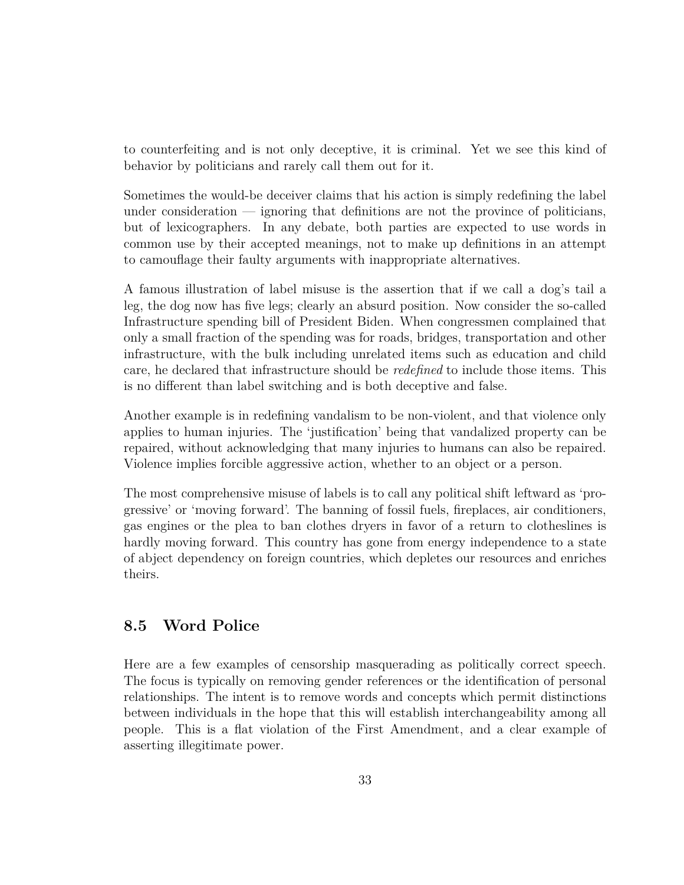to counterfeiting and is not only deceptive, it is criminal. Yet we see this kind of behavior by politicians and rarely call them out for it.

Sometimes the would-be deceiver claims that his action is simply redefining the label under consideration — ignoring that definitions are not the province of politicians, but of lexicographers. In any debate, both parties are expected to use words in common use by their accepted meanings, not to make up definitions in an attempt to camouflage their faulty arguments with inappropriate alternatives.

A famous illustration of label misuse is the assertion that if we call a dog's tail a leg, the dog now has five legs; clearly an absurd position. Now consider the so-called Infrastructure spending bill of President Biden. When congressmen complained that only a small fraction of the spending was for roads, bridges, transportation and other infrastructure, with the bulk including unrelated items such as education and child care, he declared that infrastructure should be *redefined* to include those items. This is no different than label switching and is both deceptive and false.

Another example is in redefining vandalism to be non-violent, and that violence only applies to human injuries. The 'justification' being that vandalized property can be repaired, without acknowledging that many injuries to humans can also be repaired. Violence implies forcible aggressive action, whether to an object or a person.

The most comprehensive misuse of labels is to call any political shift leftward as 'progressive' or 'moving forward'. The banning of fossil fuels, fireplaces, air conditioners, gas engines or the plea to ban clothes dryers in favor of a return to clotheslines is hardly moving forward. This country has gone from energy independence to a state of abject dependency on foreign countries, which depletes our resources and enriches theirs.

## 8.5 Word Police

Here are a few examples of censorship masquerading as politically correct speech. The focus is typically on removing gender references or the identification of personal relationships. The intent is to remove words and concepts which permit distinctions between individuals in the hope that this will establish interchangeability among all people. This is a flat violation of the First Amendment, and a clear example of asserting illegitimate power.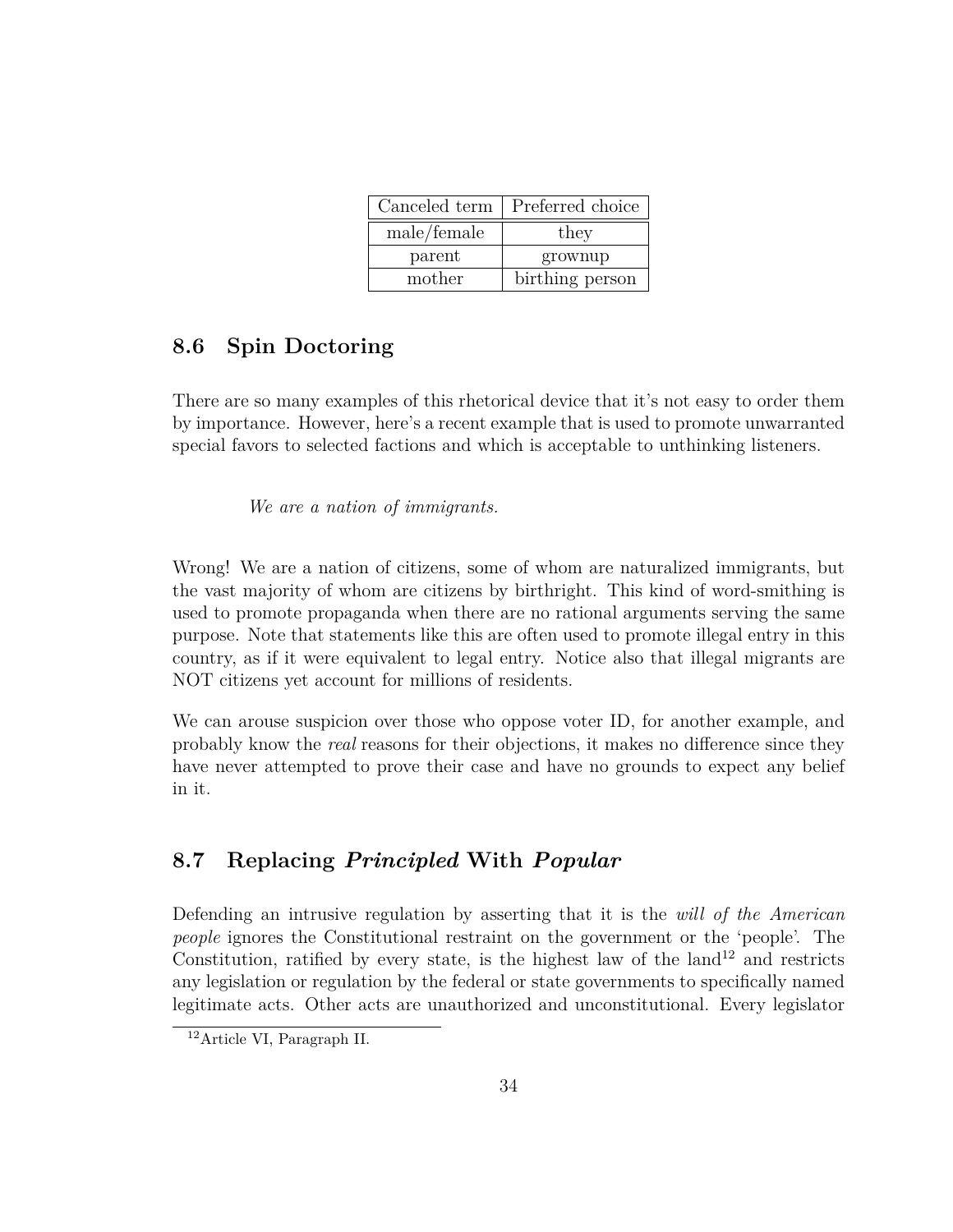| Canceled term | Preferred choice |
| --- | --- |
| male/female | they |
| parent | grownup |
| mother | birthing person |

## 8.6 Spin Doctoring

There are so many examples of this rhetorical device that it's not easy to order them by importance. However, here's a recent example that is used to promote unwarranted special favors to selected factions and which is acceptable to unthinking listeners.

> *We are a nation of immigrants.*

Wrong! We are a nation of citizens, some of whom are naturalized immigrants, but the vast majority of whom are citizens by birthright. This kind of word-smithing is used to promote propaganda when there are no rational arguments serving the same purpose. Note that statements like this are often used to promote illegal entry in this country, as if it were equivalent to legal entry. Notice also that illegal migrants are NOT citizens yet account for millions of residents.

We can arouse suspicion over those who oppose voter ID, for another example, and probably know the *real* reasons for their objections, it makes no difference since they have never attempted to prove their case and have no grounds to expect any belief in it.

## 8.7 Replacing *Principled* With *Popular*

Defending an intrusive regulation by asserting that it is the *will of the American people* ignores the Constitutional restraint on the government or the 'people'. The Constitution, ratified by every state, is the highest law of the land[12] and restricts any legislation or regulation by the federal or state governments to specifically named legitimate acts. Other acts are unauthorized and unconstitutional. Every legislator

[12] Article VI, Paragraph II.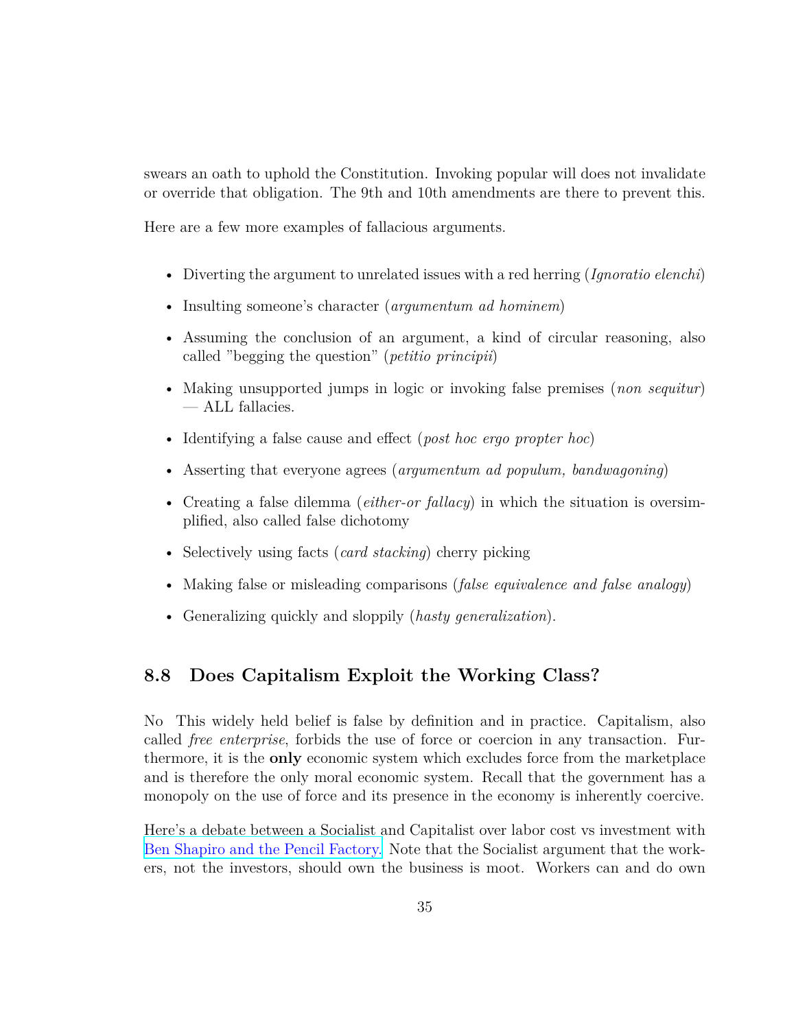swears an oath to uphold the Constitution. Invoking popular will does not invalidate or override that obligation. The 9th and 10th amendments are there to prevent this.

Here are a few more examples of fallacious arguments.

- Diverting the argument to unrelated issues with a red herring (*Ignoratio elenchi*)
- Insulting someone's character (*argumentum ad hominem*)
- Assuming the conclusion of an argument, a kind of circular reasoning, also called "begging the question" (*petitio principii*)
- Making unsupported jumps in logic or invoking false premises (*non sequitur*) — ALL fallacies.
- Identifying a false cause and effect (*post hoc ergo propter hoc*)
- Asserting that everyone agrees (*argumentum ad populum, bandwagoning*)
- Creating a false dilemma (*either-or fallacy*) in which the situation is oversimplified, also called false dichotomy
- Selectively using facts (*card stacking*) cherry picking
- Making false or misleading comparisons (*false equivalence and false analogy*)
- Generalizing quickly and sloppily (*hasty generalization*).

## 8.8 Does Capitalism Exploit the Working Class?

No This widely held belief is false by definition and in practice. Capitalism, also called *free enterprise*, forbids the use of force or coercion in any transaction. Furthermore, it is the **only** economic system which excludes force from the marketplace and is therefore the only moral economic system. Recall that the government has a monopoly on the use of force and its presence in the economy is inherently coercive.

Here's a debate between a Socialist and Capitalist over labor cost vs investment with Ben Shapiro and the Pencil Factory. Note that the Socialist argument that the workers, not the investors, should own the business is moot. Workers can and do own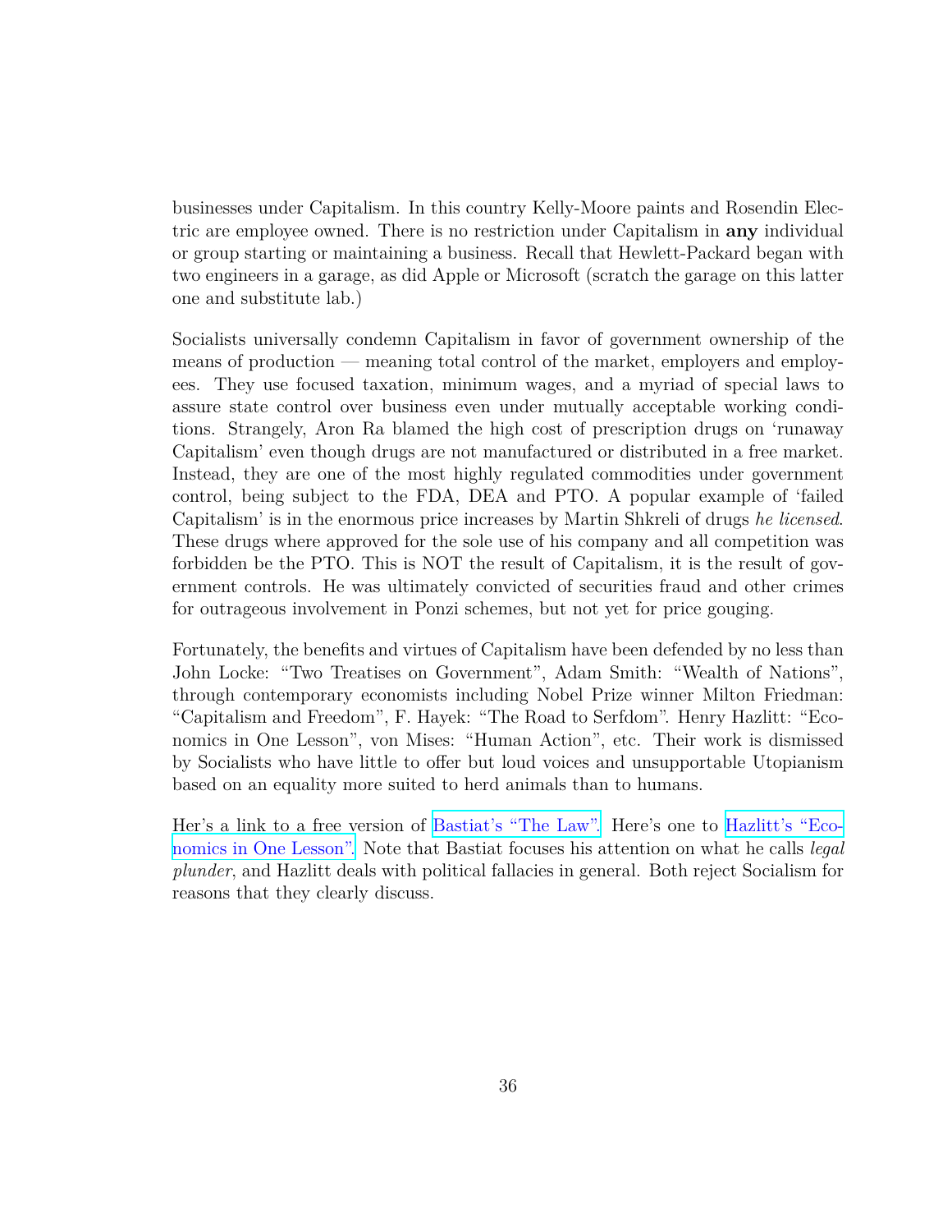businesses under Capitalism. In this country Kelly-Moore paints and Rosendin Electric are employee owned. There is no restriction under Capitalism in **any** individual or group starting or maintaining a business. Recall that Hewlett-Packard began with two engineers in a garage, as did Apple or Microsoft (scratch the garage on this latter one and substitute lab.)

Socialists universally condemn Capitalism in favor of government ownership of the means of production — meaning total control of the market, employers and employees. They use focused taxation, minimum wages, and a myriad of special laws to assure state control over business even under mutually acceptable working conditions. Strangely, Aron Ra blamed the high cost of prescription drugs on 'runaway Capitalism' even though drugs are not manufactured or distributed in a free market. Instead, they are one of the most highly regulated commodities under government control, being subject to the FDA, DEA and PTO. A popular example of 'failed Capitalism' is in the enormous price increases by Martin Shkreli of drugs *he licensed*. These drugs where approved for the sole use of his company and all competition was forbidden be the PTO. This is NOT the result of Capitalism, it is the result of government controls. He was ultimately convicted of securities fraud and other crimes for outrageous involvement in Ponzi schemes, but not yet for price gouging.

Fortunately, the benefits and virtues of Capitalism have been defended by no less than John Locke: "Two Treatises on Government", Adam Smith: "Wealth of Nations", through contemporary economists including Nobel Prize winner Milton Friedman: "Capitalism and Freedom", F. Hayek: "The Road to Serfdom". Henry Hazlitt: "Economics in One Lesson", von Mises: "Human Action", etc. Their work is dismissed by Socialists who have little to offer but loud voices and unsupportable Utopianism based on an equality more suited to herd animals than to humans.

Her's a link to a free version of Bastiat's "The Law". Here's one to Hazlitt's "Economics in One Lesson". Note that Bastiat focuses his attention on what he calls *legal plunder*, and Hazlitt deals with political fallacies in general. Both reject Socialism for reasons that they clearly discuss.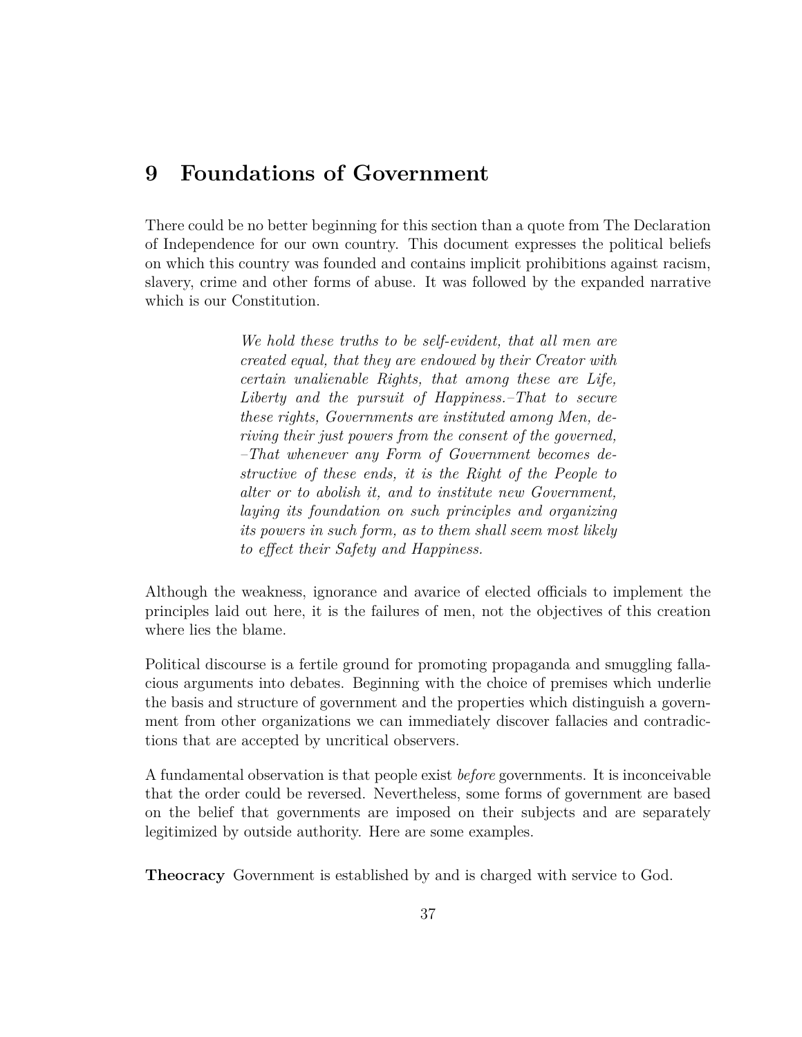# 9 Foundations of Government

There could be no better beginning for this section than a quote from The Declaration of Independence for our own country. This document expresses the political beliefs on which this country was founded and contains implicit prohibitions against racism, slavery, crime and other forms of abuse. It was followed by the expanded narrative which is our Constitution.

> *We hold these truths to be self-evident, that all men are created equal, that they are endowed by their Creator with certain unalienable Rights, that among these are Life, Liberty and the pursuit of Happiness.–That to secure these rights, Governments are instituted among Men, deriving their just powers from the consent of the governed, –That whenever any Form of Government becomes destructive of these ends, it is the Right of the People to alter or to abolish it, and to institute new Government, laying its foundation on such principles and organizing its powers in such form, as to them shall seem most likely to effect their Safety and Happiness.*

Although the weakness, ignorance and avarice of elected officials to implement the principles laid out here, it is the failures of men, not the objectives of this creation where lies the blame.

Political discourse is a fertile ground for promoting propaganda and smuggling fallacious arguments into debates. Beginning with the choice of premises which underlie the basis and structure of government and the properties which distinguish a government from other organizations we can immediately discover fallacies and contradictions that are accepted by uncritical observers.

A fundamental observation is that people exist *before* governments. It is inconceivable that the order could be reversed. Nevertheless, some forms of government are based on the belief that governments are imposed on their subjects and are separately legitimized by outside authority. Here are some examples.

**Theocracy** Government is established by and is charged with service to God.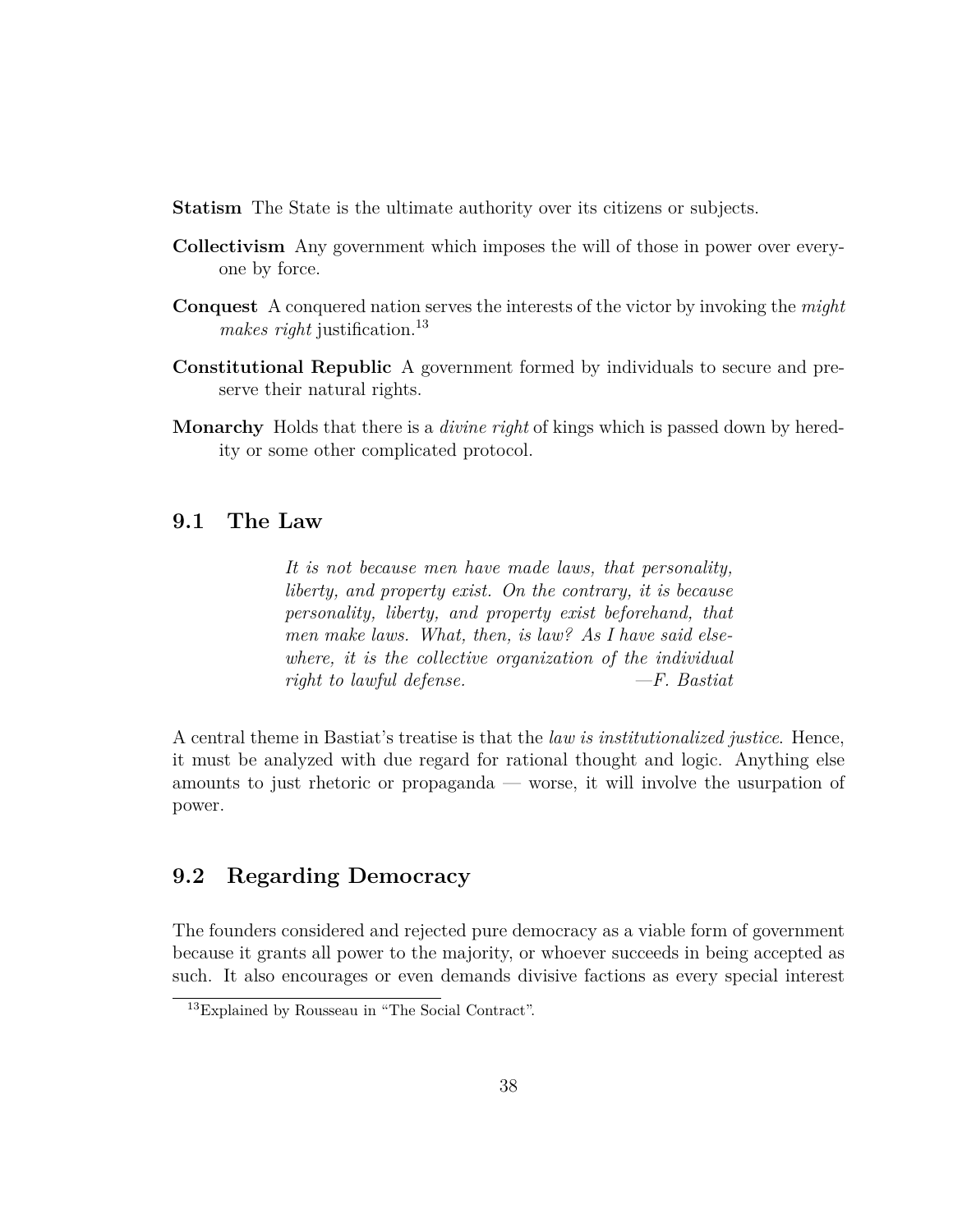**Statism** The State is the ultimate authority over its citizens or subjects.

**Collectivism** Any government which imposes the will of those in power over everyone by force.

**Conquest** A conquered nation serves the interests of the victor by invoking the *might makes right* justification.[13]

**Constitutional Republic** A government formed by individuals to secure and preserve their natural rights.

**Monarchy** Holds that there is a *divine right* of kings which is passed down by heredity or some other complicated protocol.

## 9.1 The Law

> *It is not because men have made laws, that personality, liberty, and property exist. On the contrary, it is because personality, liberty, and property exist beforehand, that men make laws. What, then, is law? As I have said elsewhere, it is the collective organization of the individual right to lawful defense.* —*F. Bastiat*

A central theme in Bastiat's treatise is that the *law is institutionalized justice*. Hence, it must be analyzed with due regard for rational thought and logic. Anything else amounts to just rhetoric or propaganda — worse, it will involve the usurpation of power.

## 9.2 Regarding Democracy

The founders considered and rejected pure democracy as a viable form of government because it grants all power to the majority, or whoever succeeds in being accepted as such. It also encourages or even demands divisive factions as every special interest

[13] Explained by Rousseau in "The Social Contract".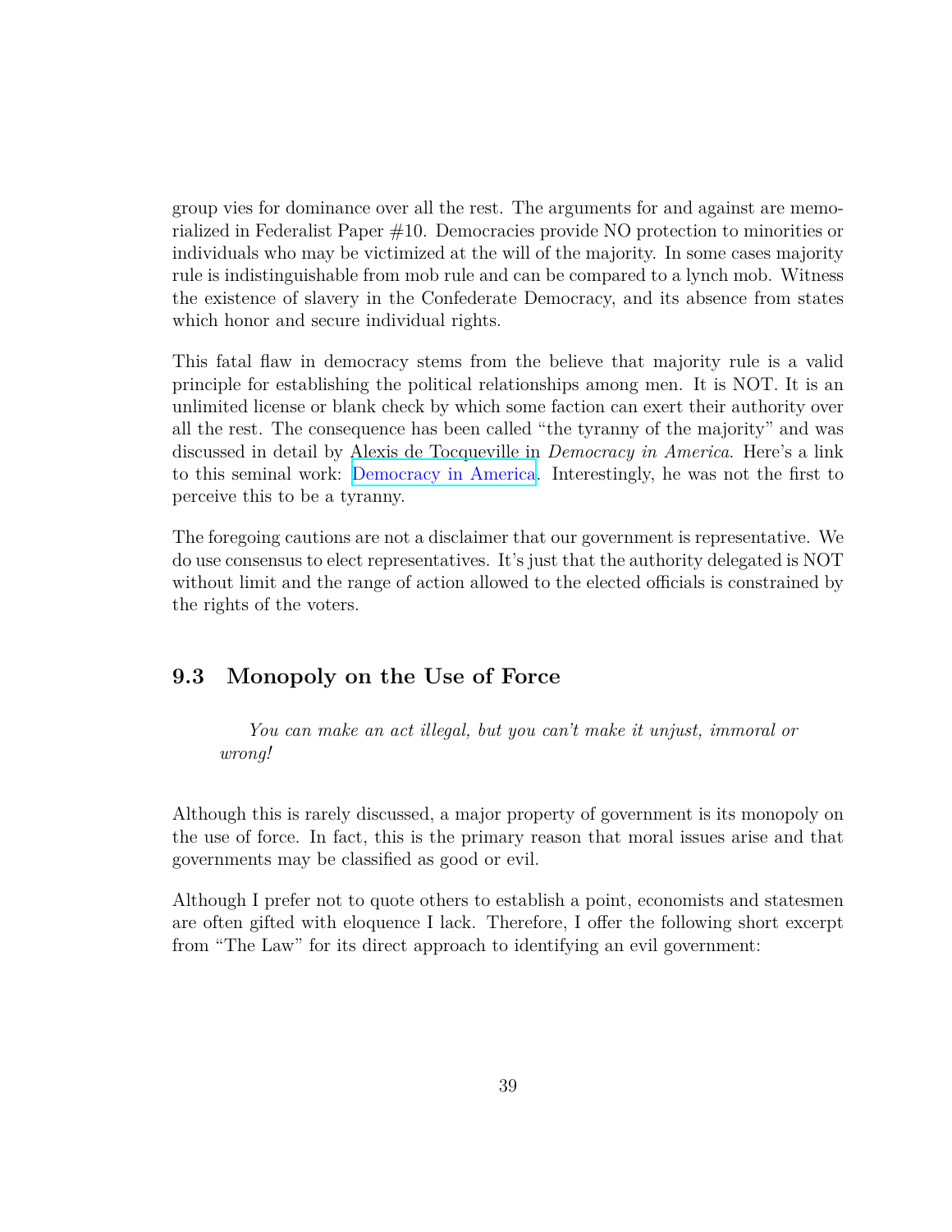group vies for dominance over all the rest. The arguments for and against are memorialized in Federalist Paper #10. Democracies provide NO protection to minorities or individuals who may be victimized at the will of the majority. In some cases majority rule is indistinguishable from mob rule and can be compared to a lynch mob. Witness the existence of slavery in the Confederate Democracy, and its absence from states which honor and secure individual rights.

This fatal flaw in democracy stems from the believe that majority rule is a valid principle for establishing the political relationships among men. It is NOT. It is an unlimited license or blank check by which some faction can exert their authority over all the rest. The consequence has been called "the tyranny of the majority" and was discussed in detail by Alexis de Tocqueville in *Democracy in America.* Here's a link to this seminal work: Democracy in America. Interestingly, he was not the first to perceive this to be a tyranny.

The foregoing cautions are not a disclaimer that our government is representative. We do use consensus to elect representatives. It's just that the authority delegated is NOT without limit and the range of action allowed to the elected officials is constrained by the rights of the voters.

## 9.3 Monopoly on the Use of Force

> *You can make an act illegal, but you can't make it unjust, immoral or wrong!*

Although this is rarely discussed, a major property of government is its monopoly on the use of force. In fact, this is the primary reason that moral issues arise and that governments may be classified as good or evil.

Although I prefer not to quote others to establish a point, economists and statesmen are often gifted with eloquence I lack. Therefore, I offer the following short excerpt from "The Law" for its direct approach to identifying an evil government: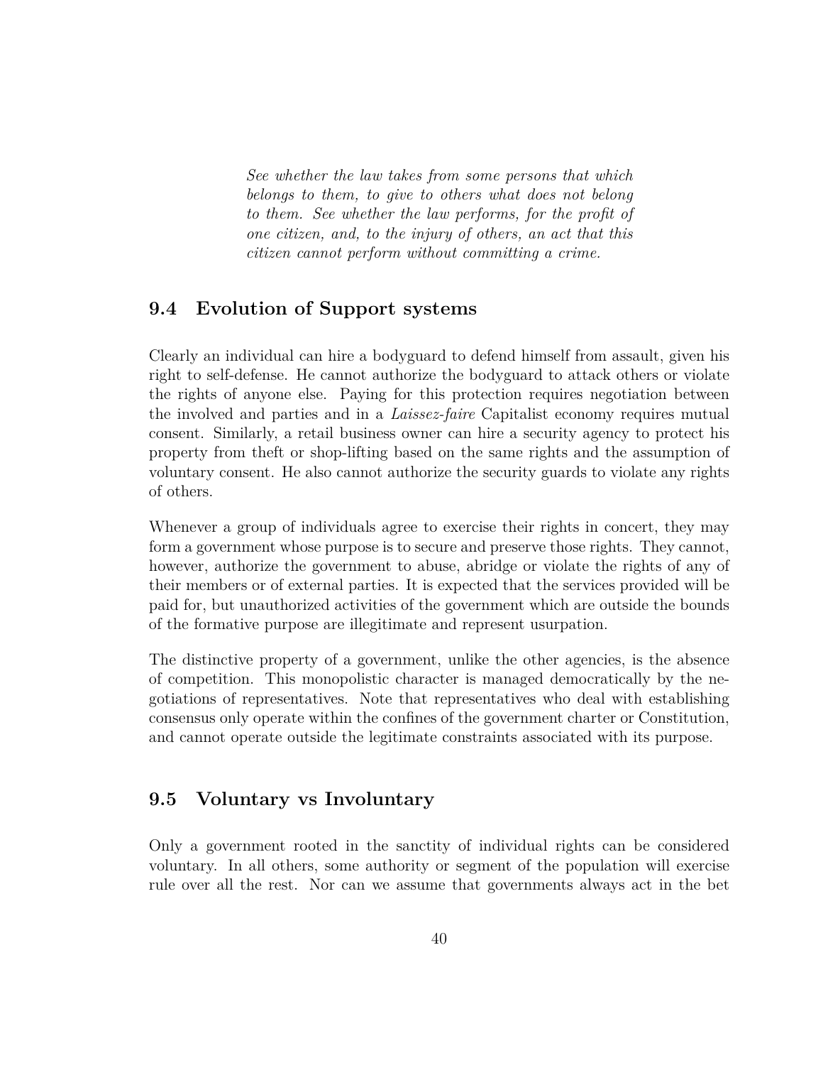> *See whether the law takes from some persons that which belongs to them, to give to others what does not belong to them. See whether the law performs, for the profit of one citizen, and, to the injury of others, an act that this citizen cannot perform without committing a crime.*

## 9.4 Evolution of Support systems

Clearly an individual can hire a bodyguard to defend himself from assault, given his right to self-defense. He cannot authorize the bodyguard to attack others or violate the rights of anyone else. Paying for this protection requires negotiation between the involved and parties and in a *Laissez-faire* Capitalist economy requires mutual consent. Similarly, a retail business owner can hire a security agency to protect his property from theft or shop-lifting based on the same rights and the assumption of voluntary consent. He also cannot authorize the security guards to violate any rights of others.

Whenever a group of individuals agree to exercise their rights in concert, they may form a government whose purpose is to secure and preserve those rights. They cannot, however, authorize the government to abuse, abridge or violate the rights of any of their members or of external parties. It is expected that the services provided will be paid for, but unauthorized activities of the government which are outside the bounds of the formative purpose are illegitimate and represent usurpation.

The distinctive property of a government, unlike the other agencies, is the absence of competition. This monopolistic character is managed democratically by the negotiations of representatives. Note that representatives who deal with establishing consensus only operate within the confines of the government charter or Constitution, and cannot operate outside the legitimate constraints associated with its purpose.

## 9.5 Voluntary vs Involuntary

Only a government rooted in the sanctity of individual rights can be considered voluntary. In all others, some authority or segment of the population will exercise rule over all the rest. Nor can we assume that governments always act in the bet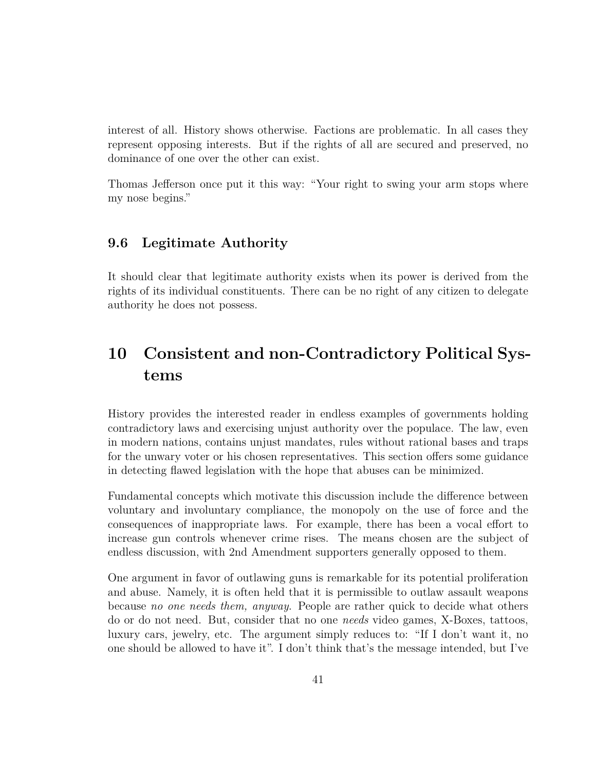interest of all. History shows otherwise. Factions are problematic. In all cases they represent opposing interests. But if the rights of all are secured and preserved, no dominance of one over the other can exist.

Thomas Jefferson once put it this way: "Your right to swing your arm stops where my nose begins."

### 9.6 Legitimate Authority

It should clear that legitimate authority exists when its power is derived from the rights of its individual constituents. There can be no right of any citizen to delegate authority he does not possess.

## 10 Consistent and non-Contradictory Political Systems

History provides the interested reader in endless examples of governments holding contradictory laws and exercising unjust authority over the populace. The law, even in modern nations, contains unjust mandates, rules without rational bases and traps for the unwary voter or his chosen representatives. This section offers some guidance in detecting flawed legislation with the hope that abuses can be minimized.

Fundamental concepts which motivate this discussion include the difference between voluntary and involuntary compliance, the monopoly on the use of force and the consequences of inappropriate laws. For example, there has been a vocal effort to increase gun controls whenever crime rises. The means chosen are the subject of endless discussion, with 2nd Amendment supporters generally opposed to them.

One argument in favor of outlawing guns is remarkable for its potential proliferation and abuse. Namely, it is often held that it is permissible to outlaw assault weapons because *no one needs them, anyway*. People are rather quick to decide what others do or do not need. But, consider that no one *needs* video games, X-Boxes, tattoos, luxury cars, jewelry, etc. The argument simply reduces to: "If I don't want it, no one should be allowed to have it". I don't think that's the message intended, but I've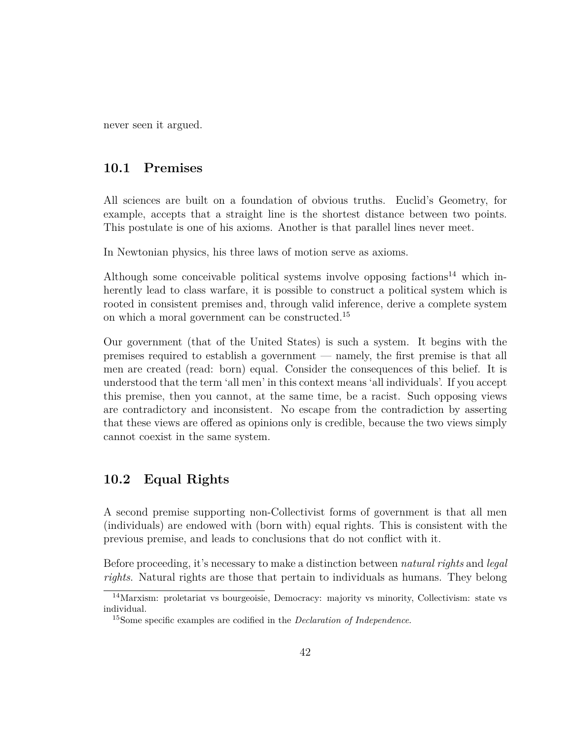never seen it argued.

## 10.1 Premises

All sciences are built on a foundation of obvious truths. Euclid's Geometry, for example, accepts that a straight line is the shortest distance between two points. This postulate is one of his axioms. Another is that parallel lines never meet.

In Newtonian physics, his three laws of motion serve as axioms.

Although some conceivable political systems involve opposing factions[14] which inherently lead to class warfare, it is possible to construct a political system which is rooted in consistent premises and, through valid inference, derive a complete system on which a moral government can be constructed.[15]

Our government (that of the United States) is such a system. It begins with the premises required to establish a government — namely, the first premise is that all men are created (read: born) equal. Consider the consequences of this belief. It is understood that the term 'all men' in this context means 'all individuals'. If you accept this premise, then you cannot, at the same time, be a racist. Such opposing views are contradictory and inconsistent. No escape from the contradiction by asserting that these views are offered as opinions only is credible, because the two views simply cannot coexist in the same system.

## 10.2 Equal Rights

A second premise supporting non-Collectivist forms of government is that all men (individuals) are endowed with (born with) equal rights. This is consistent with the previous premise, and leads to conclusions that do not conflict with it.

Before proceeding, it's necessary to make a distinction between *natural rights* and *legal rights*. Natural rights are those that pertain to individuals as humans. They belong

[14] Marxism: proletariat vs bourgeoisie, Democracy: majority vs minority, Collectivism: state vs individual.

[15] Some specific examples are codified in the *Declaration of Independence*.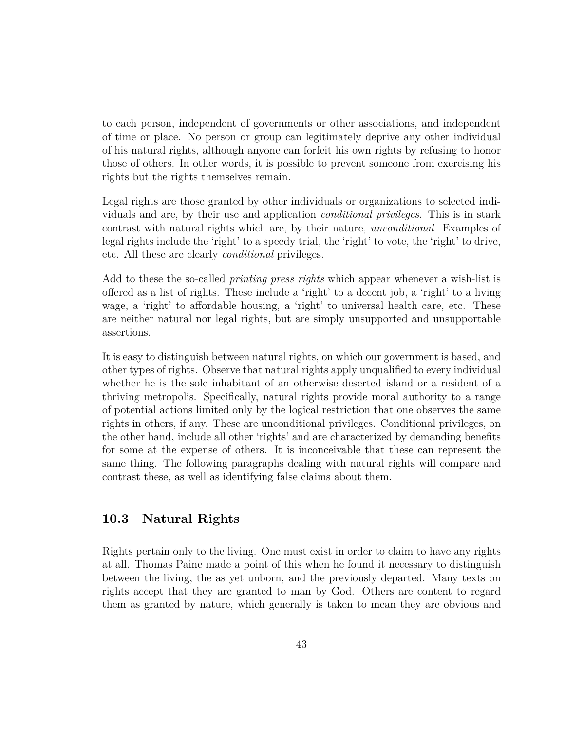to each person, independent of governments or other associations, and independent of time or place. No person or group can legitimately deprive any other individual of his natural rights, although anyone can forfeit his own rights by refusing to honor those of others. In other words, it is possible to prevent someone from exercising his rights but the rights themselves remain.

Legal rights are those granted by other individuals or organizations to selected individuals and are, by their use and application *conditional privileges*. This is in stark contrast with natural rights which are, by their nature, *unconditional*. Examples of legal rights include the 'right' to a speedy trial, the 'right' to vote, the 'right' to drive, etc. All these are clearly *conditional* privileges.

Add to these the so-called *printing press rights* which appear whenever a wish-list is offered as a list of rights. These include a 'right' to a decent job, a 'right' to a living wage, a 'right' to affordable housing, a 'right' to universal health care, etc. These are neither natural nor legal rights, but are simply unsupported and unsupportable assertions.

It is easy to distinguish between natural rights, on which our government is based, and other types of rights. Observe that natural rights apply unqualified to every individual whether he is the sole inhabitant of an otherwise deserted island or a resident of a thriving metropolis. Specifically, natural rights provide moral authority to a range of potential actions limited only by the logical restriction that one observes the same rights in others, if any. These are unconditional privileges. Conditional privileges, on the other hand, include all other 'rights' and are characterized by demanding benefits for some at the expense of others. It is inconceivable that these can represent the same thing. The following paragraphs dealing with natural rights will compare and contrast these, as well as identifying false claims about them.

## 10.3 Natural Rights

Rights pertain only to the living. One must exist in order to claim to have any rights at all. Thomas Paine made a point of this when he found it necessary to distinguish between the living, the as yet unborn, and the previously departed. Many texts on rights accept that they are granted to man by God. Others are content to regard them as granted by nature, which generally is taken to mean they are obvious and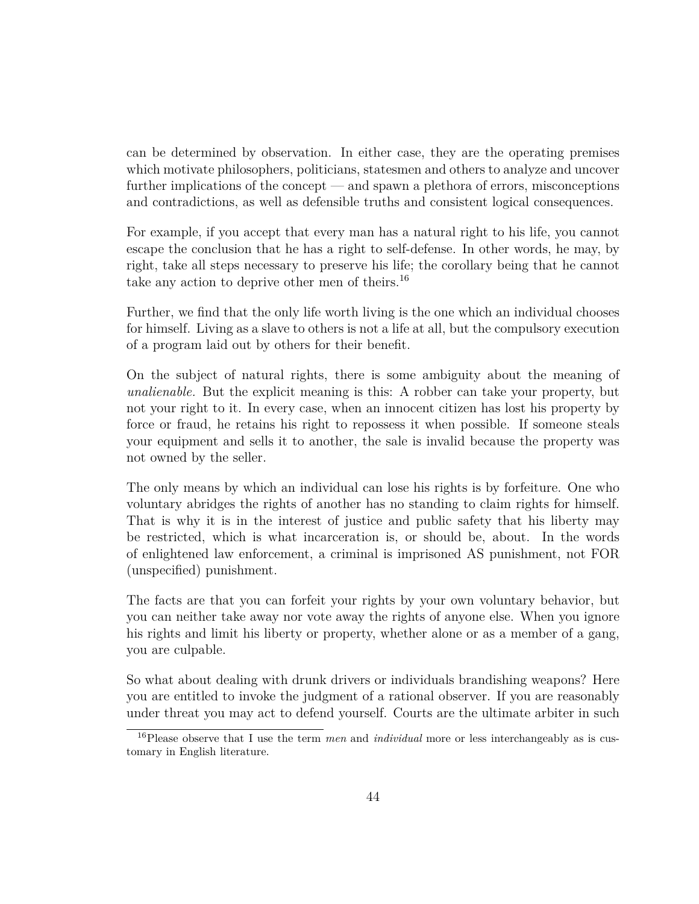can be determined by observation. In either case, they are the operating premises which motivate philosophers, politicians, statesmen and others to analyze and uncover further implications of the concept — and spawn a plethora of errors, misconceptions and contradictions, as well as defensible truths and consistent logical consequences.

For example, if you accept that every man has a natural right to his life, you cannot escape the conclusion that he has a right to self-defense. In other words, he may, by right, take all steps necessary to preserve his life; the corollary being that he cannot take any action to deprive other men of theirs.[16]

Further, we find that the only life worth living is the one which an individual chooses for himself. Living as a slave to others is not a life at all, but the compulsory execution of a program laid out by others for their benefit.

On the subject of natural rights, there is some ambiguity about the meaning of *unalienable.* But the explicit meaning is this: A robber can take your property, but not your right to it. In every case, when an innocent citizen has lost his property by force or fraud, he retains his right to repossess it when possible. If someone steals your equipment and sells it to another, the sale is invalid because the property was not owned by the seller.

The only means by which an individual can lose his rights is by forfeiture. One who voluntary abridges the rights of another has no standing to claim rights for himself. That is why it is in the interest of justice and public safety that his liberty may be restricted, which is what incarceration is, or should be, about. In the words of enlightened law enforcement, a criminal is imprisoned AS punishment, not FOR (unspecified) punishment.

The facts are that you can forfeit your rights by your own voluntary behavior, but you can neither take away nor vote away the rights of anyone else. When you ignore his rights and limit his liberty or property, whether alone or as a member of a gang, you are culpable.

So what about dealing with drunk drivers or individuals brandishing weapons? Here you are entitled to invoke the judgment of a rational observer. If you are reasonably under threat you may act to defend yourself. Courts are the ultimate arbiter in such

[16]Please observe that I use the term *men* and *individual* more or less interchangeably as is customary in English literature.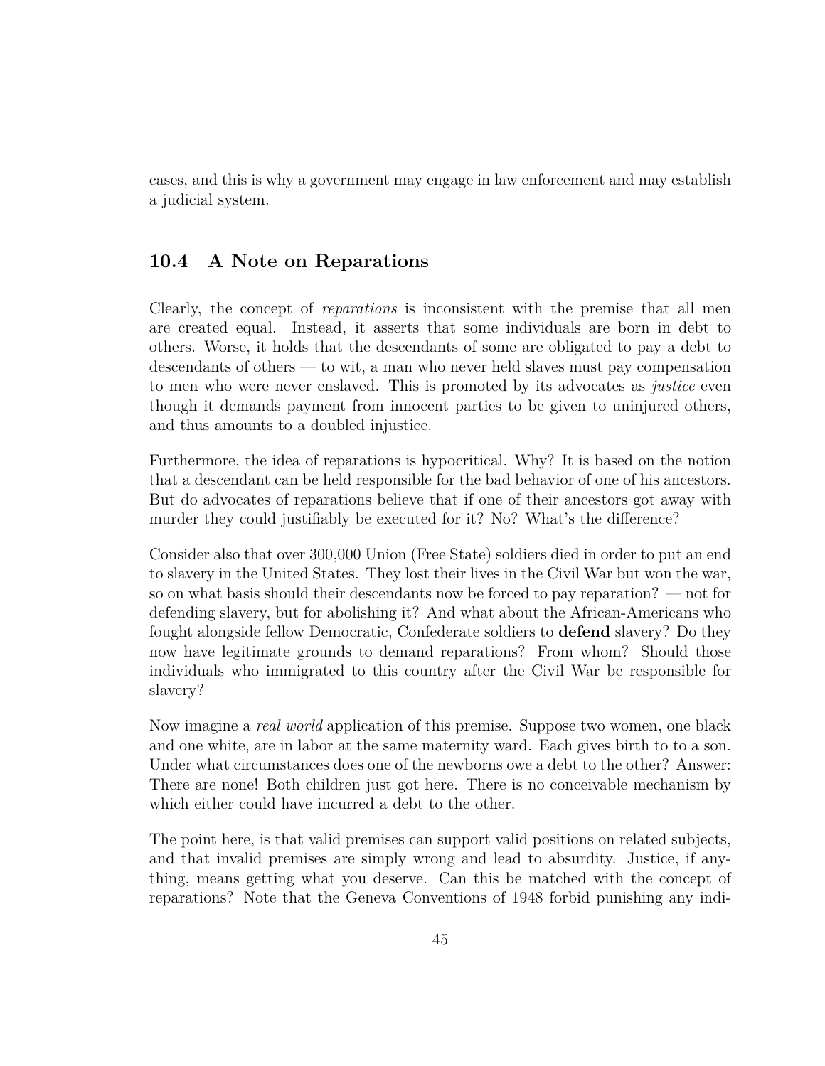cases, and this is why a government may engage in law enforcement and may establish a judicial system.

## 10.4 A Note on Reparations

Clearly, the concept of *reparations* is inconsistent with the premise that all men are created equal. Instead, it asserts that some individuals are born in debt to others. Worse, it holds that the descendants of some are obligated to pay a debt to descendants of others — to wit, a man who never held slaves must pay compensation to men who were never enslaved. This is promoted by its advocates as *justice* even though it demands payment from innocent parties to be given to uninjured others, and thus amounts to a doubled injustice.

Furthermore, the idea of reparations is hypocritical. Why? It is based on the notion that a descendant can be held responsible for the bad behavior of one of his ancestors. But do advocates of reparations believe that if one of their ancestors got away with murder they could justifiably be executed for it? No? What's the difference?

Consider also that over 300,000 Union (Free State) soldiers died in order to put an end to slavery in the United States. They lost their lives in the Civil War but won the war, so on what basis should their descendants now be forced to pay reparation? — not for defending slavery, but for abolishing it? And what about the African-Americans who fought alongside fellow Democratic, Confederate soldiers to **defend** slavery? Do they now have legitimate grounds to demand reparations? From whom? Should those individuals who immigrated to this country after the Civil War be responsible for slavery?

Now imagine a *real world* application of this premise. Suppose two women, one black and one white, are in labor at the same maternity ward. Each gives birth to to a son. Under what circumstances does one of the newborns owe a debt to the other? Answer: There are none! Both children just got here. There is no conceivable mechanism by which either could have incurred a debt to the other.

The point here, is that valid premises can support valid positions on related subjects, and that invalid premises are simply wrong and lead to absurdity. Justice, if anything, means getting what you deserve. Can this be matched with the concept of reparations? Note that the Geneva Conventions of 1948 forbid punishing any indi-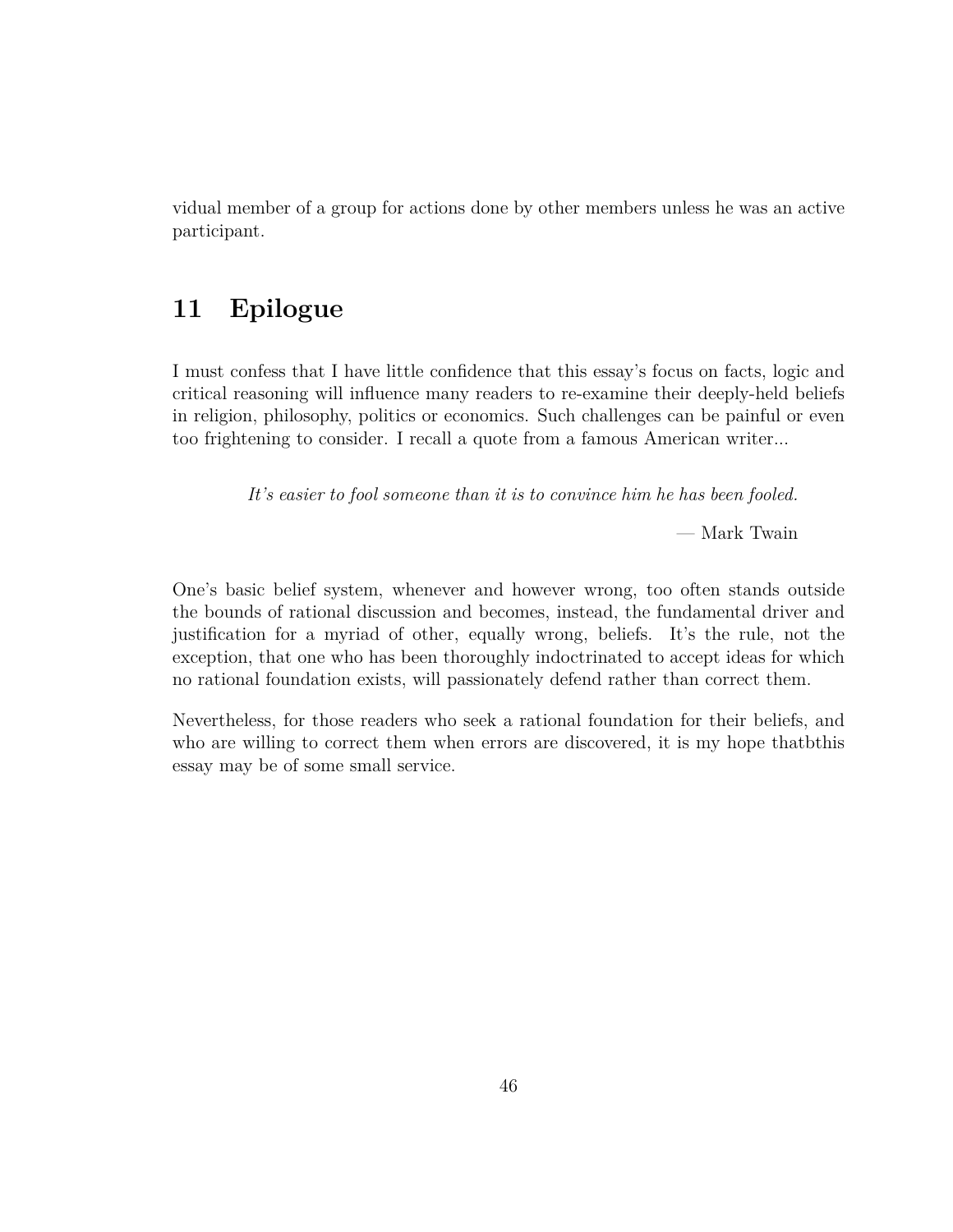vidual member of a group for actions done by other members unless he was an active participant.

## 11 Epilogue

I must confess that I have little confidence that this essay's focus on facts, logic and critical reasoning will influence many readers to re-examine their deeply-held beliefs in religion, philosophy, politics or economics. Such challenges can be painful or even too frightening to consider. I recall a quote from a famous American writer...

> *It's easier to fool someone than it is to convince him he has been fooled.*
>
> — Mark Twain

One's basic belief system, whenever and however wrong, too often stands outside the bounds of rational discussion and becomes, instead, the fundamental driver and justification for a myriad of other, equally wrong, beliefs. It's the rule, not the exception, that one who has been thoroughly indoctrinated to accept ideas for which no rational foundation exists, will passionately defend rather than correct them.

Nevertheless, for those readers who seek a rational foundation for their beliefs, and who are willing to correct them when errors are discovered, it is my hope thatbthis essay may be of some small service.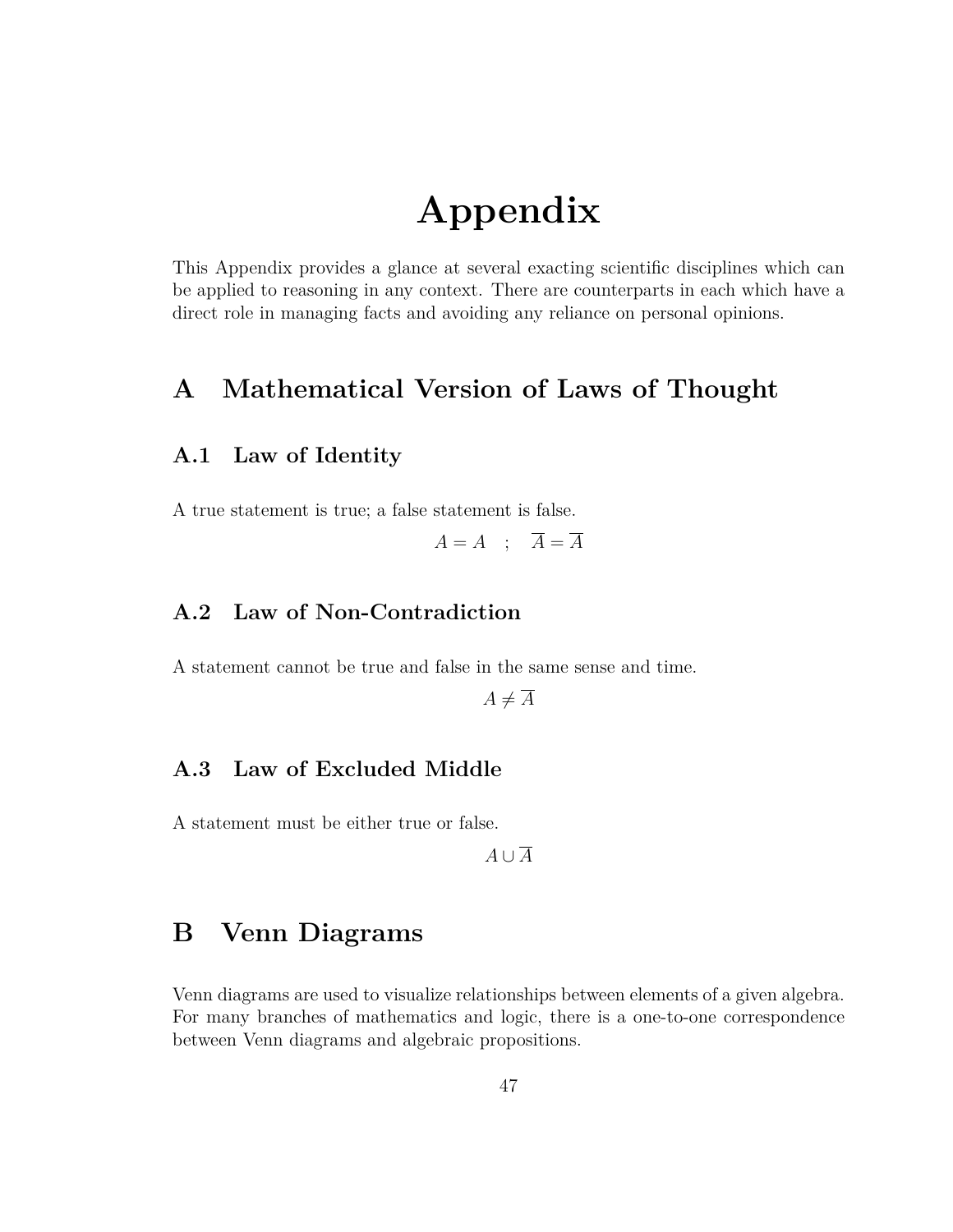# Appendix

This Appendix provides a glance at several exacting scientific disciplines which can be applied to reasoning in any context. There are counterparts in each which have a direct role in managing facts and avoiding any reliance on personal opinions.

## A Mathematical Version of Laws of Thought

### A.1 Law of Identity

A true statement is true; a false statement is false.

$$A = A \quad ; \quad \overline{A} = \overline{A}$$

### A.2 Law of Non-Contradiction

A statement cannot be true and false in the same sense and time.

$$A \neq \overline{A}$$

### A.3 Law of Excluded Middle

A statement must be either true or false.

$$A \cup \overline{A}$$

## B Venn Diagrams

Venn diagrams are used to visualize relationships between elements of a given algebra. For many branches of mathematics and logic, there is a one-to-one correspondence between Venn diagrams and algebraic propositions.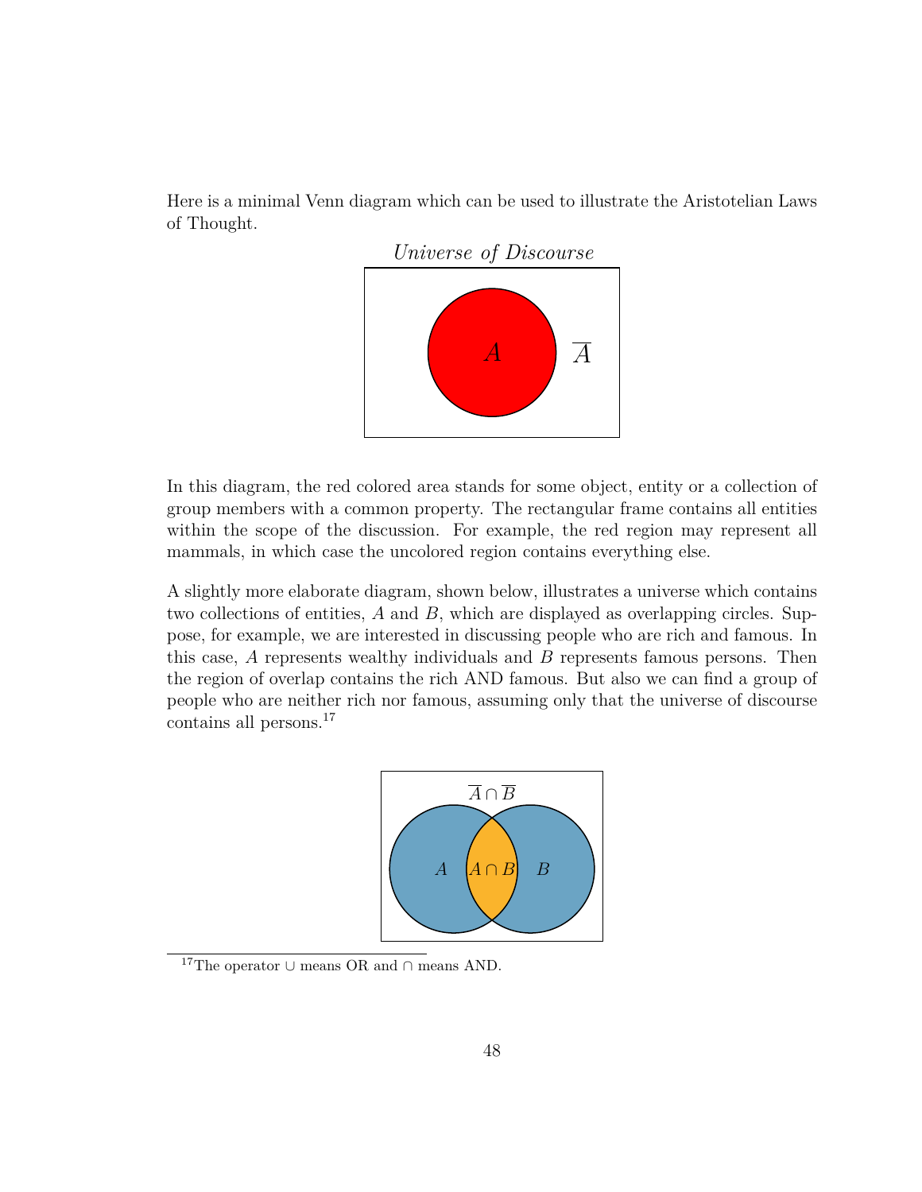Here is a minimal Venn diagram which can be used to illustrate the Aristotelian Laws of Thought.

*Universe of Discourse*

$A$ $\overline{A}$

In this diagram, the red colored area stands for some object, entity or a collection of group members with a common property. The rectangular frame contains all entities within the scope of the discussion. For example, the red region may represent all mammals, in which case the uncolored region contains everything else.

A slightly more elaborate diagram, shown below, illustrates a universe which contains two collections of entities, $A$ and $B$, which are displayed as overlapping circles. Suppose, for example, we are interested in discussing people who are rich and famous. In this case, $A$ represents wealthy individuals and $B$ represents famous persons. Then the region of overlap contains the rich AND famous. But also we can find a group of people who are neither rich nor famous, assuming only that the universe of discourse contains all persons.[17]

$\overline{A} \cap \overline{B}$

$A$ $A \cap B$ $B$

[17] The operator $\cup$ means OR and $\cap$ means AND.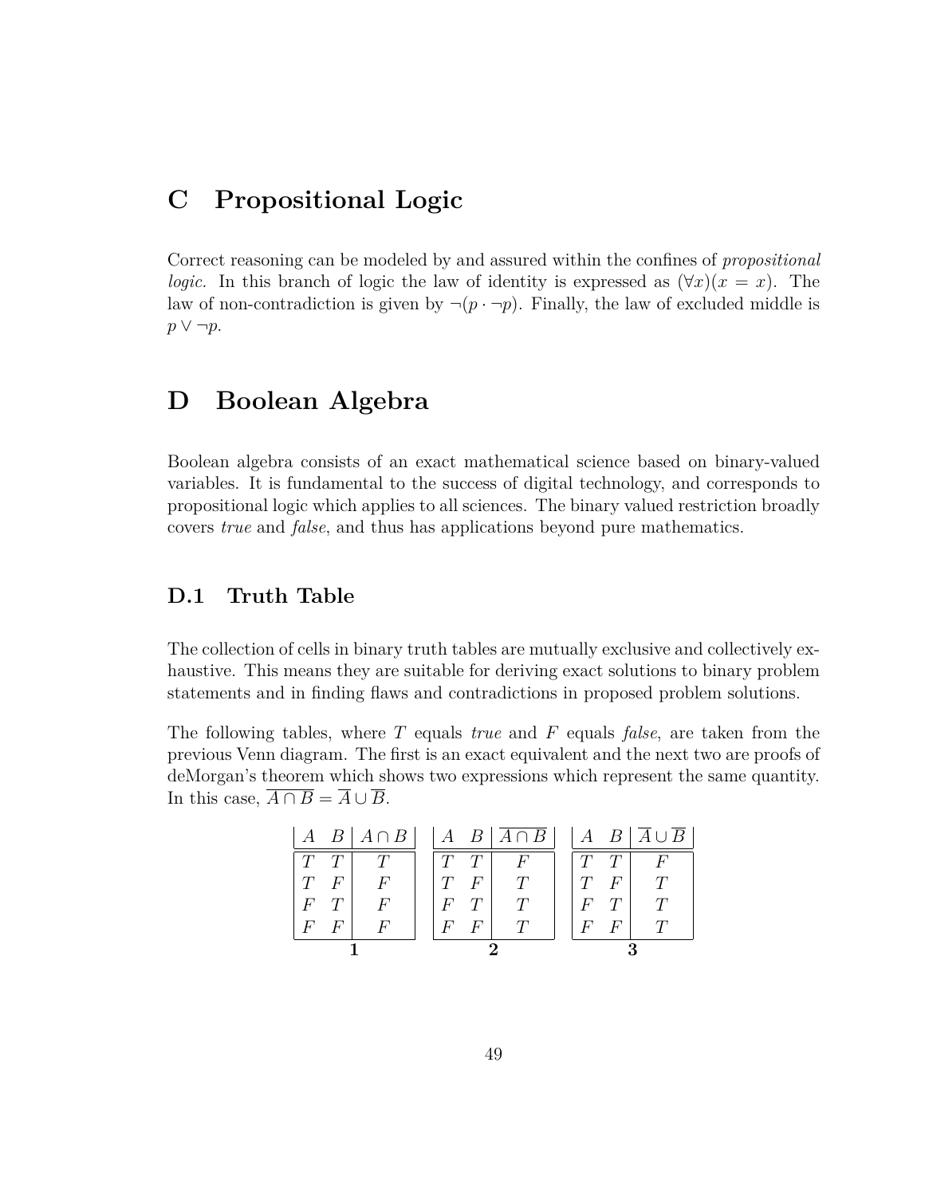# C Propositional Logic

Correct reasoning can be modeled by and assured within the confines of *propositional logic*. In this branch of logic the law of identity is expressed as $(\forall x)(x = x)$. The law of non-contradiction is given by $\neg(p \cdot \neg p)$. Finally, the law of excluded middle is $p \vee \neg p$.

# D Boolean Algebra

Boolean algebra consists of an exact mathematical science based on binary-valued variables. It is fundamental to the success of digital technology, and corresponds to propositional logic which applies to all sciences. The binary valued restriction broadly covers *true* and *false*, and thus has applications beyond pure mathematics.

## D.1 Truth Table

The collection of cells in binary truth tables are mutually exclusive and collectively exhaustive. This means they are suitable for deriving exact solutions to binary problem statements and in finding flaws and contradictions in proposed problem solutions.

The following tables, where $T$ equals *true* and $F$ equals *false*, are taken from the previous Venn diagram. The first is an exact equivalent and the next two are proofs of deMorgan's theorem which shows two expressions which represent the same quantity. In this case, $\overline{A \cap B} = \overline{A} \cup \overline{B}$.

| $A$ | $B$ | $A \cap B$ |
|---|---|---|
| $T$ | $T$ | $T$ |
| $T$ | $F$ | $F$ |
| $F$ | $T$ | $F$ |
| $F$ | $F$ | $F$ |

**1**

| $A$ | $B$ | $\overline{A \cap B}$ |
|---|---|---|
| $T$ | $T$ | $F$ |
| $T$ | $F$ | $T$ |
| $F$ | $T$ | $T$ |
| $F$ | $F$ | $T$ |

**2**

| $A$ | $B$ | $\overline{A} \cup \overline{B}$ |
|---|---|---|
| $T$ | $T$ | $F$ |
| $T$ | $F$ | $T$ |
| $F$ | $T$ | $T$ |
| $F$ | $F$ | $T$ |

**3**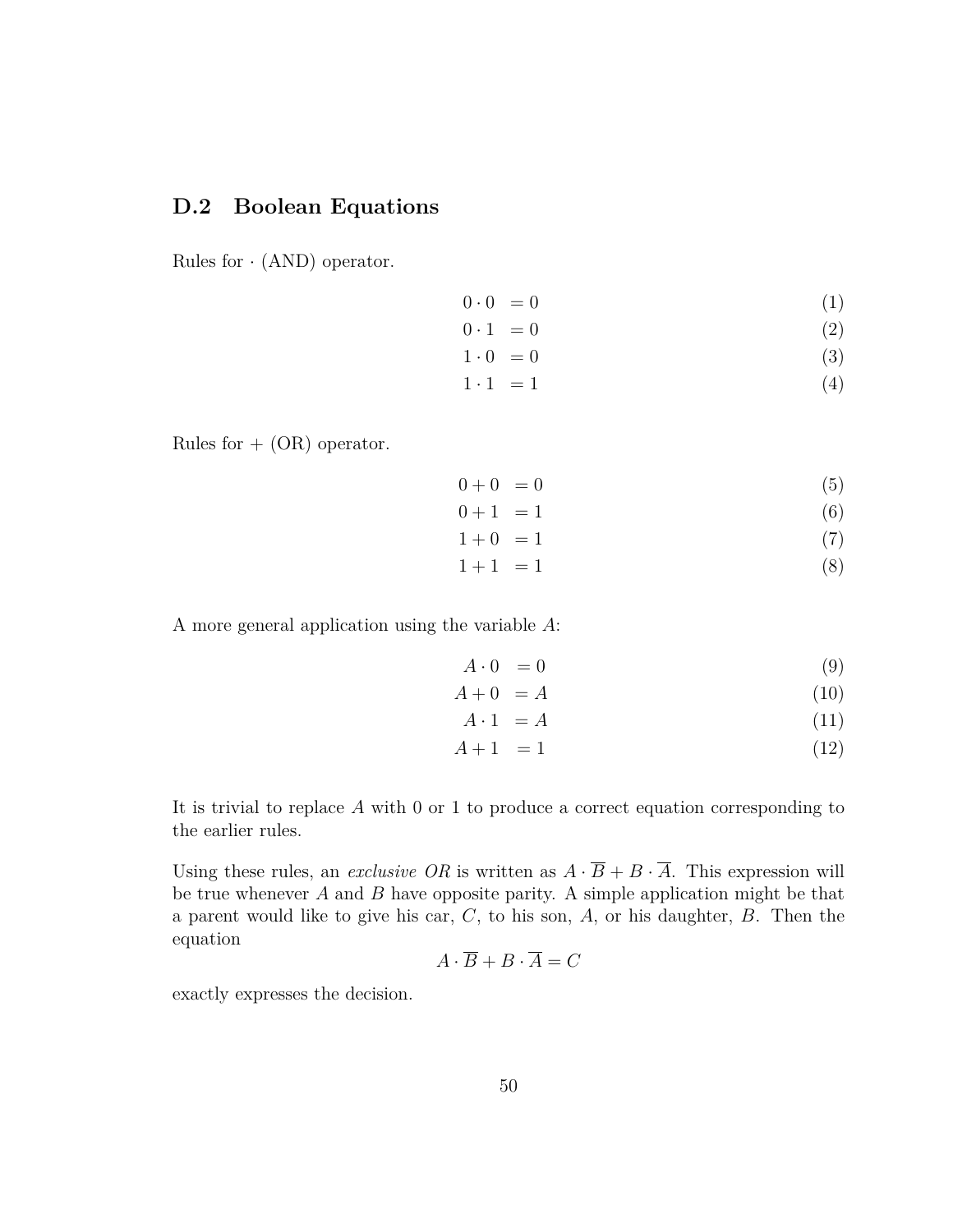## D.2 Boolean Equations

Rules for $\cdot$ (AND) operator.

$$0 \cdot 0 = 0 \tag{1}$$
$$0 \cdot 1 = 0 \tag{2}$$
$$1 \cdot 0 = 0 \tag{3}$$
$$1 \cdot 1 = 1 \tag{4}$$

Rules for $+$ (OR) operator.

$$0 + 0 = 0 \tag{5}$$
$$0 + 1 = 1 \tag{6}$$
$$1 + 0 = 1 \tag{7}$$
$$1 + 1 = 1 \tag{8}$$

A more general application using the variable $A$:

$$A \cdot 0 = 0 \tag{9}$$
$$A + 0 = A \tag{10}$$
$$A \cdot 1 = A \tag{11}$$
$$A + 1 = 1 \tag{12}$$

It is trivial to replace $A$ with 0 or 1 to produce a correct equation corresponding to the earlier rules.

Using these rules, an *exclusive OR* is written as $A \cdot \overline{B} + B \cdot \overline{A}$. This expression will be true whenever $A$ and $B$ have opposite parity. A simple application might be that a parent would like to give his car, $C$, to his son, $A$, or his daughter, $B$. Then the equation

$$A \cdot \overline{B} + B \cdot \overline{A} = C$$

exactly expresses the decision.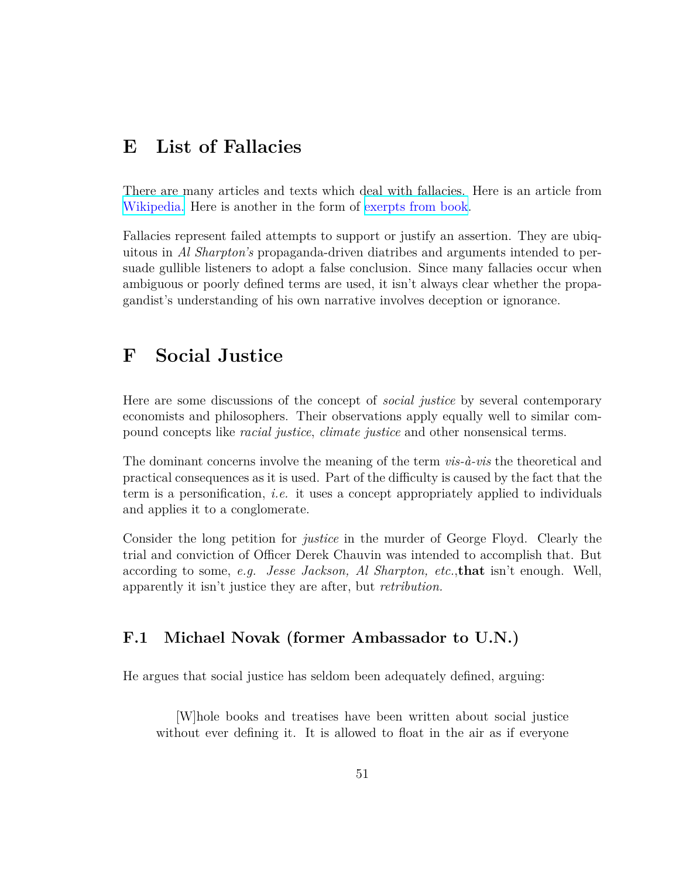# E List of Fallacies

There are many articles and texts which deal with fallacies. Here is an article from Wikipedia. Here is another in the form of exerpts from book.

Fallacies represent failed attempts to support or justify an assertion. They are ubiquitous in *Al Sharpton's* propaganda-driven diatribes and arguments intended to persuade gullible listeners to adopt a false conclusion. Since many fallacies occur when ambiguous or poorly defined terms are used, it isn't always clear whether the propagandist's understanding of his own narrative involves deception or ignorance.

# F Social Justice

Here are some discussions of the concept of *social justice* by several contemporary economists and philosophers. Their observations apply equally well to similar compound concepts like *racial justice*, *climate justice* and other nonsensical terms.

The dominant concerns involve the meaning of the term *vis-à-vis* the theoretical and practical consequences as it is used. Part of the difficulty is caused by the fact that the term is a personification, *i.e.* it uses a concept appropriately applied to individuals and applies it to a conglomerate.

Consider the long petition for *justice* in the murder of George Floyd. Clearly the trial and conviction of Officer Derek Chauvin was intended to accomplish that. But according to some, *e.g. Jesse Jackson, Al Sharpton, etc.*,**that** isn't enough. Well, apparently it isn't justice they are after, but *retribution.*

## F.1 Michael Novak (former Ambassador to U.N.)

He argues that social justice has seldom been adequately defined, arguing:

> [W]hole books and treatises have been written about social justice without ever defining it. It is allowed to float in the air as if everyone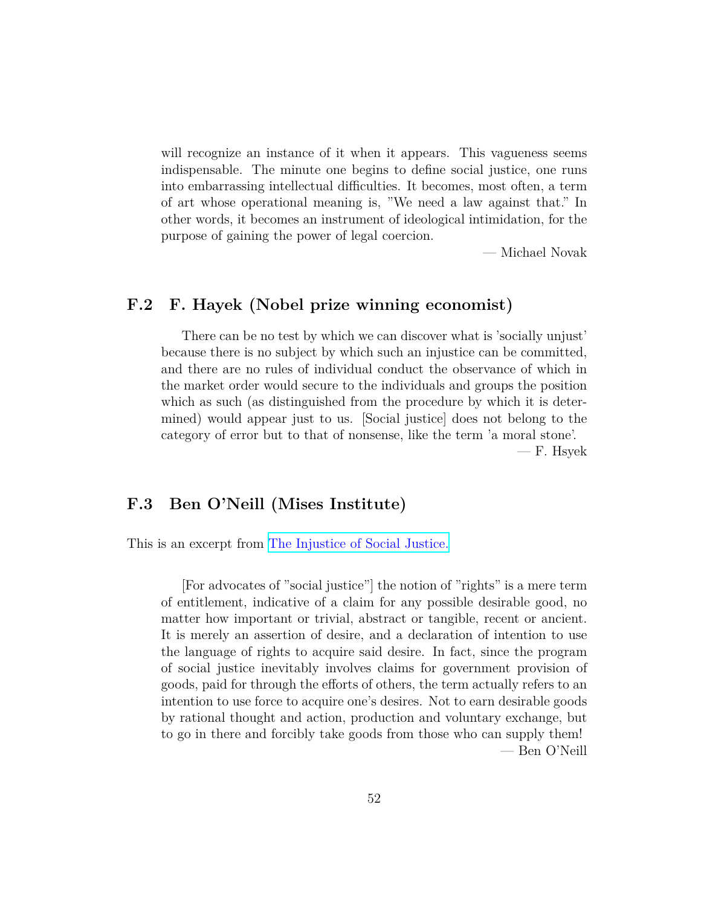> will recognize an instance of it when it appears. This vagueness seems indispensable. The minute one begins to define social justice, one runs into embarrassing intellectual difficulties. It becomes, most often, a term of art whose operational meaning is, "We need a law against that." In other words, it becomes an instrument of ideological intimidation, for the purpose of gaining the power of legal coercion.
>
> — Michael Novak

## F.2 F. Hayek (Nobel prize winning economist)

> There can be no test by which we can discover what is 'socially unjust' because there is no subject by which such an injustice can be committed, and there are no rules of individual conduct the observance of which in the market order would secure to the individuals and groups the position which as such (as distinguished from the procedure by which it is determined) would appear just to us. [Social justice] does not belong to the category of error but to that of nonsense, like the term 'a moral stone'.
>
> — F. Hsyek

## F.3 Ben O'Neill (Mises Institute)

This is an excerpt from The Injustice of Social Justice.

> [For advocates of "social justice"] the notion of "rights" is a mere term of entitlement, indicative of a claim for any possible desirable good, no matter how important or trivial, abstract or tangible, recent or ancient. It is merely an assertion of desire, and a declaration of intention to use the language of rights to acquire said desire. In fact, since the program of social justice inevitably involves claims for government provision of goods, paid for through the efforts of others, the term actually refers to an intention to use force to acquire one's desires. Not to earn desirable goods by rational thought and action, production and voluntary exchange, but to go in there and forcibly take goods from those who can supply them!
>
> — Ben O'Neill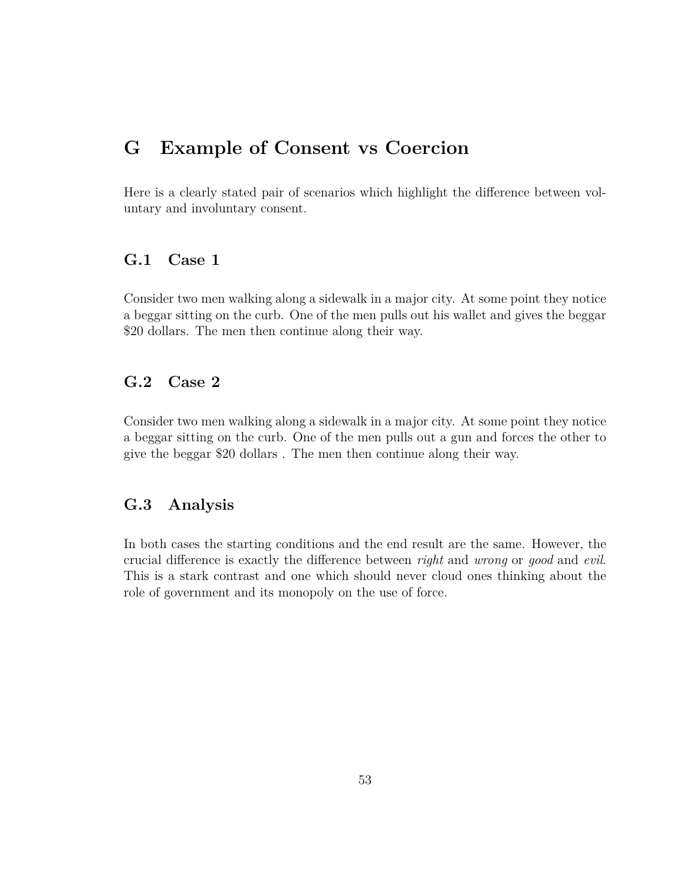# G Example of Consent vs Coercion

Here is a clearly stated pair of scenarios which highlight the difference between voluntary and involuntary consent.

## G.1 Case 1

Consider two men walking along a sidewalk in a major city. At some point they notice a beggar sitting on the curb. One of the men pulls out his wallet and gives the beggar $20 dollars. The men then continue along their way.

## G.2 Case 2

Consider two men walking along a sidewalk in a major city. At some point they notice a beggar sitting on the curb. One of the men pulls out a gun and forces the other to give the beggar $20 dollars . The men then continue along their way.

## G.3 Analysis

In both cases the starting conditions and the end result are the same. However, the crucial difference is exactly the difference between *right* and *wrong* or *good* and *evil*. This is a stark contrast and one which should never cloud ones thinking about the role of government and its monopoly on the use of force.